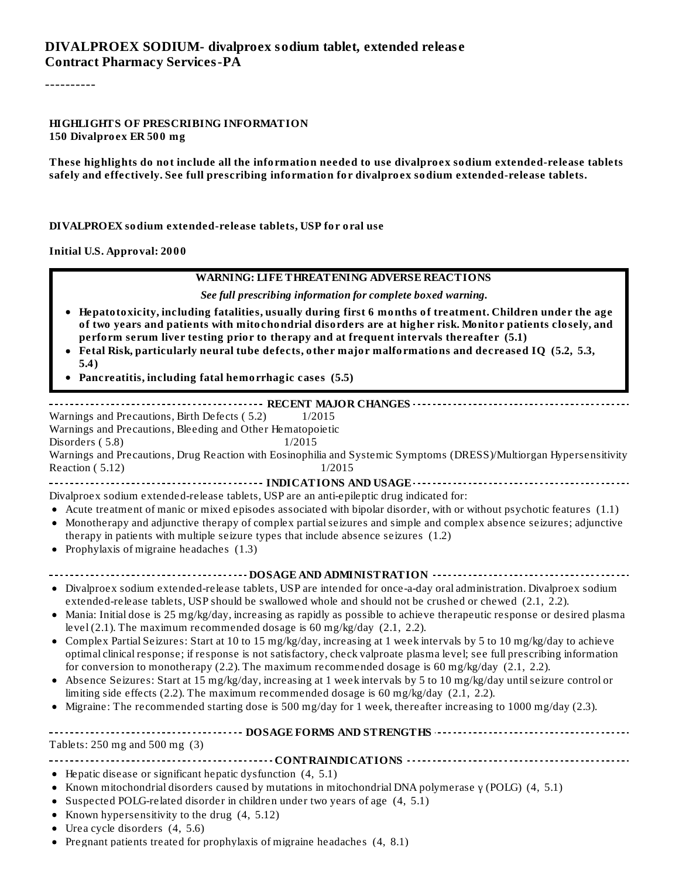# DIVALPROEX SODIUM- divalproex sodium tablet, extended release

**Contract Pharmacy Services-PA**

----------

**HIGHLIGHTS OF PRESCRIBING INFORMATION**
**150 Divalproex ER 500 mg**

**These highlights do not include all the information needed to use divalproex sodium extended-release tablets safely and effectively. See full prescribing information for divalproex sodium extended-release tablets.**

**DIVALPROEX sodium extended-release tablets, USP for oral use**

**Initial U.S. Approval: 2000**

**WARNING: LIFE THREATENING ADVERSE REACTIONS**

***See full prescribing information for complete boxed warning.***

- **Hepatotoxicity, including fatalities, usually during first 6 months of treatment. Children under the age of two years and patients with mitochondrial disorders are at higher risk. Monitor patients closely, and perform serum liver testing prior to therapy and at frequent intervals thereafter (5.1)**
- **Fetal Risk, particularly neural tube defects, other major malformations and decreased IQ (5.2, 5.3, 5.4)**
- **Pancreatitis, including fatal hemorrhagic cases (5.5)**

**RECENT MAJOR CHANGES**

Warnings and Precautions, Birth Defects ( 5.2) 1/2015
Warnings and Precautions, Bleeding and Other Hematopoietic Disorders ( 5.8) 1/2015
Warnings and Precautions, Drug Reaction with Eosinophilia and Systemic Symptoms (DRESS)/Multiorgan Hypersensitivity Reaction ( 5.12) 1/2015

**INDICATIONS AND USAGE**

Divalproex sodium extended-release tablets, USP are an anti-epileptic drug indicated for:

- Acute treatment of manic or mixed episodes associated with bipolar disorder, with or without psychotic features (1.1)
- Monotherapy and adjunctive therapy of complex partial seizures and simple and complex absence seizures; adjunctive therapy in patients with multiple seizure types that include absence seizures (1.2)
- Prophylaxis of migraine headaches (1.3)

**DOSAGE AND ADMINISTRATION**

- Divalproex sodium extended-release tablets, USP are intended for once-a-day oral administration. Divalproex sodium extended-release tablets, USP should be swallowed whole and should not be crushed or chewed (2.1, 2.2).
- Mania: Initial dose is 25 mg/kg/day, increasing as rapidly as possible to achieve therapeutic response or desired plasma level (2.1). The maximum recommended dosage is 60 mg/kg/day (2.1, 2.2).
- Complex Partial Seizures: Start at 10 to 15 mg/kg/day, increasing at 1 week intervals by 5 to 10 mg/kg/day to achieve optimal clinical response; if response is not satisfactory, check valproate plasma level; see full prescribing information for conversion to monotherapy (2.2). The maximum recommended dosage is 60 mg/kg/day (2.1, 2.2).
- Absence Seizures: Start at 15 mg/kg/day, increasing at 1 week intervals by 5 to 10 mg/kg/day until seizure control or limiting side effects (2.2). The maximum recommended dosage is 60 mg/kg/day (2.1, 2.2).
- Migraine: The recommended starting dose is 500 mg/day for 1 week, thereafter increasing to 1000 mg/day (2.3).

**DOSAGE FORMS AND STRENGTHS**

Tablets: 250 mg and 500 mg (3)

**CONTRAINDICATIONS**

- Hepatic disease or significant hepatic dysfunction (4, 5.1)
- Known mitochondrial disorders caused by mutations in mitochondrial DNA polymerase γ (POLG) (4, 5.1)
- Suspected POLG-related disorder in children under two years of age (4, 5.1)
- Known hypersensitivity to the drug (4, 5.12)
- Urea cycle disorders (4, 5.6)
- Pregnant patients treated for prophylaxis of migraine headaches (4, 8.1)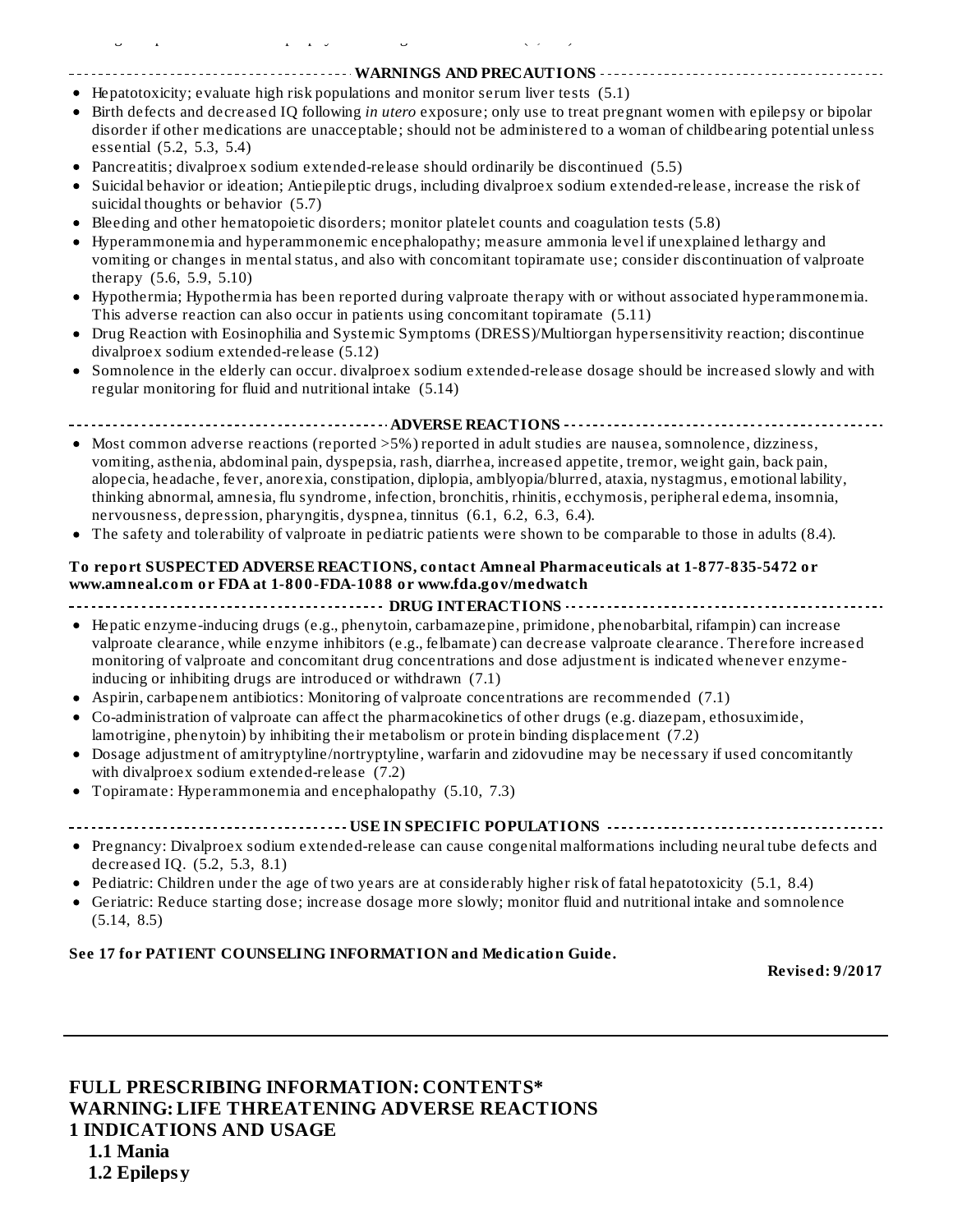## WARNINGS AND PRECAUTIONS

- Hepatotoxicity; evaluate high risk populations and monitor serum liver tests (5.1)
- Birth defects and decreased IQ following *in utero* exposure; only use to treat pregnant women with epilepsy or bipolar disorder if other medications are unacceptable; should not be administered to a woman of childbearing potential unless essential (5.2, 5.3, 5.4)
- Pancreatitis; divalproex sodium extended-release should ordinarily be discontinued (5.5)
- Suicidal behavior or ideation; Antiepileptic drugs, including divalproex sodium extended-release, increase the risk of suicidal thoughts or behavior (5.7)
- Bleeding and other hematopoietic disorders; monitor platelet counts and coagulation tests (5.8)
- Hyperammonemia and hyperammonemic encephalopathy; measure ammonia level if unexplained lethargy and vomiting or changes in mental status, and also with concomitant topiramate use; consider discontinuation of valproate therapy (5.6, 5.9, 5.10)
- Hypothermia; Hypothermia has been reported during valproate therapy with or without associated hyperammonemia. This adverse reaction can also occur in patients using concomitant topiramate (5.11)
- Drug Reaction with Eosinophilia and Systemic Symptoms (DRESS)/Multiorgan hypersensitivity reaction; discontinue divalproex sodium extended-release (5.12)
- Somnolence in the elderly can occur. divalproex sodium extended-release dosage should be increased slowly and with regular monitoring for fluid and nutritional intake (5.14)

## ADVERSE REACTIONS

- Most common adverse reactions (reported >5%) reported in adult studies are nausea, somnolence, dizziness, vomiting, asthenia, abdominal pain, dyspepsia, rash, diarrhea, increased appetite, tremor, weight gain, back pain, alopecia, headache, fever, anorexia, constipation, diplopia, amblyopia/blurred, ataxia, nystagmus, emotional lability, thinking abnormal, amnesia, flu syndrome, infection, bronchitis, rhinitis, ecchymosis, peripheral edema, insomnia, nervousness, depression, pharyngitis, dyspnea, tinnitus (6.1, 6.2, 6.3, 6.4).
- The safety and tolerability of valproate in pediatric patients were shown to be comparable to those in adults (8.4).

**To report SUSPECTED ADVERSE REACTIONS, contact Amneal Pharmaceuticals at 1-877-835-5472 or www.amneal.com or FDA at 1-800-FDA-1088 or www.fda.gov/medwatch**

## DRUG INTERACTIONS

- Hepatic enzyme-inducing drugs (e.g., phenytoin, carbamazepine, primidone, phenobarbital, rifampin) can increase valproate clearance, while enzyme inhibitors (e.g., felbamate) can decrease valproate clearance. Therefore increased monitoring of valproate and concomitant drug concentrations and dose adjustment is indicated whenever enzyme-inducing or inhibiting drugs are introduced or withdrawn (7.1)
- Aspirin, carbapenem antibiotics: Monitoring of valproate concentrations are recommended (7.1)
- Co-administration of valproate can affect the pharmacokinetics of other drugs (e.g. diazepam, ethosuximide, lamotrigine, phenytoin) by inhibiting their metabolism or protein binding displacement (7.2)
- Dosage adjustment of amitryptyline/nortryptyline, warfarin and zidovudine may be necessary if used concomitantly with divalproex sodium extended-release (7.2)
- Topiramate: Hyperammonemia and encephalopathy (5.10, 7.3)

## USE IN SPECIFIC POPULATIONS

- Pregnancy: Divalproex sodium extended-release can cause congenital malformations including neural tube defects and decreased IQ. (5.2, 5.3, 8.1)
- Pediatric: Children under the age of two years are at considerably higher risk of fatal hepatotoxicity (5.1, 8.4)
- Geriatric: Reduce starting dose; increase dosage more slowly; monitor fluid and nutritional intake and somnolence (5.14, 8.5)

**See 17 for PATIENT COUNSELING INFORMATION and Medication Guide.**

**Revised: 9/2017**

---

# FULL PRESCRIBING INFORMATION: CONTENTS*

# WARNING: LIFE THREATENING ADVERSE REACTIONS

# 1 INDICATIONS AND USAGE

## 1.1 Mania

## 1.2 Epilepsy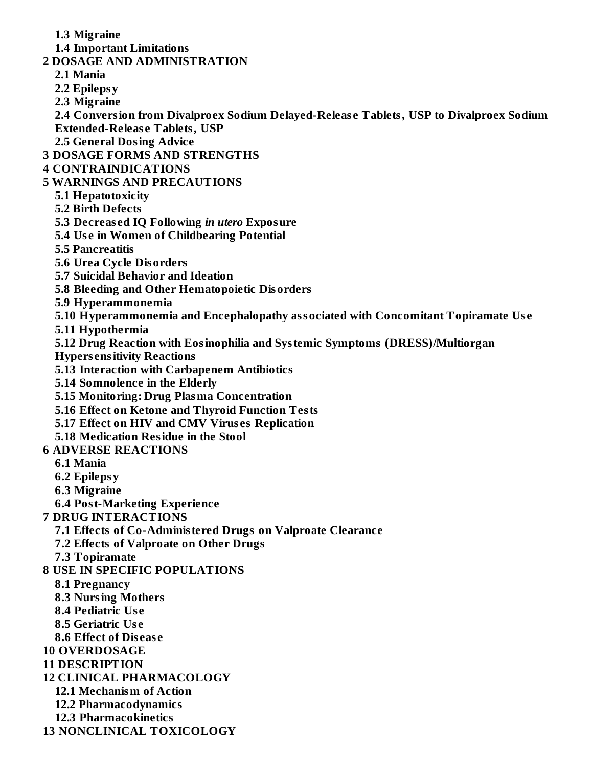**1.3 Migraine**

**1.4 Important Limitations**

**2 DOSAGE AND ADMINISTRATION**

**2.1 Mania**

**2.2 Epilepsy**

**2.3 Migraine**

**2.4 Conversion from Divalproex Sodium Delayed-Release Tablets, USP to Divalproex Sodium Extended-Release Tablets, USP**

**2.5 General Dosing Advice**

**3 DOSAGE FORMS AND STRENGTHS**

**4 CONTRAINDICATIONS**

**5 WARNINGS AND PRECAUTIONS**

**5.1 Hepatotoxicity**

**5.2 Birth Defects**

**5.3 Decreased IQ Following *in utero* Exposure**

**5.4 Use in Women of Childbearing Potential**

**5.5 Pancreatitis**

**5.6 Urea Cycle Disorders**

**5.7 Suicidal Behavior and Ideation**

**5.8 Bleeding and Other Hematopoietic Disorders**

**5.9 Hyperammonemia**

**5.10 Hyperammonemia and Encephalopathy associated with Concomitant Topiramate Use**

**5.11 Hypothermia**

**5.12 Drug Reaction with Eosinophilia and Systemic Symptoms (DRESS)/Multiorgan Hypersensitivity Reactions**

**5.13 Interaction with Carbapenem Antibiotics**

**5.14 Somnolence in the Elderly**

**5.15 Monitoring: Drug Plasma Concentration**

**5.16 Effect on Ketone and Thyroid Function Tests**

**5.17 Effect on HIV and CMV Viruses Replication**

**5.18 Medication Residue in the Stool**

**6 ADVERSE REACTIONS**

**6.1 Mania**

**6.2 Epilepsy**

**6.3 Migraine**

**6.4 Post-Marketing Experience**

**7 DRUG INTERACTIONS**

**7.1 Effects of Co-Administered Drugs on Valproate Clearance**

**7.2 Effects of Valproate on Other Drugs**

**7.3 Topiramate**

**8 USE IN SPECIFIC POPULATIONS**

**8.1 Pregnancy**

**8.3 Nursing Mothers**

**8.4 Pediatric Use**

**8.5 Geriatric Use**

**8.6 Effect of Disease**

**10 OVERDOSAGE**

**11 DESCRIPTION**

**12 CLINICAL PHARMACOLOGY**

**12.1 Mechanism of Action**

**12.2 Pharmacodynamics**

**12.3 Pharmacokinetics**

**13 NONCLINICAL TOXICOLOGY**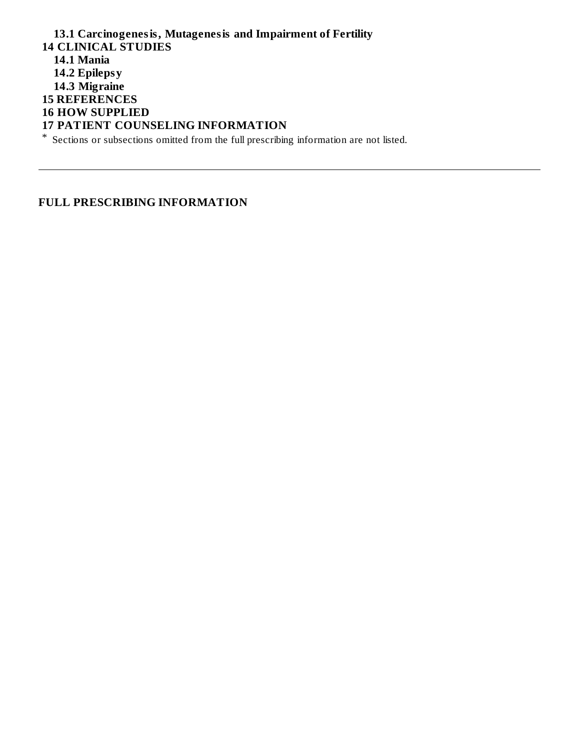**13.1 Carcinogenesis, Mutagenesis and Impairment of Fertility**

**14 CLINICAL STUDIES**

**14.1 Mania**

**14.2 Epilepsy**

**14.3 Migraine**

**15 REFERENCES**

**16 HOW SUPPLIED**

**17 PATIENT COUNSELING INFORMATION**

* Sections or subsections omitted from the full prescribing information are not listed.

---

# FULL PRESCRIBING INFORMATION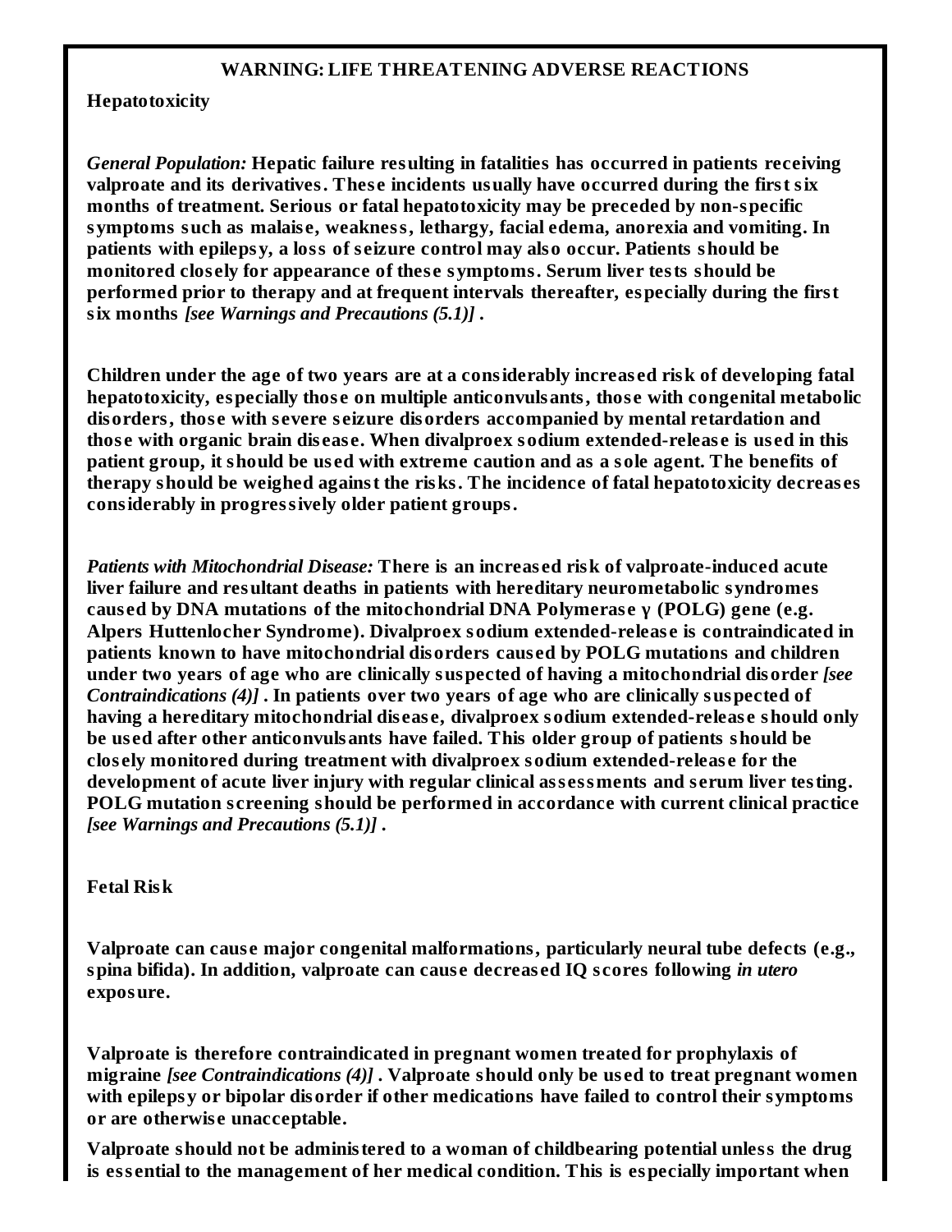## WARNING: LIFE THREATENING ADVERSE REACTIONS

**Hepatotoxicity**

*General Population:* **Hepatic failure resulting in fatalities has occurred in patients receiving valproate and its derivatives. These incidents usually have occurred during the first six months of treatment. Serious or fatal hepatotoxicity may be preceded by non-specific symptoms such as malaise, weakness, lethargy, facial edema, anorexia and vomiting. In patients with epilepsy, a loss of seizure control may also occur. Patients should be monitored closely for appearance of these symptoms. Serum liver tests should be performed prior to therapy and at frequent intervals thereafter, especially during the first six months** ***[see Warnings and Precautions (5.1)]*** **.**

**Children under the age of two years are at a considerably increased risk of developing fatal hepatotoxicity, especially those on multiple anticonvulsants, those with congenital metabolic disorders, those with severe seizure disorders accompanied by mental retardation and those with organic brain disease. When divalproex sodium extended-release is used in this patient group, it should be used with extreme caution and as a sole agent. The benefits of therapy should be weighed against the risks. The incidence of fatal hepatotoxicity decreases considerably in progressively older patient groups.**

*Patients with Mitochondrial Disease:* **There is an increased risk of valproate-induced acute liver failure and resultant deaths in patients with hereditary neurometabolic syndromes caused by DNA mutations of the mitochondrial DNA Polymerase γ (POLG) gene (e.g. Alpers Huttenlocher Syndrome). Divalproex sodium extended-release is contraindicated in patients known to have mitochondrial disorders caused by POLG mutations and children under two years of age who are clinically suspected of having a mitochondrial disorder** ***[see Contraindications (4)]*** **. In patients over two years of age who are clinically suspected of having a hereditary mitochondrial disease, divalproex sodium extended-release should only be used after other anticonvulsants have failed. This older group of patients should be closely monitored during treatment with divalproex sodium extended-release for the development of acute liver injury with regular clinical assessments and serum liver testing. POLG mutation screening should be performed in accordance with current clinical practice** ***[see Warnings and Precautions (5.1)]*** **.**

**Fetal Risk**

**Valproate can cause major congenital malformations, particularly neural tube defects (e.g., spina bifida). In addition, valproate can cause decreased IQ scores following** ***in utero*** **exposure.**

**Valproate is therefore contraindicated in pregnant women treated for prophylaxis of migraine** ***[see Contraindications (4)]*** **. Valproate should only be used to treat pregnant women with epilepsy or bipolar disorder if other medications have failed to control their symptoms or are otherwise unacceptable.**

**Valproate should not be administered to a woman of childbearing potential unless the drug is essential to the management of her medical condition. This is especially important when**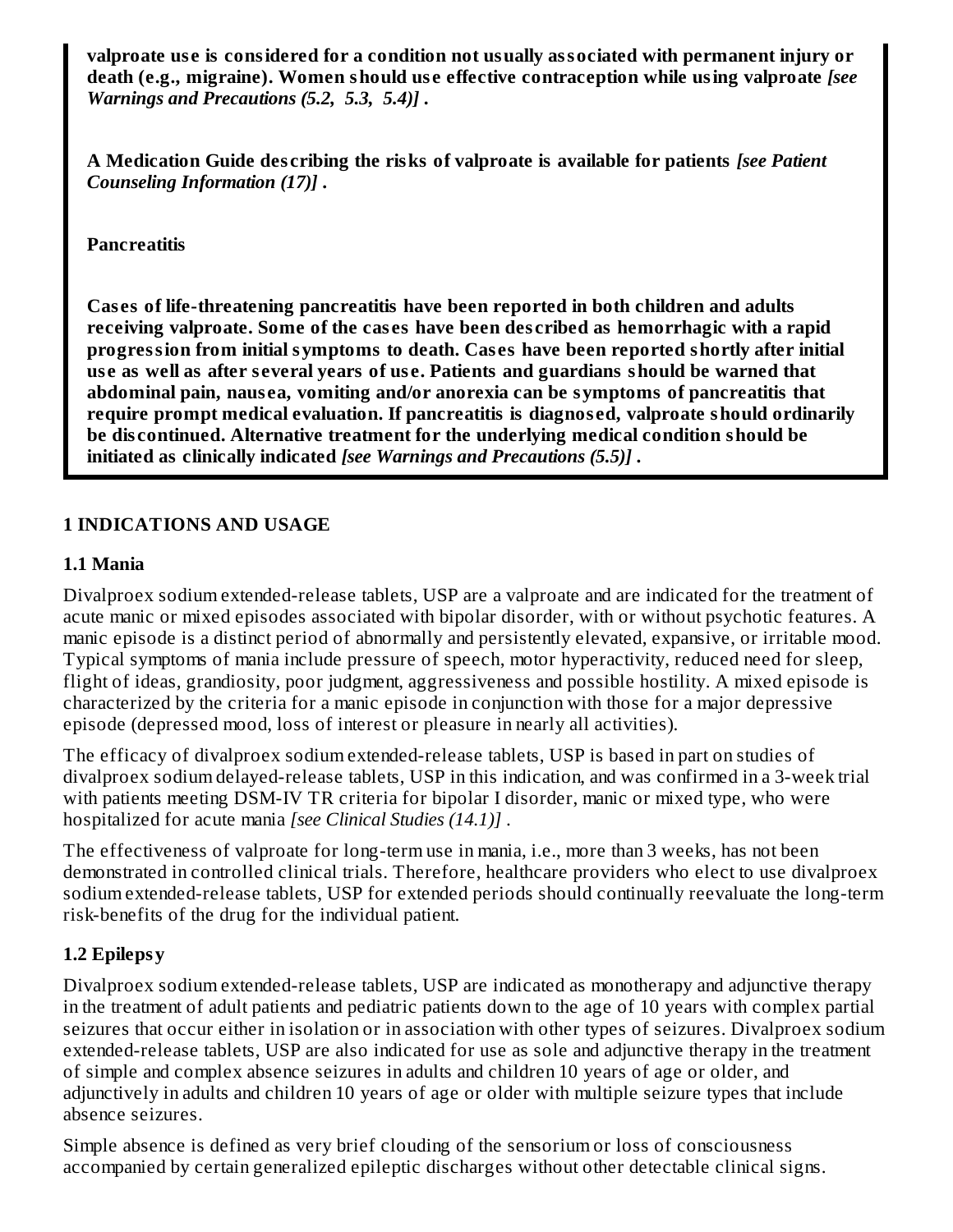**valproate use is considered for a condition not usually associated with permanent injury or death (e.g., migraine). Women should use effective contraception while using valproate** ***[see Warnings and Precautions (5.2, 5.3, 5.4)]*** **.**

**A Medication Guide describing the risks of valproate is available for patients** ***[see Patient Counseling Information (17)]*** **.**

**Pancreatitis**

**Cases of life-threatening pancreatitis have been reported in both children and adults receiving valproate. Some of the cases have been described as hemorrhagic with a rapid progression from initial symptoms to death. Cases have been reported shortly after initial use as well as after several years of use. Patients and guardians should be warned that abdominal pain, nausea, vomiting and/or anorexia can be symptoms of pancreatitis that require prompt medical evaluation. If pancreatitis is diagnosed, valproate should ordinarily be discontinued. Alternative treatment for the underlying medical condition should be initiated as clinically indicated** ***[see Warnings and Precautions (5.5)]*** **.**

## 1 INDICATIONS AND USAGE

### 1.1 Mania

Divalproex sodium extended-release tablets, USP are a valproate and are indicated for the treatment of acute manic or mixed episodes associated with bipolar disorder, with or without psychotic features. A manic episode is a distinct period of abnormally and persistently elevated, expansive, or irritable mood. Typical symptoms of mania include pressure of speech, motor hyperactivity, reduced need for sleep, flight of ideas, grandiosity, poor judgment, aggressiveness and possible hostility. A mixed episode is characterized by the criteria for a manic episode in conjunction with those for a major depressive episode (depressed mood, loss of interest or pleasure in nearly all activities).

The efficacy of divalproex sodium extended-release tablets, USP is based in part on studies of divalproex sodium delayed-release tablets, USP in this indication, and was confirmed in a 3-week trial with patients meeting DSM-IV TR criteria for bipolar I disorder, manic or mixed type, who were hospitalized for acute mania *[see Clinical Studies (14.1)]* .

The effectiveness of valproate for long-term use in mania, i.e., more than 3 weeks, has not been demonstrated in controlled clinical trials. Therefore, healthcare providers who elect to use divalproex sodium extended-release tablets, USP for extended periods should continually reevaluate the long-term risk-benefits of the drug for the individual patient.

### 1.2 Epilepsy

Divalproex sodium extended-release tablets, USP are indicated as monotherapy and adjunctive therapy in the treatment of adult patients and pediatric patients down to the age of 10 years with complex partial seizures that occur either in isolation or in association with other types of seizures. Divalproex sodium extended-release tablets, USP are also indicated for use as sole and adjunctive therapy in the treatment of simple and complex absence seizures in adults and children 10 years of age or older, and adjunctively in adults and children 10 years of age or older with multiple seizure types that include absence seizures.

Simple absence is defined as very brief clouding of the sensorium or loss of consciousness accompanied by certain generalized epileptic discharges without other detectable clinical signs.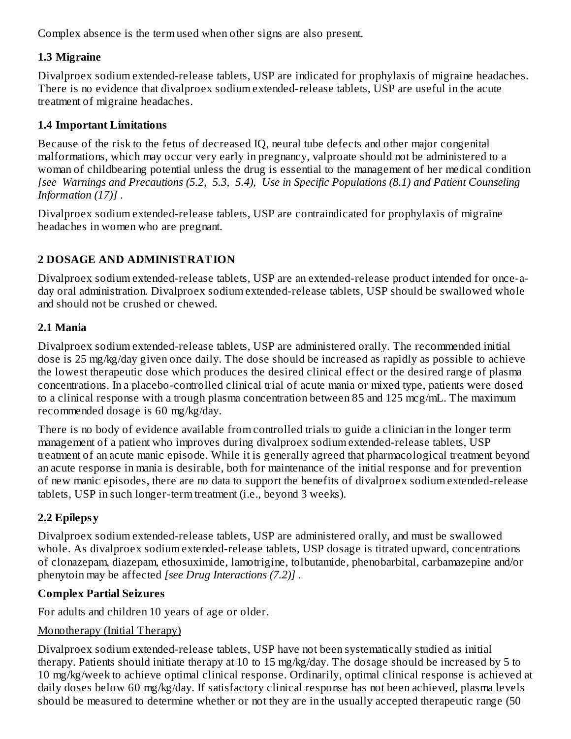Complex absence is the term used when other signs are also present.

### 1.3 Migraine

Divalproex sodium extended-release tablets, USP are indicated for prophylaxis of migraine headaches. There is no evidence that divalproex sodium extended-release tablets, USP are useful in the acute treatment of migraine headaches.

### 1.4 Important Limitations

Because of the risk to the fetus of decreased IQ, neural tube defects and other major congenital malformations, which may occur very early in pregnancy, valproate should not be administered to a woman of childbearing potential unless the drug is essential to the management of her medical condition *[see Warnings and Precautions (5.2, 5.3, 5.4), Use in Specific Populations (8.1) and Patient Counseling Information (17)]* .

Divalproex sodium extended-release tablets, USP are contraindicated for prophylaxis of migraine headaches in women who are pregnant.

## 2 DOSAGE AND ADMINISTRATION

Divalproex sodium extended-release tablets, USP are an extended-release product intended for once-a-day oral administration. Divalproex sodium extended-release tablets, USP should be swallowed whole and should not be crushed or chewed.

### 2.1 Mania

Divalproex sodium extended-release tablets, USP are administered orally. The recommended initial dose is 25 mg/kg/day given once daily. The dose should be increased as rapidly as possible to achieve the lowest therapeutic dose which produces the desired clinical effect or the desired range of plasma concentrations. In a placebo-controlled clinical trial of acute mania or mixed type, patients were dosed to a clinical response with a trough plasma concentration between 85 and 125 mcg/mL. The maximum recommended dosage is 60 mg/kg/day.

There is no body of evidence available from controlled trials to guide a clinician in the longer term management of a patient who improves during divalproex sodium extended-release tablets, USP treatment of an acute manic episode. While it is generally agreed that pharmacological treatment beyond an acute response in mania is desirable, both for maintenance of the initial response and for prevention of new manic episodes, there are no data to support the benefits of divalproex sodium extended-release tablets, USP in such longer-term treatment (i.e., beyond 3 weeks).

### 2.2 Epilepsy

Divalproex sodium extended-release tablets, USP are administered orally, and must be swallowed whole. As divalproex sodium extended-release tablets, USP dosage is titrated upward, concentrations of clonazepam, diazepam, ethosuximide, lamotrigine, tolbutamide, phenobarbital, carbamazepine and/or phenytoin may be affected *[see Drug Interactions (7.2)]* .

**Complex Partial Seizures**

For adults and children 10 years of age or older.

Monotherapy (Initial Therapy)

Divalproex sodium extended-release tablets, USP have not been systematically studied as initial therapy. Patients should initiate therapy at 10 to 15 mg/kg/day. The dosage should be increased by 5 to 10 mg/kg/week to achieve optimal clinical response. Ordinarily, optimal clinical response is achieved at daily doses below 60 mg/kg/day. If satisfactory clinical response has not been achieved, plasma levels should be measured to determine whether or not they are in the usually accepted therapeutic range (50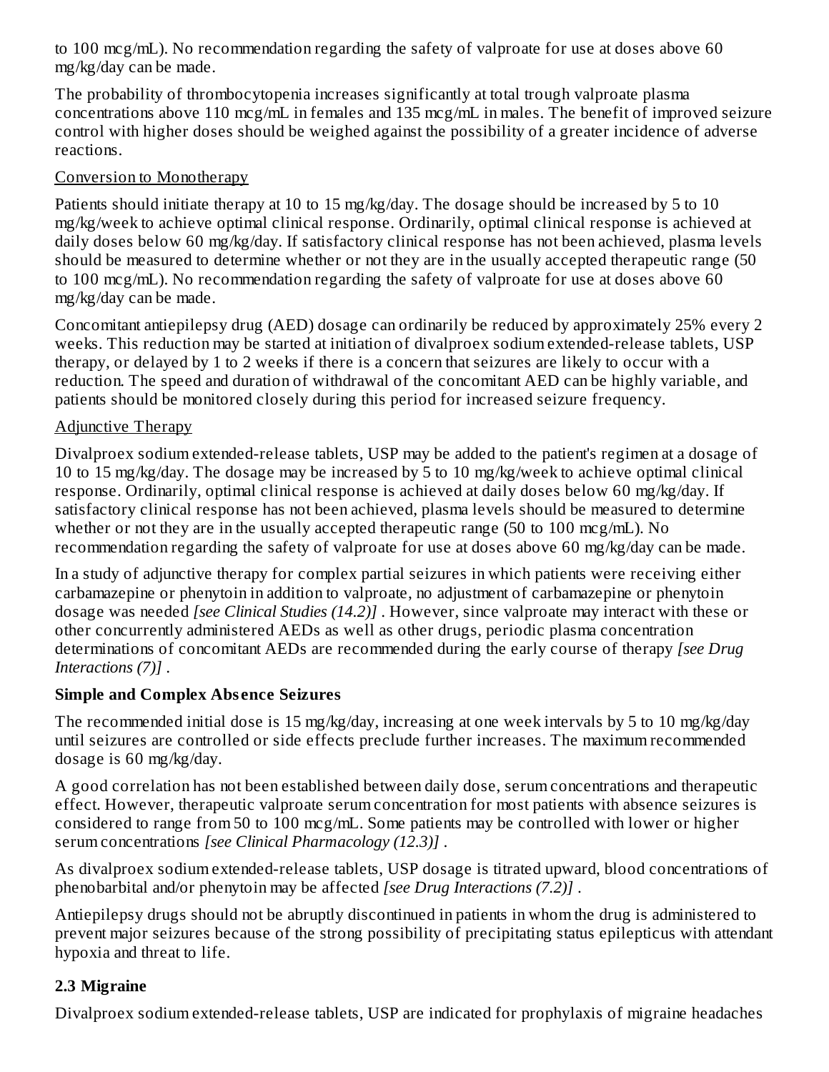to 100 mcg/mL). No recommendation regarding the safety of valproate for use at doses above 60 mg/kg/day can be made.

The probability of thrombocytopenia increases significantly at total trough valproate plasma concentrations above 110 mcg/mL in females and 135 mcg/mL in males. The benefit of improved seizure control with higher doses should be weighed against the possibility of a greater incidence of adverse reactions.

Conversion to Monotherapy

Patients should initiate therapy at 10 to 15 mg/kg/day. The dosage should be increased by 5 to 10 mg/kg/week to achieve optimal clinical response. Ordinarily, optimal clinical response is achieved at daily doses below 60 mg/kg/day. If satisfactory clinical response has not been achieved, plasma levels should be measured to determine whether or not they are in the usually accepted therapeutic range (50 to 100 mcg/mL). No recommendation regarding the safety of valproate for use at doses above 60 mg/kg/day can be made.

Concomitant antiepilepsy drug (AED) dosage can ordinarily be reduced by approximately 25% every 2 weeks. This reduction may be started at initiation of divalproex sodium extended-release tablets, USP therapy, or delayed by 1 to 2 weeks if there is a concern that seizures are likely to occur with a reduction. The speed and duration of withdrawal of the concomitant AED can be highly variable, and patients should be monitored closely during this period for increased seizure frequency.

Adjunctive Therapy

Divalproex sodium extended-release tablets, USP may be added to the patient's regimen at a dosage of 10 to 15 mg/kg/day. The dosage may be increased by 5 to 10 mg/kg/week to achieve optimal clinical response. Ordinarily, optimal clinical response is achieved at daily doses below 60 mg/kg/day. If satisfactory clinical response has not been achieved, plasma levels should be measured to determine whether or not they are in the usually accepted therapeutic range (50 to 100 mcg/mL). No recommendation regarding the safety of valproate for use at doses above 60 mg/kg/day can be made.

In a study of adjunctive therapy for complex partial seizures in which patients were receiving either carbamazepine or phenytoin in addition to valproate, no adjustment of carbamazepine or phenytoin dosage was needed *[see Clinical Studies (14.2)]* . However, since valproate may interact with these or other concurrently administered AEDs as well as other drugs, periodic plasma concentration determinations of concomitant AEDs are recommended during the early course of therapy *[see Drug Interactions (7)]* .

**Simple and Complex Absence Seizures**

The recommended initial dose is 15 mg/kg/day, increasing at one week intervals by 5 to 10 mg/kg/day until seizures are controlled or side effects preclude further increases. The maximum recommended dosage is 60 mg/kg/day.

A good correlation has not been established between daily dose, serum concentrations and therapeutic effect. However, therapeutic valproate serum concentration for most patients with absence seizures is considered to range from 50 to 100 mcg/mL. Some patients may be controlled with lower or higher serum concentrations *[see Clinical Pharmacology (12.3)]* .

As divalproex sodium extended-release tablets, USP dosage is titrated upward, blood concentrations of phenobarbital and/or phenytoin may be affected *[see Drug Interactions (7.2)]* .

Antiepilepsy drugs should not be abruptly discontinued in patients in whom the drug is administered to prevent major seizures because of the strong possibility of precipitating status epilepticus with attendant hypoxia and threat to life.

## 2.3 Migraine

Divalproex sodium extended-release tablets, USP are indicated for prophylaxis of migraine headaches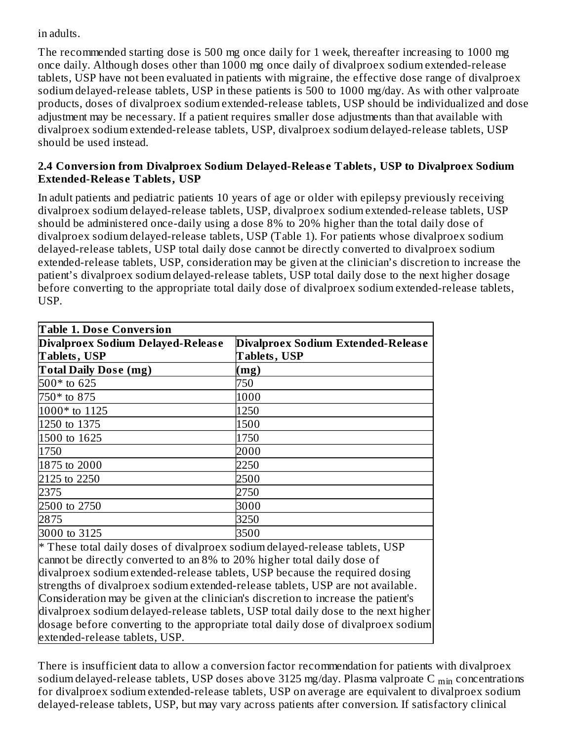in adults.

The recommended starting dose is 500 mg once daily for 1 week, thereafter increasing to 1000 mg once daily. Although doses other than 1000 mg once daily of divalproex sodium extended-release tablets, USP have not been evaluated in patients with migraine, the effective dose range of divalproex sodium delayed-release tablets, USP in these patients is 500 to 1000 mg/day. As with other valproate products, doses of divalproex sodium extended-release tablets, USP should be individualized and dose adjustment may be necessary. If a patient requires smaller dose adjustments than that available with divalproex sodium extended-release tablets, USP, divalproex sodium delayed-release tablets, USP should be used instead.

### 2.4 Conversion from Divalproex Sodium Delayed-Release Tablets, USP to Divalproex Sodium Extended-Release Tablets, USP

In adult patients and pediatric patients 10 years of age or older with epilepsy previously receiving divalproex sodium delayed-release tablets, USP, divalproex sodium extended-release tablets, USP should be administered once-daily using a dose 8% to 20% higher than the total daily dose of divalproex sodium delayed-release tablets, USP (Table 1). For patients whose divalproex sodium delayed-release tablets, USP total daily dose cannot be directly converted to divalproex sodium extended-release tablets, USP, consideration may be given at the clinician's discretion to increase the patient's divalproex sodium delayed-release tablets, USP total daily dose to the next higher dosage before converting to the appropriate total daily dose of divalproex sodium extended-release tablets, USP.

**Table 1. Dose Conversion**

| Divalproex Sodium Delayed-Release Tablets, USP Total Daily Dose (mg) | Divalproex Sodium Extended-Release Tablets, USP (mg) |
|---|---|
| 500* to 625 | 750 |
| 750* to 875 | 1000 |
| 1000* to 1125 | 1250 |
| 1250 to 1375 | 1500 |
| 1500 to 1625 | 1750 |
| 1750 | 2000 |
| 1875 to 2000 | 2250 |
| 2125 to 2250 | 2500 |
| 2375 | 2750 |
| 2500 to 2750 | 3000 |
| 2875 | 3250 |
| 3000 to 3125 | 3500 |

* These total daily doses of divalproex sodium delayed-release tablets, USP cannot be directly converted to an 8% to 20% higher total daily dose of divalproex sodium extended-release tablets, USP because the required dosing strengths of divalproex sodium extended-release tablets, USP are not available. Consideration may be given at the clinician's discretion to increase the patient's divalproex sodium delayed-release tablets, USP total daily dose to the next higher dosage before converting to the appropriate total daily dose of divalproex sodium extended-release tablets, USP.

There is insufficient data to allow a conversion factor recommendation for patients with divalproex sodium delayed-release tablets, USP doses above 3125 mg/day. Plasma valproate $C_{min}$ concentrations for divalproex sodium extended-release tablets, USP on average are equivalent to divalproex sodium delayed-release tablets, USP, but may vary across patients after conversion. If satisfactory clinical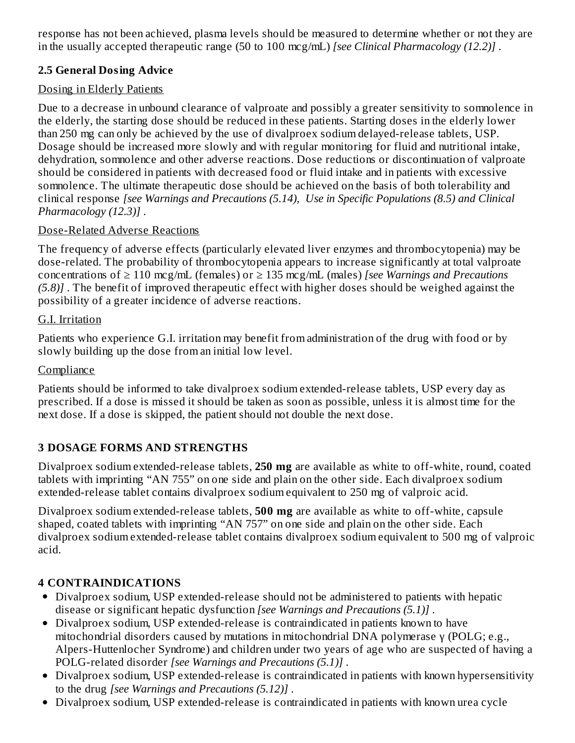response has not been achieved, plasma levels should be measured to determine whether or not they are in the usually accepted therapeutic range (50 to 100 mcg/mL) *[see Clinical Pharmacology (12.2)]* .

### 2.5 General Dosing Advice

Dosing in Elderly Patients

Due to a decrease in unbound clearance of valproate and possibly a greater sensitivity to somnolence in the elderly, the starting dose should be reduced in these patients. Starting doses in the elderly lower than 250 mg can only be achieved by the use of divalproex sodium delayed-release tablets, USP. Dosage should be increased more slowly and with regular monitoring for fluid and nutritional intake, dehydration, somnolence and other adverse reactions. Dose reductions or discontinuation of valproate should be considered in patients with decreased food or fluid intake and in patients with excessive somnolence. The ultimate therapeutic dose should be achieved on the basis of both tolerability and clinical response *[see Warnings and Precautions (5.14), Use in Specific Populations (8.5) and Clinical Pharmacology (12.3)]* .

Dose-Related Adverse Reactions

The frequency of adverse effects (particularly elevated liver enzymes and thrombocytopenia) may be dose-related. The probability of thrombocytopenia appears to increase significantly at total valproate concentrations of ≥ 110 mcg/mL (females) or ≥ 135 mcg/mL (males) *[see Warnings and Precautions (5.8)]* . The benefit of improved therapeutic effect with higher doses should be weighed against the possibility of a greater incidence of adverse reactions.

G.I. Irritation

Patients who experience G.I. irritation may benefit from administration of the drug with food or by slowly building up the dose from an initial low level.

Compliance

Patients should be informed to take divalproex sodium extended-release tablets, USP every day as prescribed. If a dose is missed it should be taken as soon as possible, unless it is almost time for the next dose. If a dose is skipped, the patient should not double the next dose.

## 3 DOSAGE FORMS AND STRENGTHS

Divalproex sodium extended-release tablets, **250 mg** are available as white to off-white, round, coated tablets with imprinting “AN 755” on one side and plain on the other side. Each divalproex sodium extended-release tablet contains divalproex sodium equivalent to 250 mg of valproic acid.

Divalproex sodium extended-release tablets, **500 mg** are available as white to off-white, capsule shaped, coated tablets with imprinting “AN 757” on one side and plain on the other side. Each divalproex sodium extended-release tablet contains divalproex sodium equivalent to 500 mg of valproic acid.

## 4 CONTRAINDICATIONS

- Divalproex sodium, USP extended-release should not be administered to patients with hepatic disease or significant hepatic dysfunction *[see Warnings and Precautions (5.1)]* .
- Divalproex sodium, USP extended-release is contraindicated in patients known to have mitochondrial disorders caused by mutations in mitochondrial DNA polymerase γ (POLG; e.g., Alpers-Huttenlocher Syndrome) and children under two years of age who are suspected of having a POLG-related disorder *[see Warnings and Precautions (5.1)]* .
- Divalproex sodium, USP extended-release is contraindicated in patients with known hypersensitivity to the drug *[see Warnings and Precautions (5.12)]* .
- Divalproex sodium, USP extended-release is contraindicated in patients with known urea cycle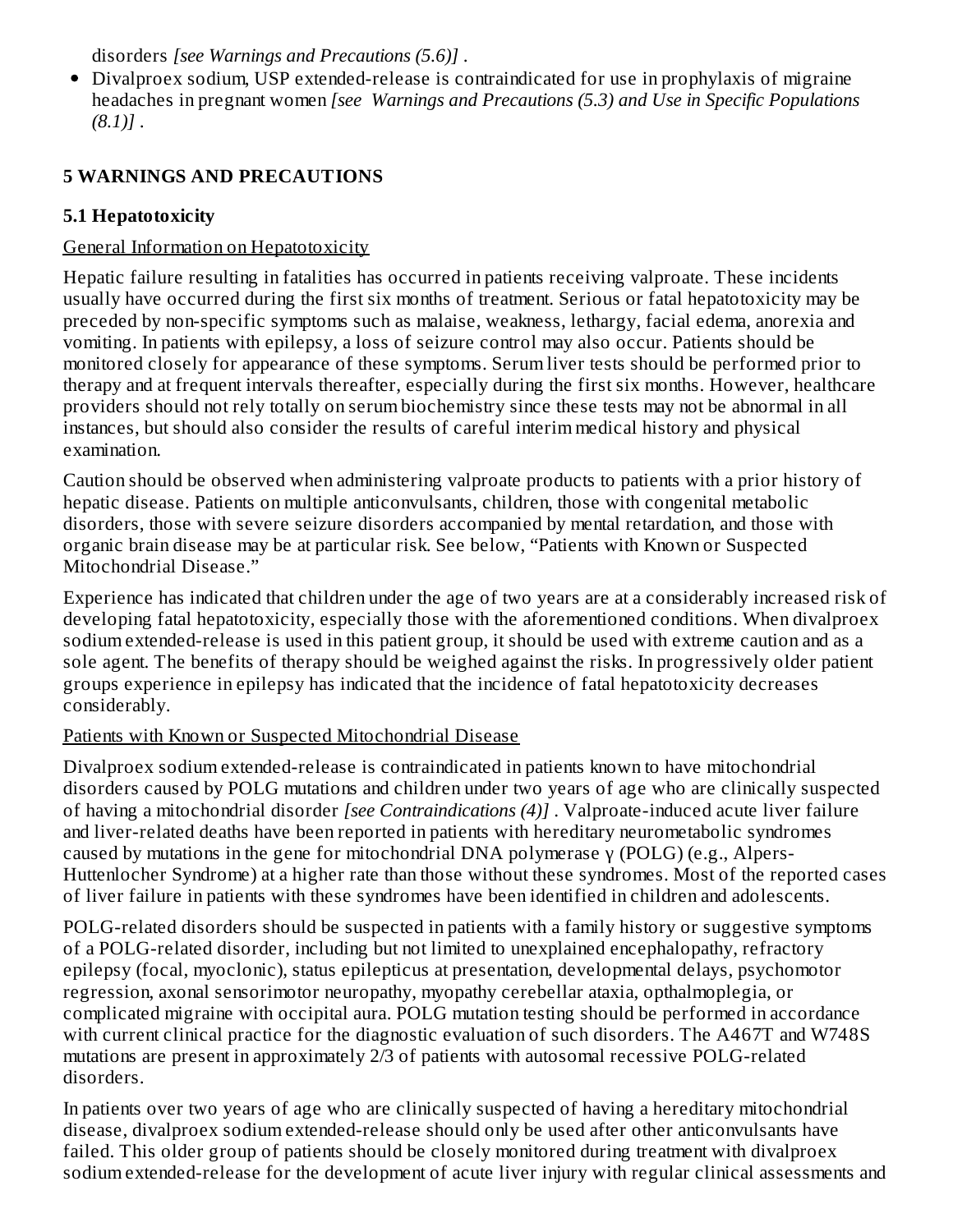disorders *[see Warnings and Precautions (5.6)]* .

- Divalproex sodium, USP extended-release is contraindicated for use in prophylaxis of migraine headaches in pregnant women *[see Warnings and Precautions (5.3) and Use in Specific Populations (8.1)]* .

## 5 WARNINGS AND PRECAUTIONS

### 5.1 Hepatotoxicity

General Information on Hepatotoxicity

Hepatic failure resulting in fatalities has occurred in patients receiving valproate. These incidents usually have occurred during the first six months of treatment. Serious or fatal hepatotoxicity may be preceded by non-specific symptoms such as malaise, weakness, lethargy, facial edema, anorexia and vomiting. In patients with epilepsy, a loss of seizure control may also occur. Patients should be monitored closely for appearance of these symptoms. Serum liver tests should be performed prior to therapy and at frequent intervals thereafter, especially during the first six months. However, healthcare providers should not rely totally on serum biochemistry since these tests may not be abnormal in all instances, but should also consider the results of careful interim medical history and physical examination.

Caution should be observed when administering valproate products to patients with a prior history of hepatic disease. Patients on multiple anticonvulsants, children, those with congenital metabolic disorders, those with severe seizure disorders accompanied by mental retardation, and those with organic brain disease may be at particular risk. See below, "Patients with Known or Suspected Mitochondrial Disease."

Experience has indicated that children under the age of two years are at a considerably increased risk of developing fatal hepatotoxicity, especially those with the aforementioned conditions. When divalproex sodium extended-release is used in this patient group, it should be used with extreme caution and as a sole agent. The benefits of therapy should be weighed against the risks. In progressively older patient groups experience in epilepsy has indicated that the incidence of fatal hepatotoxicity decreases considerably.

Patients with Known or Suspected Mitochondrial Disease

Divalproex sodium extended-release is contraindicated in patients known to have mitochondrial disorders caused by POLG mutations and children under two years of age who are clinically suspected of having a mitochondrial disorder *[see Contraindications (4)]* . Valproate-induced acute liver failure and liver-related deaths have been reported in patients with hereditary neurometabolic syndromes caused by mutations in the gene for mitochondrial DNA polymerase γ (POLG) (e.g., Alpers-Huttenlocher Syndrome) at a higher rate than those without these syndromes. Most of the reported cases of liver failure in patients with these syndromes have been identified in children and adolescents.

POLG-related disorders should be suspected in patients with a family history or suggestive symptoms of a POLG-related disorder, including but not limited to unexplained encephalopathy, refractory epilepsy (focal, myoclonic), status epilepticus at presentation, developmental delays, psychomotor regression, axonal sensorimotor neuropathy, myopathy cerebellar ataxia, opthalmoplegia, or complicated migraine with occipital aura. POLG mutation testing should be performed in accordance with current clinical practice for the diagnostic evaluation of such disorders. The A467T and W748S mutations are present in approximately 2/3 of patients with autosomal recessive POLG-related disorders.

In patients over two years of age who are clinically suspected of having a hereditary mitochondrial disease, divalproex sodium extended-release should only be used after other anticonvulsants have failed. This older group of patients should be closely monitored during treatment with divalproex sodium extended-release for the development of acute liver injury with regular clinical assessments and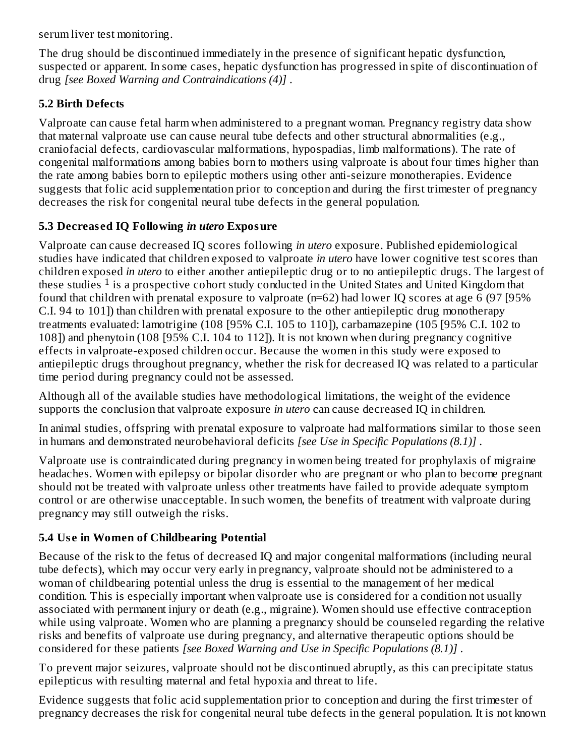serum liver test monitoring.

The drug should be discontinued immediately in the presence of significant hepatic dysfunction, suspected or apparent. In some cases, hepatic dysfunction has progressed in spite of discontinuation of drug *[see Boxed Warning and Contraindications (4)]* .

### 5.2 Birth Defects

Valproate can cause fetal harm when administered to a pregnant woman. Pregnancy registry data show that maternal valproate use can cause neural tube defects and other structural abnormalities (e.g., craniofacial defects, cardiovascular malformations, hypospadias, limb malformations). The rate of congenital malformations among babies born to mothers using valproate is about four times higher than the rate among babies born to epileptic mothers using other anti-seizure monotherapies. Evidence suggests that folic acid supplementation prior to conception and during the first trimester of pregnancy decreases the risk for congenital neural tube defects in the general population.

### 5.3 Decreased IQ Following *in utero* Exposure

Valproate can cause decreased IQ scores following *in utero* exposure. Published epidemiological studies have indicated that children exposed to valproate *in utero* have lower cognitive test scores than children exposed *in utero* to either another antiepileptic drug or to no antiepileptic drugs. The largest of these studies [1] is a prospective cohort study conducted in the United States and United Kingdom that found that children with prenatal exposure to valproate (n=62) had lower IQ scores at age 6 (97 [95% C.I. 94 to 101]) than children with prenatal exposure to the other antiepileptic drug monotherapy treatments evaluated: lamotrigine (108 [95% C.I. 105 to 110]), carbamazepine (105 [95% C.I. 102 to 108]) and phenytoin (108 [95% C.I. 104 to 112]). It is not known when during pregnancy cognitive effects in valproate-exposed children occur. Because the women in this study were exposed to antiepileptic drugs throughout pregnancy, whether the risk for decreased IQ was related to a particular time period during pregnancy could not be assessed.

Although all of the available studies have methodological limitations, the weight of the evidence supports the conclusion that valproate exposure *in utero* can cause decreased IQ in children.

In animal studies, offspring with prenatal exposure to valproate had malformations similar to those seen in humans and demonstrated neurobehavioral deficits *[see Use in Specific Populations (8.1)]* .

Valproate use is contraindicated during pregnancy in women being treated for prophylaxis of migraine headaches. Women with epilepsy or bipolar disorder who are pregnant or who plan to become pregnant should not be treated with valproate unless other treatments have failed to provide adequate symptom control or are otherwise unacceptable. In such women, the benefits of treatment with valproate during pregnancy may still outweigh the risks.

### 5.4 Use in Women of Childbearing Potential

Because of the risk to the fetus of decreased IQ and major congenital malformations (including neural tube defects), which may occur very early in pregnancy, valproate should not be administered to a woman of childbearing potential unless the drug is essential to the management of her medical condition. This is especially important when valproate use is considered for a condition not usually associated with permanent injury or death (e.g., migraine). Women should use effective contraception while using valproate. Women who are planning a pregnancy should be counseled regarding the relative risks and benefits of valproate use during pregnancy, and alternative therapeutic options should be considered for these patients *[see Boxed Warning and Use in Specific Populations (8.1)]* .

To prevent major seizures, valproate should not be discontinued abruptly, as this can precipitate status epilepticus with resulting maternal and fetal hypoxia and threat to life.

Evidence suggests that folic acid supplementation prior to conception and during the first trimester of pregnancy decreases the risk for congenital neural tube defects in the general population. It is not known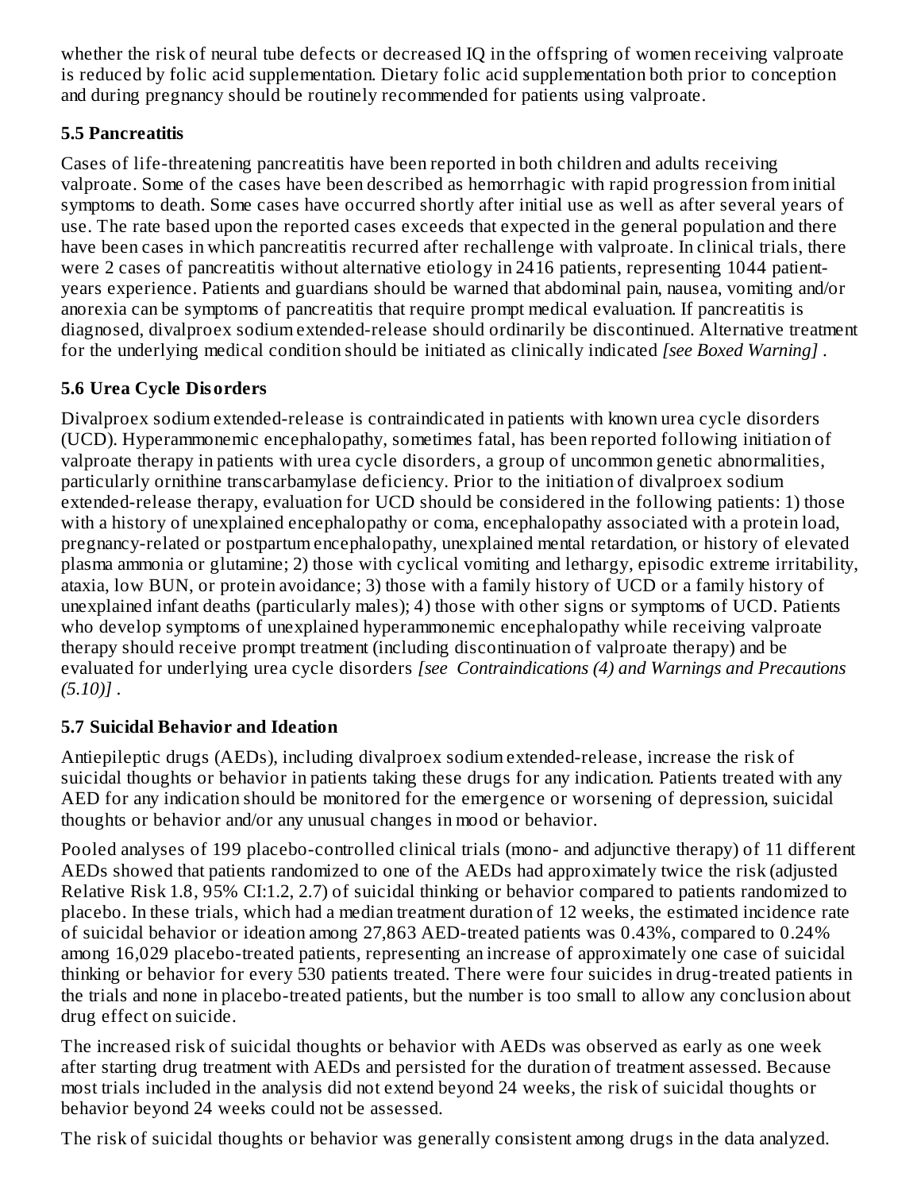whether the risk of neural tube defects or decreased IQ in the offspring of women receiving valproate is reduced by folic acid supplementation. Dietary folic acid supplementation both prior to conception and during pregnancy should be routinely recommended for patients using valproate.

### 5.5 Pancreatitis

Cases of life-threatening pancreatitis have been reported in both children and adults receiving valproate. Some of the cases have been described as hemorrhagic with rapid progression from initial symptoms to death. Some cases have occurred shortly after initial use as well as after several years of use. The rate based upon the reported cases exceeds that expected in the general population and there have been cases in which pancreatitis recurred after rechallenge with valproate. In clinical trials, there were 2 cases of pancreatitis without alternative etiology in 2416 patients, representing 1044 patient-years experience. Patients and guardians should be warned that abdominal pain, nausea, vomiting and/or anorexia can be symptoms of pancreatitis that require prompt medical evaluation. If pancreatitis is diagnosed, divalproex sodium extended-release should ordinarily be discontinued. Alternative treatment for the underlying medical condition should be initiated as clinically indicated *[see Boxed Warning]* .

### 5.6 Urea Cycle Disorders

Divalproex sodium extended-release is contraindicated in patients with known urea cycle disorders (UCD). Hyperammonemic encephalopathy, sometimes fatal, has been reported following initiation of valproate therapy in patients with urea cycle disorders, a group of uncommon genetic abnormalities, particularly ornithine transcarbamylase deficiency. Prior to the initiation of divalproex sodium extended-release therapy, evaluation for UCD should be considered in the following patients: 1) those with a history of unexplained encephalopathy or coma, encephalopathy associated with a protein load, pregnancy-related or postpartum encephalopathy, unexplained mental retardation, or history of elevated plasma ammonia or glutamine; 2) those with cyclical vomiting and lethargy, episodic extreme irritability, ataxia, low BUN, or protein avoidance; 3) those with a family history of UCD or a family history of unexplained infant deaths (particularly males); 4) those with other signs or symptoms of UCD. Patients who develop symptoms of unexplained hyperammonemic encephalopathy while receiving valproate therapy should receive prompt treatment (including discontinuation of valproate therapy) and be evaluated for underlying urea cycle disorders *[see Contraindications (4) and Warnings and Precautions (5.10)]* .

### 5.7 Suicidal Behavior and Ideation

Antiepileptic drugs (AEDs), including divalproex sodium extended-release, increase the risk of suicidal thoughts or behavior in patients taking these drugs for any indication. Patients treated with any AED for any indication should be monitored for the emergence or worsening of depression, suicidal thoughts or behavior and/or any unusual changes in mood or behavior.

Pooled analyses of 199 placebo-controlled clinical trials (mono- and adjunctive therapy) of 11 different AEDs showed that patients randomized to one of the AEDs had approximately twice the risk (adjusted Relative Risk 1.8, 95% CI:1.2, 2.7) of suicidal thinking or behavior compared to patients randomized to placebo. In these trials, which had a median treatment duration of 12 weeks, the estimated incidence rate of suicidal behavior or ideation among 27,863 AED-treated patients was 0.43%, compared to 0.24% among 16,029 placebo-treated patients, representing an increase of approximately one case of suicidal thinking or behavior for every 530 patients treated. There were four suicides in drug-treated patients in the trials and none in placebo-treated patients, but the number is too small to allow any conclusion about drug effect on suicide.

The increased risk of suicidal thoughts or behavior with AEDs was observed as early as one week after starting drug treatment with AEDs and persisted for the duration of treatment assessed. Because most trials included in the analysis did not extend beyond 24 weeks, the risk of suicidal thoughts or behavior beyond 24 weeks could not be assessed.

The risk of suicidal thoughts or behavior was generally consistent among drugs in the data analyzed.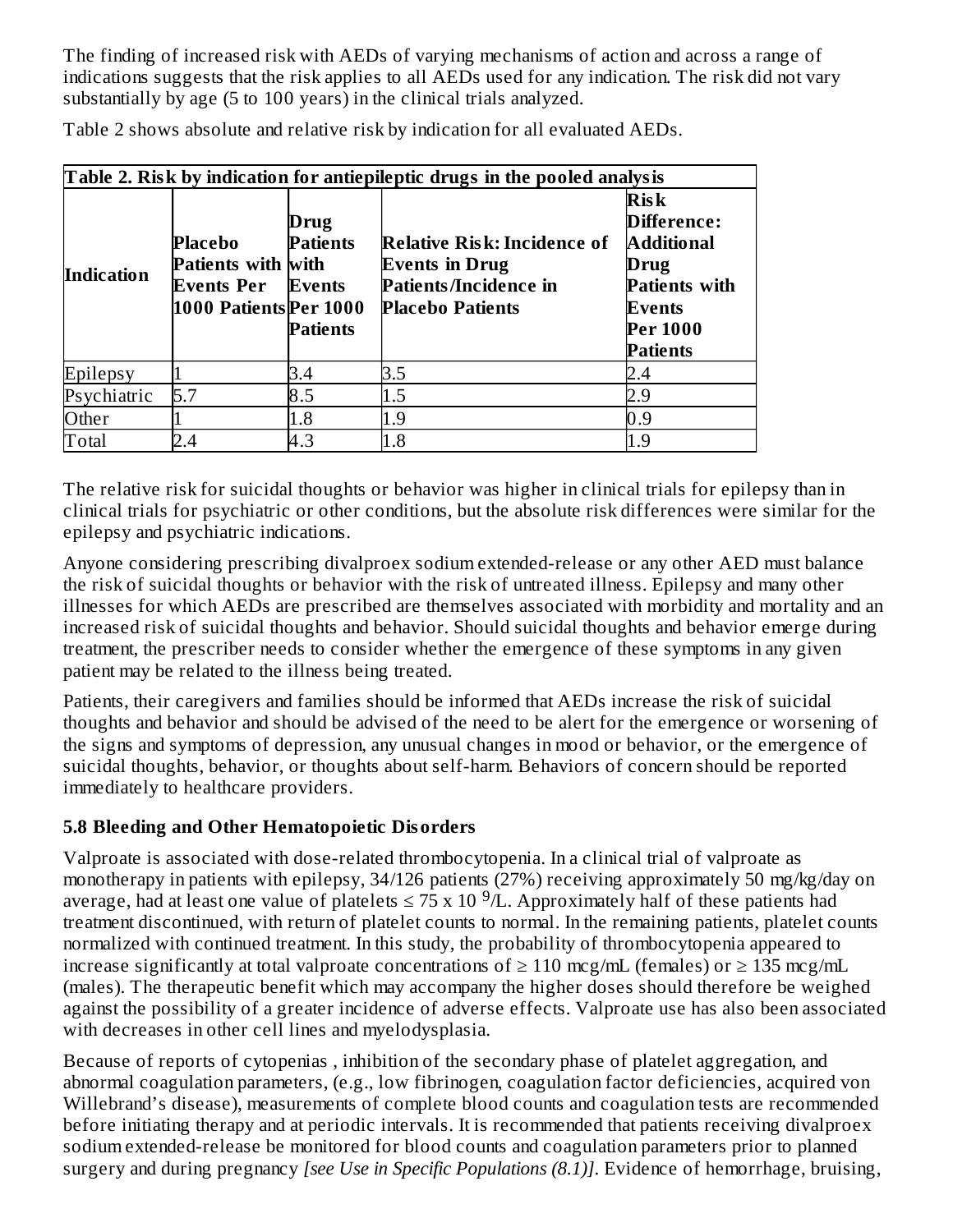The finding of increased risk with AEDs of varying mechanisms of action and across a range of indications suggests that the risk applies to all AEDs used for any indication. The risk did not vary substantially by age (5 to 100 years) in the clinical trials analyzed.

Table 2 shows absolute and relative risk by indication for all evaluated AEDs.

**Table 2. Risk by indication for antiepileptic drugs in the pooled analysis**

| Indication | Placebo Patients with Events Per 1000 Patients | Drug Patients with Events Per 1000 Patients | Relative Risk: Incidence of Events in Drug Patients/Incidence in Placebo Patients | Risk Difference: Additional Drug Patients with Events Per 1000 Patients |
|---|---|---|---|---|
| Epilepsy | 1 | 3.4 | 3.5 | 2.4 |
| Psychiatric | 5.7 | 8.5 | 1.5 | 2.9 |
| Other | 1 | 1.8 | 1.9 | 0.9 |
| Total | 2.4 | 4.3 | 1.8 | 1.9 |

The relative risk for suicidal thoughts or behavior was higher in clinical trials for epilepsy than in clinical trials for psychiatric or other conditions, but the absolute risk differences were similar for the epilepsy and psychiatric indications.

Anyone considering prescribing divalproex sodium extended-release or any other AED must balance the risk of suicidal thoughts or behavior with the risk of untreated illness. Epilepsy and many other illnesses for which AEDs are prescribed are themselves associated with morbidity and mortality and an increased risk of suicidal thoughts and behavior. Should suicidal thoughts and behavior emerge during treatment, the prescriber needs to consider whether the emergence of these symptoms in any given patient may be related to the illness being treated.

Patients, their caregivers and families should be informed that AEDs increase the risk of suicidal thoughts and behavior and should be advised of the need to be alert for the emergence or worsening of the signs and symptoms of depression, any unusual changes in mood or behavior, or the emergence of suicidal thoughts, behavior, or thoughts about self-harm. Behaviors of concern should be reported immediately to healthcare providers.

### 5.8 Bleeding and Other Hematopoietic Disorders

Valproate is associated with dose-related thrombocytopenia. In a clinical trial of valproate as monotherapy in patients with epilepsy, 34/126 patients (27%) receiving approximately 50 mg/kg/day on average, had at least one value of platelets $\leq 75 \times 10^{9}$/L. Approximately half of these patients had treatment discontinued, with return of platelet counts to normal. In the remaining patients, platelet counts normalized with continued treatment. In this study, the probability of thrombocytopenia appeared to increase significantly at total valproate concentrations of ≥ 110 mcg/mL (females) or ≥ 135 mcg/mL (males). The therapeutic benefit which may accompany the higher doses should therefore be weighed against the possibility of a greater incidence of adverse effects. Valproate use has also been associated with decreases in other cell lines and myelodysplasia.

Because of reports of cytopenias , inhibition of the secondary phase of platelet aggregation, and abnormal coagulation parameters, (e.g., low fibrinogen, coagulation factor deficiencies, acquired von Willebrand's disease), measurements of complete blood counts and coagulation tests are recommended before initiating therapy and at periodic intervals. It is recommended that patients receiving divalproex sodium extended-release be monitored for blood counts and coagulation parameters prior to planned surgery and during pregnancy *[see Use in Specific Populations (8.1)]*. Evidence of hemorrhage, bruising,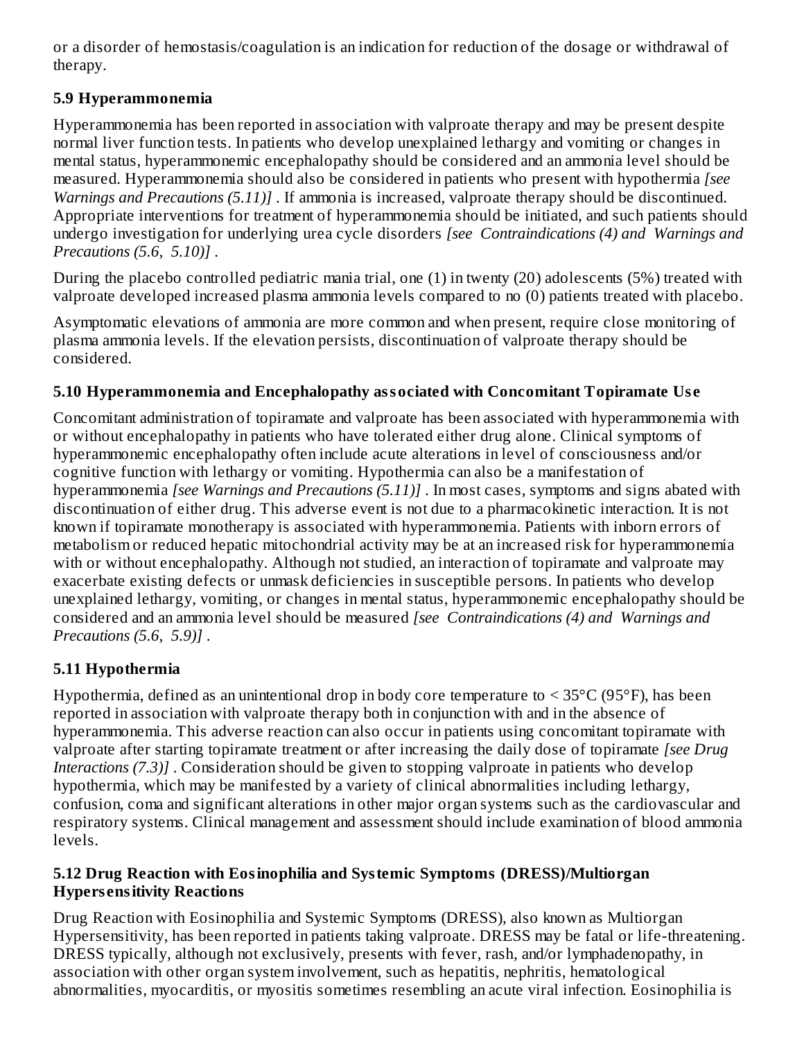or a disorder of hemostasis/coagulation is an indication for reduction of the dosage or withdrawal of therapy.

### 5.9 Hyperammonemia

Hyperammonemia has been reported in association with valproate therapy and may be present despite normal liver function tests. In patients who develop unexplained lethargy and vomiting or changes in mental status, hyperammonemic encephalopathy should be considered and an ammonia level should be measured. Hyperammonemia should also be considered in patients who present with hypothermia *[see Warnings and Precautions (5.11)]* . If ammonia is increased, valproate therapy should be discontinued. Appropriate interventions for treatment of hyperammonemia should be initiated, and such patients should undergo investigation for underlying urea cycle disorders *[see Contraindications (4) and Warnings and Precautions (5.6, 5.10)]* .

During the placebo controlled pediatric mania trial, one (1) in twenty (20) adolescents (5%) treated with valproate developed increased plasma ammonia levels compared to no (0) patients treated with placebo.

Asymptomatic elevations of ammonia are more common and when present, require close monitoring of plasma ammonia levels. If the elevation persists, discontinuation of valproate therapy should be considered.

### 5.10 Hyperammonemia and Encephalopathy associated with Concomitant Topiramate Use

Concomitant administration of topiramate and valproate has been associated with hyperammonemia with or without encephalopathy in patients who have tolerated either drug alone. Clinical symptoms of hyperammonemic encephalopathy often include acute alterations in level of consciousness and/or cognitive function with lethargy or vomiting. Hypothermia can also be a manifestation of hyperammonemia *[see Warnings and Precautions (5.11)]* . In most cases, symptoms and signs abated with discontinuation of either drug. This adverse event is not due to a pharmacokinetic interaction. It is not known if topiramate monotherapy is associated with hyperammonemia. Patients with inborn errors of metabolism or reduced hepatic mitochondrial activity may be at an increased risk for hyperammonemia with or without encephalopathy. Although not studied, an interaction of topiramate and valproate may exacerbate existing defects or unmask deficiencies in susceptible persons. In patients who develop unexplained lethargy, vomiting, or changes in mental status, hyperammonemic encephalopathy should be considered and an ammonia level should be measured *[see Contraindications (4) and Warnings and Precautions (5.6, 5.9)]* .

### 5.11 Hypothermia

Hypothermia, defined as an unintentional drop in body core temperature to < 35°C (95°F), has been reported in association with valproate therapy both in conjunction with and in the absence of hyperammonemia. This adverse reaction can also occur in patients using concomitant topiramate with valproate after starting topiramate treatment or after increasing the daily dose of topiramate *[see Drug Interactions (7.3)]* . Consideration should be given to stopping valproate in patients who develop hypothermia, which may be manifested by a variety of clinical abnormalities including lethargy, confusion, coma and significant alterations in other major organ systems such as the cardiovascular and respiratory systems. Clinical management and assessment should include examination of blood ammonia levels.

### 5.12 Drug Reaction with Eosinophilia and Systemic Symptoms (DRESS)/Multiorgan Hypersensitivity Reactions

Drug Reaction with Eosinophilia and Systemic Symptoms (DRESS), also known as Multiorgan Hypersensitivity, has been reported in patients taking valproate. DRESS may be fatal or life-threatening. DRESS typically, although not exclusively, presents with fever, rash, and/or lymphadenopathy, in association with other organ system involvement, such as hepatitis, nephritis, hematological abnormalities, myocarditis, or myositis sometimes resembling an acute viral infection. Eosinophilia is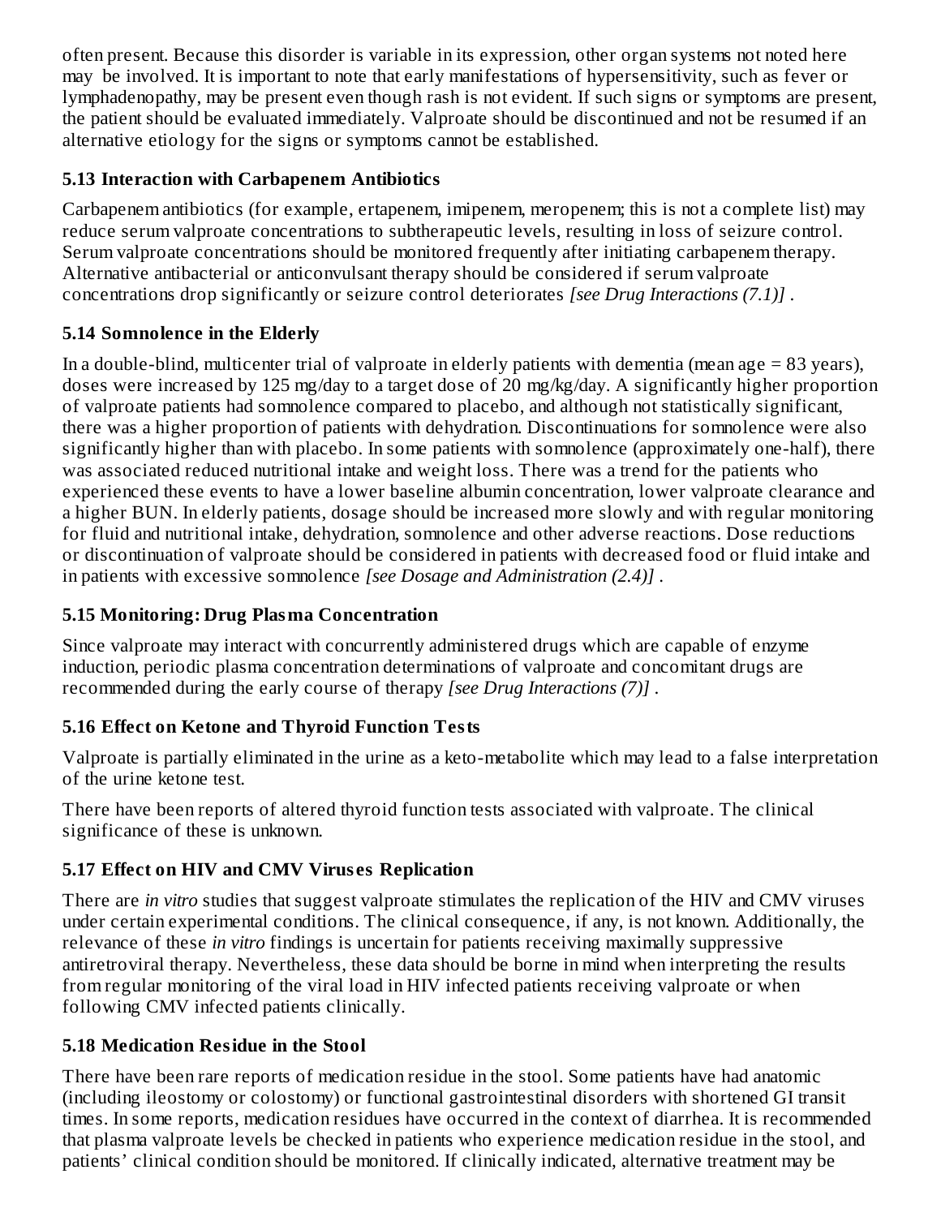often present. Because this disorder is variable in its expression, other organ systems not noted here may be involved. It is important to note that early manifestations of hypersensitivity, such as fever or lymphadenopathy, may be present even though rash is not evident. If such signs or symptoms are present, the patient should be evaluated immediately. Valproate should be discontinued and not be resumed if an alternative etiology for the signs or symptoms cannot be established.

### 5.13 Interaction with Carbapenem Antibiotics

Carbapenem antibiotics (for example, ertapenem, imipenem, meropenem; this is not a complete list) may reduce serum valproate concentrations to subtherapeutic levels, resulting in loss of seizure control. Serum valproate concentrations should be monitored frequently after initiating carbapenem therapy. Alternative antibacterial or anticonvulsant therapy should be considered if serum valproate concentrations drop significantly or seizure control deteriorates *[see Drug Interactions (7.1)]* .

### 5.14 Somnolence in the Elderly

In a double-blind, multicenter trial of valproate in elderly patients with dementia (mean age = 83 years), doses were increased by 125 mg/day to a target dose of 20 mg/kg/day. A significantly higher proportion of valproate patients had somnolence compared to placebo, and although not statistically significant, there was a higher proportion of patients with dehydration. Discontinuations for somnolence were also significantly higher than with placebo. In some patients with somnolence (approximately one-half), there was associated reduced nutritional intake and weight loss. There was a trend for the patients who experienced these events to have a lower baseline albumin concentration, lower valproate clearance and a higher BUN. In elderly patients, dosage should be increased more slowly and with regular monitoring for fluid and nutritional intake, dehydration, somnolence and other adverse reactions. Dose reductions or discontinuation of valproate should be considered in patients with decreased food or fluid intake and in patients with excessive somnolence *[see Dosage and Administration (2.4)]* .

### 5.15 Monitoring: Drug Plasma Concentration

Since valproate may interact with concurrently administered drugs which are capable of enzyme induction, periodic plasma concentration determinations of valproate and concomitant drugs are recommended during the early course of therapy *[see Drug Interactions (7)]* .

### 5.16 Effect on Ketone and Thyroid Function Tests

Valproate is partially eliminated in the urine as a keto-metabolite which may lead to a false interpretation of the urine ketone test.

There have been reports of altered thyroid function tests associated with valproate. The clinical significance of these is unknown.

### 5.17 Effect on HIV and CMV Viruses Replication

There are *in vitro* studies that suggest valproate stimulates the replication of the HIV and CMV viruses under certain experimental conditions. The clinical consequence, if any, is not known. Additionally, the relevance of these *in vitro* findings is uncertain for patients receiving maximally suppressive antiretroviral therapy. Nevertheless, these data should be borne in mind when interpreting the results from regular monitoring of the viral load in HIV infected patients receiving valproate or when following CMV infected patients clinically.

### 5.18 Medication Residue in the Stool

There have been rare reports of medication residue in the stool. Some patients have had anatomic (including ileostomy or colostomy) or functional gastrointestinal disorders with shortened GI transit times. In some reports, medication residues have occurred in the context of diarrhea. It is recommended that plasma valproate levels be checked in patients who experience medication residue in the stool, and patients' clinical condition should be monitored. If clinically indicated, alternative treatment may be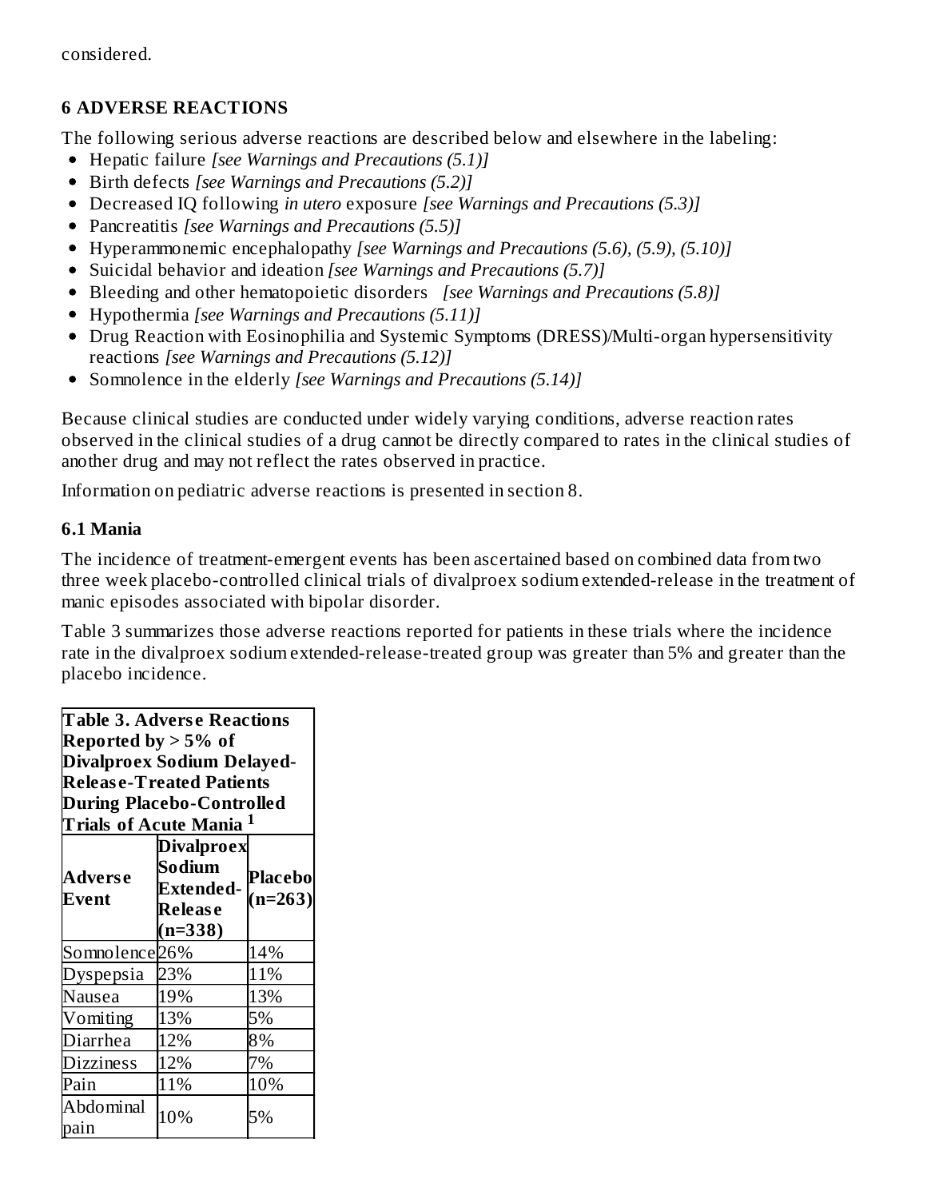considered.

## 6 ADVERSE REACTIONS

The following serious adverse reactions are described below and elsewhere in the labeling:

- Hepatic failure *[see Warnings and Precautions (5.1)]*
- Birth defects *[see Warnings and Precautions (5.2)]*
- Decreased IQ following *in utero* exposure *[see Warnings and Precautions (5.3)]*
- Pancreatitis *[see Warnings and Precautions (5.5)]*
- Hyperammonemic encephalopathy *[see Warnings and Precautions (5.6), (5.9), (5.10)]*
- Suicidal behavior and ideation *[see Warnings and Precautions (5.7)]*
- Bleeding and other hematopoietic disorders *[see Warnings and Precautions (5.8)]*
- Hypothermia *[see Warnings and Precautions (5.11)]*
- Drug Reaction with Eosinophilia and Systemic Symptoms (DRESS)/Multi-organ hypersensitivity reactions *[see Warnings and Precautions (5.12)]*
- Somnolence in the elderly *[see Warnings and Precautions (5.14)]*

Because clinical studies are conducted under widely varying conditions, adverse reaction rates observed in the clinical studies of a drug cannot be directly compared to rates in the clinical studies of another drug and may not reflect the rates observed in practice.

Information on pediatric adverse reactions is presented in section 8.

### 6.1 Mania

The incidence of treatment-emergent events has been ascertained based on combined data from two three week placebo-controlled clinical trials of divalproex sodium extended-release in the treatment of manic episodes associated with bipolar disorder.

Table 3 summarizes those adverse reactions reported for patients in these trials where the incidence rate in the divalproex sodium extended-release-treated group was greater than 5% and greater than the placebo incidence.

**Table 3. Adverse Reactions Reported by > 5% of Divalproex Sodium Delayed-Release-Treated Patients During Placebo-Controlled Trials of Acute Mania [1]**

| Adverse Event | Divalproex Sodium Extended-Release (n=338) | Placebo (n=263) |
|---|---|---|
| Somnolence | 26% | 14% |
| Dyspepsia | 23% | 11% |
| Nausea | 19% | 13% |
| Vomiting | 13% | 5% |
| Diarrhea | 12% | 8% |
| Dizziness | 12% | 7% |
| Pain | 11% | 10% |
| Abdominal pain | 10% | 5% |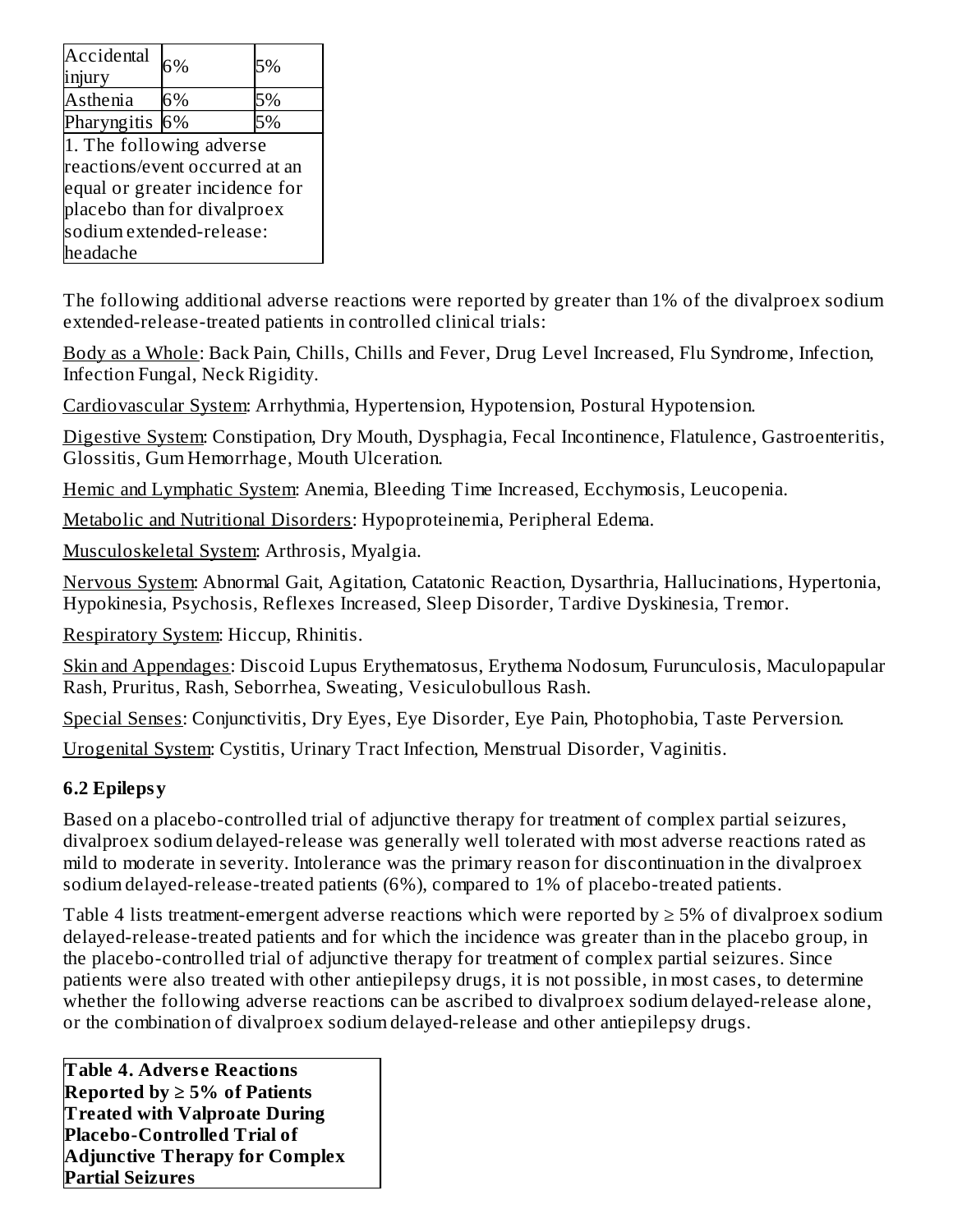| | | |
|---|---|---|
| Accidental injury | 6% | 5% |
| Asthenia | 6% | 5% |
| Pharyngitis | 6% | 5% |
| 1. The following adverse reactions/event occurred at an equal or greater incidence for placebo than for divalproex sodium extended-release: headache | | |

The following additional adverse reactions were reported by greater than 1% of the divalproex sodium extended-release-treated patients in controlled clinical trials:

Body as a Whole: Back Pain, Chills, Chills and Fever, Drug Level Increased, Flu Syndrome, Infection, Infection Fungal, Neck Rigidity.

Cardiovascular System: Arrhythmia, Hypertension, Hypotension, Postural Hypotension.

Digestive System: Constipation, Dry Mouth, Dysphagia, Fecal Incontinence, Flatulence, Gastroenteritis, Glossitis, Gum Hemorrhage, Mouth Ulceration.

Hemic and Lymphatic System: Anemia, Bleeding Time Increased, Ecchymosis, Leucopenia.

Metabolic and Nutritional Disorders: Hypoproteinemia, Peripheral Edema.

Musculoskeletal System: Arthrosis, Myalgia.

Nervous System: Abnormal Gait, Agitation, Catatonic Reaction, Dysarthria, Hallucinations, Hypertonia, Hypokinesia, Psychosis, Reflexes Increased, Sleep Disorder, Tardive Dyskinesia, Tremor.

Respiratory System: Hiccup, Rhinitis.

Skin and Appendages: Discoid Lupus Erythematosus, Erythema Nodosum, Furunculosis, Maculopapular Rash, Pruritus, Rash, Seborrhea, Sweating, Vesiculobullous Rash.

Special Senses: Conjunctivitis, Dry Eyes, Eye Disorder, Eye Pain, Photophobia, Taste Perversion.

Urogenital System: Cystitis, Urinary Tract Infection, Menstrual Disorder, Vaginitis.

### 6.2 Epilepsy

Based on a placebo-controlled trial of adjunctive therapy for treatment of complex partial seizures, divalproex sodium delayed-release was generally well tolerated with most adverse reactions rated as mild to moderate in severity. Intolerance was the primary reason for discontinuation in the divalproex sodium delayed-release-treated patients (6%), compared to 1% of placebo-treated patients.

Table 4 lists treatment-emergent adverse reactions which were reported by ≥ 5% of divalproex sodium delayed-release-treated patients and for which the incidence was greater than in the placebo group, in the placebo-controlled trial of adjunctive therapy for treatment of complex partial seizures. Since patients were also treated with other antiepilepsy drugs, it is not possible, in most cases, to determine whether the following adverse reactions can be ascribed to divalproex sodium delayed-release alone, or the combination of divalproex sodium delayed-release and other antiepilepsy drugs.

**Table 4. Adverse Reactions Reported by ≥ 5% of Patients Treated with Valproate During Placebo-Controlled Trial of Adjunctive Therapy for Complex Partial Seizures**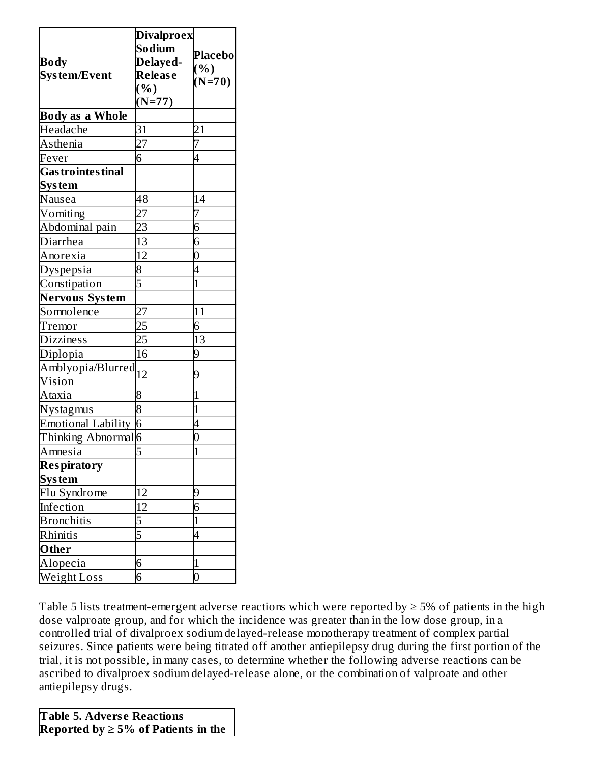| Body System/Event | Divalproex Sodium Delayed-Release (%) (N=77) | Placebo (%) (N=70) |
|---|---|---|
| **Body as a Whole** | | |
| Headache | 31 | 21 |
| Asthenia | 27 | 7 |
| Fever | 6 | 4 |
| **Gastrointestinal System** | | |
| Nausea | 48 | 14 |
| Vomiting | 27 | 7 |
| Abdominal pain | 23 | 6 |
| Diarrhea | 13 | 6 |
| Anorexia | 12 | 0 |
| Dyspepsia | 8 | 4 |
| Constipation | 5 | 1 |
| **Nervous System** | | |
| Somnolence | 27 | 11 |
| Tremor | 25 | 6 |
| Dizziness | 25 | 13 |
| Diplopia | 16 | 9 |
| Amblyopia/Blurred Vision | 12 | 9 |
| Ataxia | 8 | 1 |
| Nystagmus | 8 | 1 |
| Emotional Lability | 6 | 4 |
| Thinking Abnormal | 6 | 0 |
| Amnesia | 5 | 1 |
| **Respiratory System** | | |
| Flu Syndrome | 12 | 9 |
| Infection | 12 | 6 |
| Bronchitis | 5 | 1 |
| Rhinitis | 5 | 4 |
| **Other** | | |
| Alopecia | 6 | 1 |
| Weight Loss | 6 | 0 |

Table 5 lists treatment-emergent adverse reactions which were reported by ≥ 5% of patients in the high dose valproate group, and for which the incidence was greater than in the low dose group, in a controlled trial of divalproex sodium delayed-release monotherapy treatment of complex partial seizures. Since patients were being titrated off another antiepilepsy drug during the first portion of the trial, it is not possible, in many cases, to determine whether the following adverse reactions can be ascribed to divalproex sodium delayed-release alone, or the combination of valproate and other antiepilepsy drugs.

**Table 5. Adverse Reactions Reported by ≥ 5% of Patients in the**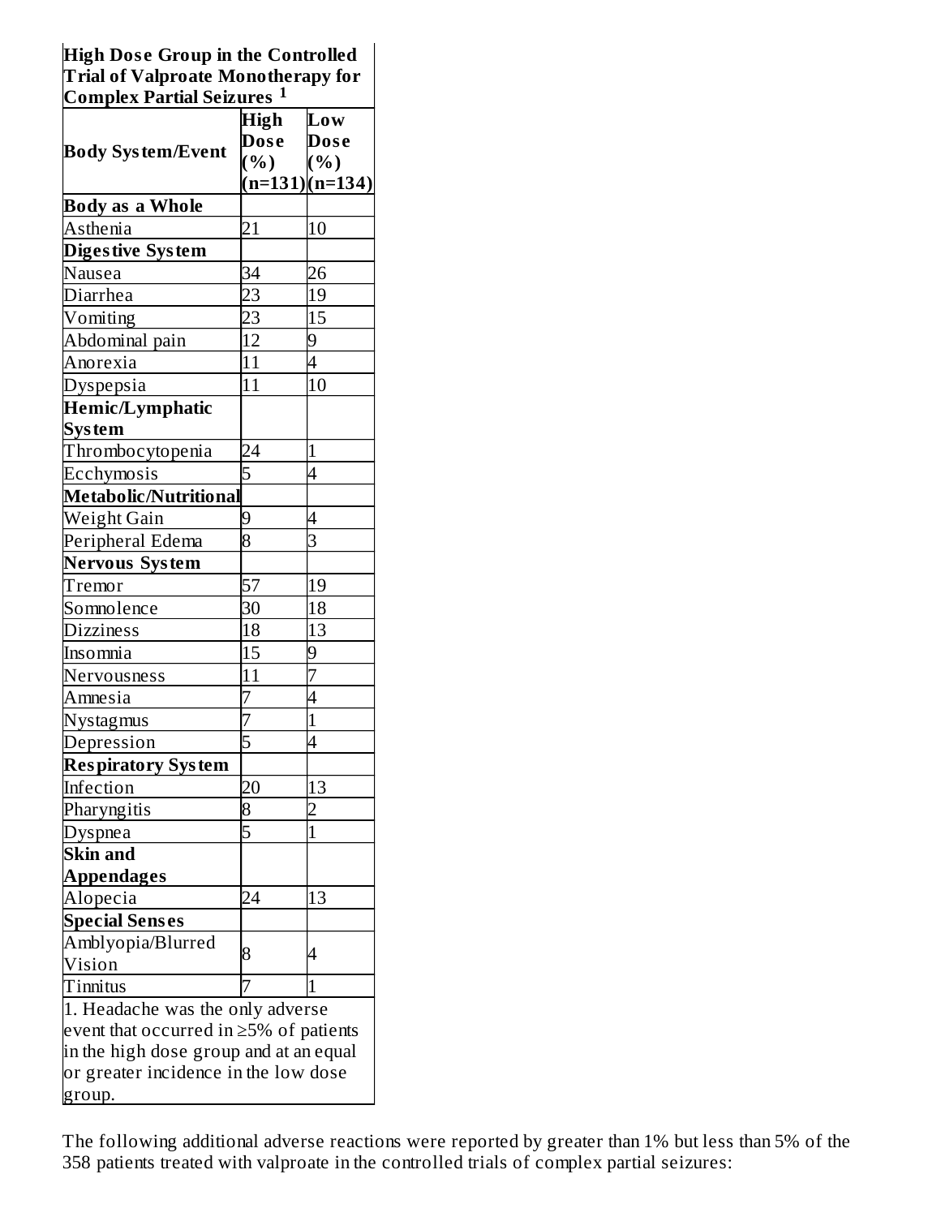**High Dose Group in the Controlled Trial of Valproate Monotherapy for Complex Partial Seizures [1]**

| Body System/Event | High Dose (%) (n=131) | Low Dose (%) (n=134) |
|---|---|---|
| **Body as a Whole** | | |
| Asthenia | 21 | 10 |
| **Digestive System** | | |
| Nausea | 34 | 26 |
| Diarrhea | 23 | 19 |
| Vomiting | 23 | 15 |
| Abdominal pain | 12 | 9 |
| Anorexia | 11 | 4 |
| Dyspepsia | 11 | 10 |
| **Hemic/Lymphatic System** | | |
| Thrombocytopenia | 24 | 1 |
| Ecchymosis | 5 | 4 |
| **Metabolic/Nutritional** | | |
| Weight Gain | 9 | 4 |
| Peripheral Edema | 8 | 3 |
| **Nervous System** | | |
| Tremor | 57 | 19 |
| Somnolence | 30 | 18 |
| Dizziness | 18 | 13 |
| Insomnia | 15 | 9 |
| Nervousness | 11 | 7 |
| Amnesia | 7 | 4 |
| Nystagmus | 7 | 1 |
| Depression | 5 | 4 |
| **Respiratory System** | | |
| Infection | 20 | 13 |
| Pharyngitis | 8 | 2 |
| Dyspnea | 5 | 1 |
| **Skin and Appendages** | | |
| Alopecia | 24 | 13 |
| **Special Senses** | | |
| Amblyopia/Blurred Vision | 8 | 4 |
| Tinnitus | 7 | 1 |

1. Headache was the only adverse event that occurred in ≥5% of patients in the high dose group and at an equal or greater incidence in the low dose group.

The following additional adverse reactions were reported by greater than 1% but less than 5% of the 358 patients treated with valproate in the controlled trials of complex partial seizures: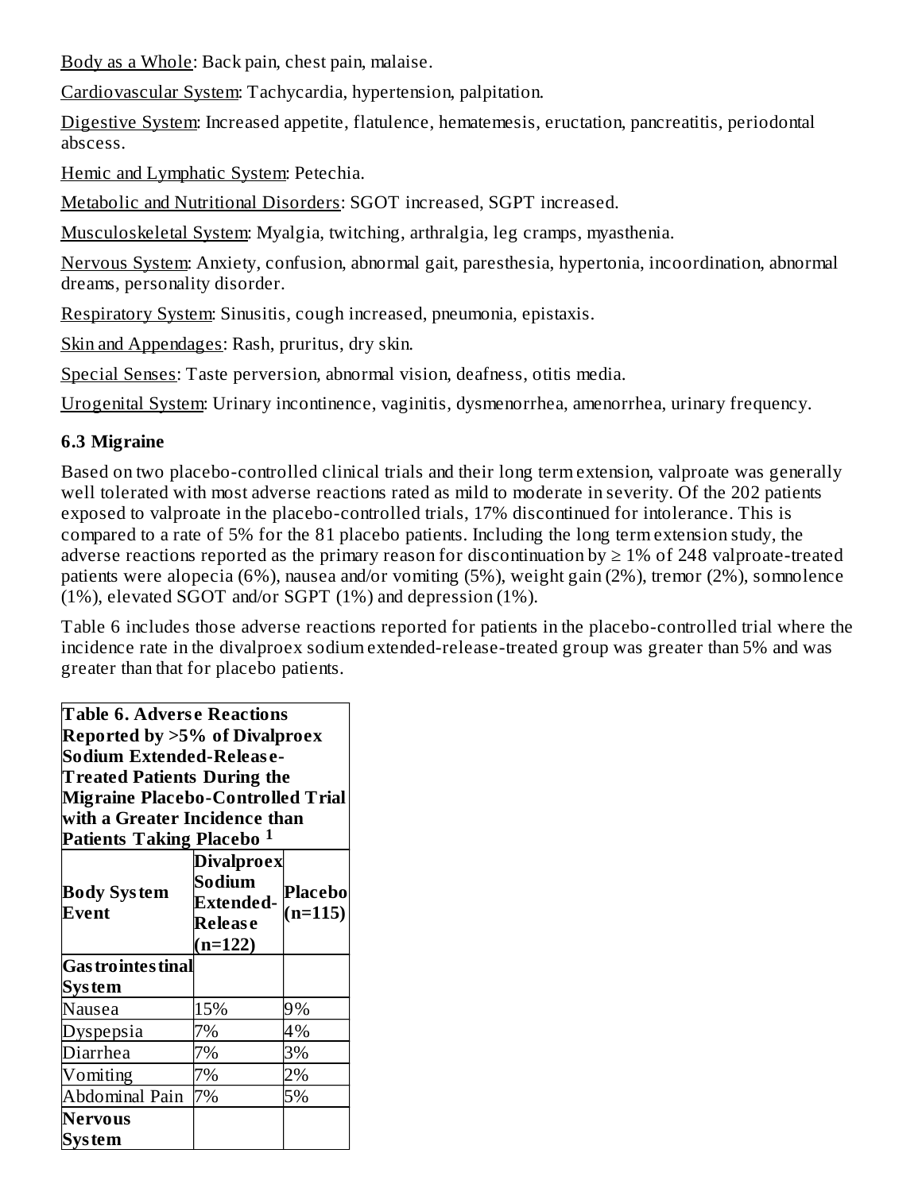Body as a Whole: Back pain, chest pain, malaise.

Cardiovascular System: Tachycardia, hypertension, palpitation.

Digestive System: Increased appetite, flatulence, hematemesis, eructation, pancreatitis, periodontal abscess.

Hemic and Lymphatic System: Petechia.

Metabolic and Nutritional Disorders: SGOT increased, SGPT increased.

Musculoskeletal System: Myalgia, twitching, arthralgia, leg cramps, myasthenia.

Nervous System: Anxiety, confusion, abnormal gait, paresthesia, hypertonia, incoordination, abnormal dreams, personality disorder.

Respiratory System: Sinusitis, cough increased, pneumonia, epistaxis.

Skin and Appendages: Rash, pruritus, dry skin.

Special Senses: Taste perversion, abnormal vision, deafness, otitis media.

Urogenital System: Urinary incontinence, vaginitis, dysmenorrhea, amenorrhea, urinary frequency.

### 6.3 Migraine

Based on two placebo-controlled clinical trials and their long term extension, valproate was generally well tolerated with most adverse reactions rated as mild to moderate in severity. Of the 202 patients exposed to valproate in the placebo-controlled trials, 17% discontinued for intolerance. This is compared to a rate of 5% for the 81 placebo patients. Including the long term extension study, the adverse reactions reported as the primary reason for discontinuation by ≥ 1% of 248 valproate-treated patients were alopecia (6%), nausea and/or vomiting (5%), weight gain (2%), tremor (2%), somnolence (1%), elevated SGOT and/or SGPT (1%) and depression (1%).

Table 6 includes those adverse reactions reported for patients in the placebo-controlled trial where the incidence rate in the divalproex sodium extended-release-treated group was greater than 5% and was greater than that for placebo patients.

**Table 6. Adverse Reactions Reported by >5% of Divalproex Sodium Extended-Release-Treated Patients During the Migraine Placebo-Controlled Trial with a Greater Incidence than Patients Taking Placebo [1]**

| Body System Event | Divalproex Sodium Extended-Release (n=122) | Placebo (n=115) |
|---|---|---|
| **Gastrointestinal System** | | |
| Nausea | 15% | 9% |
| Dyspepsia | 7% | 4% |
| Diarrhea | 7% | 3% |
| Vomiting | 7% | 2% |
| Abdominal Pain | 7% | 5% |
| **Nervous System** | | |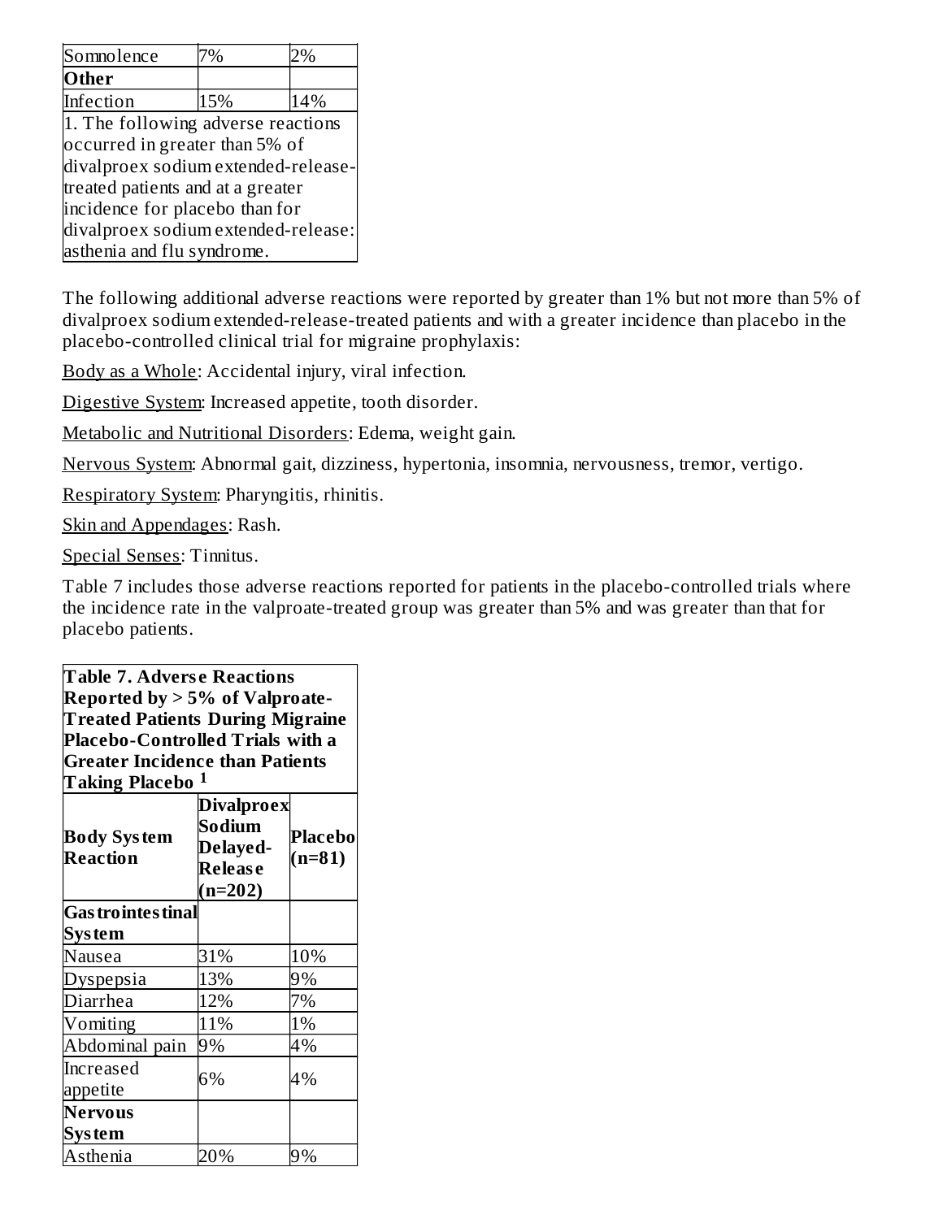| Somnolence | 7% | 2% |
|---|---|---|
| **Other** | | |
| Infection | 15% | 14% |

1. The following adverse reactions occurred in greater than 5% of divalproex sodium extended-release-treated patients and at a greater incidence for placebo than for divalproex sodium extended-release: asthenia and flu syndrome.

The following additional adverse reactions were reported by greater than 1% but not more than 5% of divalproex sodium extended-release-treated patients and with a greater incidence than placebo in the placebo-controlled clinical trial for migraine prophylaxis:

Body as a Whole: Accidental injury, viral infection.

Digestive System: Increased appetite, tooth disorder.

Metabolic and Nutritional Disorders: Edema, weight gain.

Nervous System: Abnormal gait, dizziness, hypertonia, insomnia, nervousness, tremor, vertigo.

Respiratory System: Pharyngitis, rhinitis.

Skin and Appendages: Rash.

Special Senses: Tinnitus.

Table 7 includes those adverse reactions reported for patients in the placebo-controlled trials where the incidence rate in the valproate-treated group was greater than 5% and was greater than that for placebo patients.

**Table 7. Adverse Reactions Reported by > 5% of Valproate-Treated Patients During Migraine Placebo-Controlled Trials with a Greater Incidence than Patients Taking Placebo [1]**

| Body System Reaction | Divalproex Sodium Delayed-Release (n=202) | Placebo (n=81) |
|---|---|---|
| **Gastrointestinal System** | | |
| Nausea | 31% | 10% |
| Dyspepsia | 13% | 9% |
| Diarrhea | 12% | 7% |
| Vomiting | 11% | 1% |
| Abdominal pain | 9% | 4% |
| Increased appetite | 6% | 4% |
| **Nervous System** | | |
| Asthenia | 20% | 9% |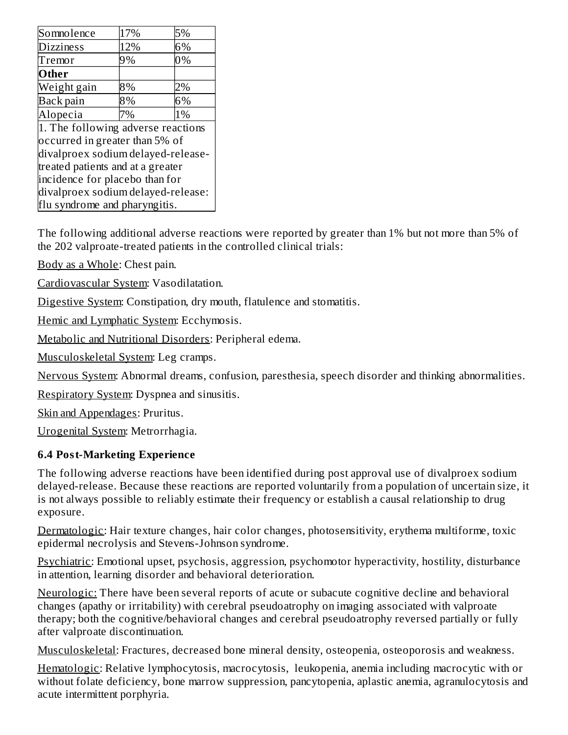| | | |
|---|---|---|
| Somnolence | 17% | 5% |
| Dizziness | 12% | 6% |
| Tremor | 9% | 0% |
| **Other** | | |
| Weight gain | 8% | 2% |
| Back pain | 8% | 6% |
| Alopecia | 7% | 1% |
| 1. The following adverse reactions occurred in greater than 5% of divalproex sodium delayed-release-treated patients and at a greater incidence for placebo than for divalproex sodium delayed-release: flu syndrome and pharyngitis. | | |

The following additional adverse reactions were reported by greater than 1% but not more than 5% of the 202 valproate-treated patients in the controlled clinical trials:

Body as a Whole: Chest pain.

Cardiovascular System: Vasodilatation.

Digestive System: Constipation, dry mouth, flatulence and stomatitis.

Hemic and Lymphatic System: Ecchymosis.

Metabolic and Nutritional Disorders: Peripheral edema.

Musculoskeletal System: Leg cramps.

Nervous System: Abnormal dreams, confusion, paresthesia, speech disorder and thinking abnormalities.

Respiratory System: Dyspnea and sinusitis.

Skin and Appendages: Pruritus.

Urogenital System: Metrorrhagia.

### 6.4 Post-Marketing Experience

The following adverse reactions have been identified during post approval use of divalproex sodium delayed-release. Because these reactions are reported voluntarily from a population of uncertain size, it is not always possible to reliably estimate their frequency or establish a causal relationship to drug exposure.

Dermatologic: Hair texture changes, hair color changes, photosensitivity, erythema multiforme, toxic epidermal necrolysis and Stevens-Johnson syndrome.

Psychiatric: Emotional upset, psychosis, aggression, psychomotor hyperactivity, hostility, disturbance in attention, learning disorder and behavioral deterioration.

Neurologic: There have been several reports of acute or subacute cognitive decline and behavioral changes (apathy or irritability) with cerebral pseudoatrophy on imaging associated with valproate therapy; both the cognitive/behavioral changes and cerebral pseudoatrophy reversed partially or fully after valproate discontinuation.

Musculoskeletal: Fractures, decreased bone mineral density, osteopenia, osteoporosis and weakness.

Hematologic: Relative lymphocytosis, macrocytosis, leukopenia, anemia including macrocytic with or without folate deficiency, bone marrow suppression, pancytopenia, aplastic anemia, agranulocytosis and acute intermittent porphyria.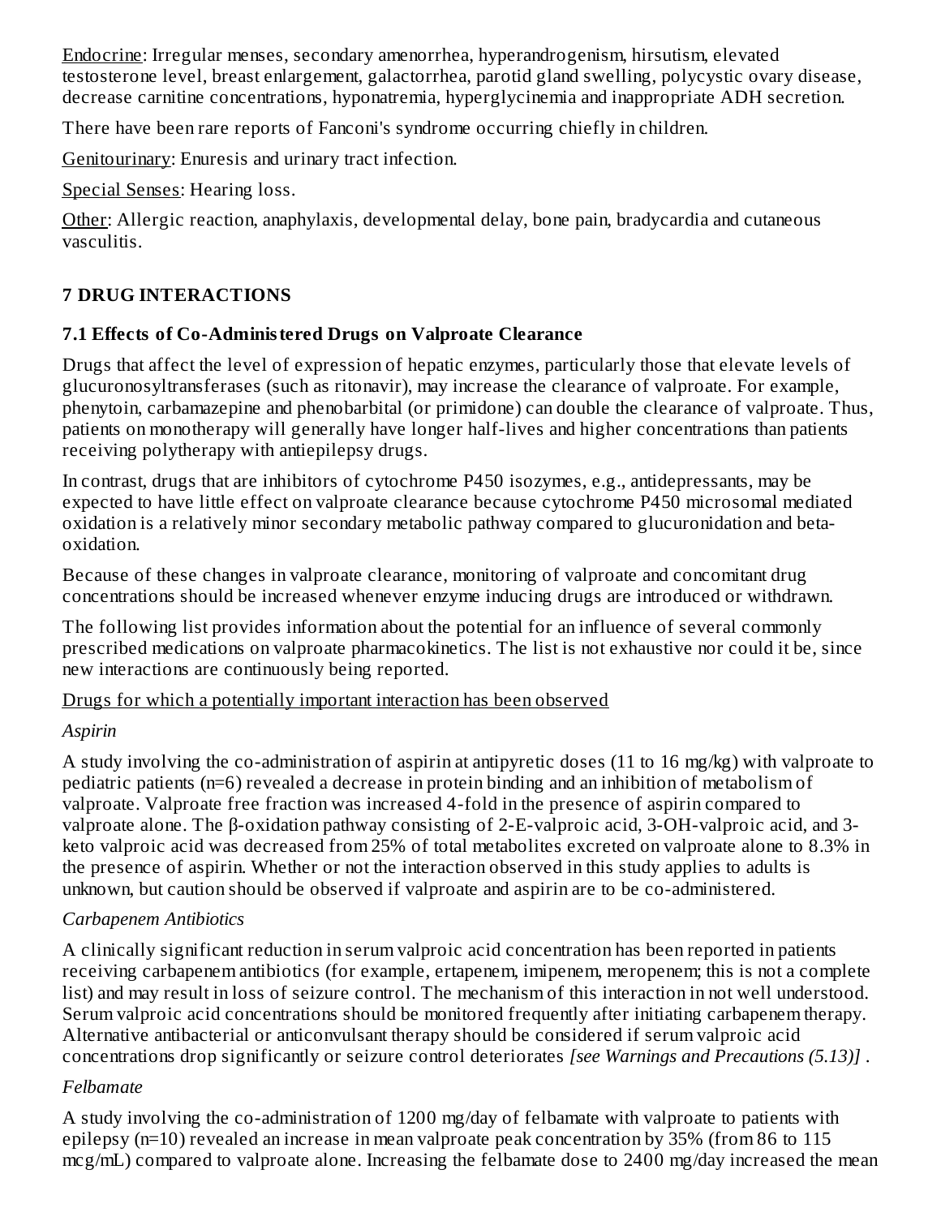Endocrine: Irregular menses, secondary amenorrhea, hyperandrogenism, hirsutism, elevated testosterone level, breast enlargement, galactorrhea, parotid gland swelling, polycystic ovary disease, decrease carnitine concentrations, hyponatremia, hyperglycinemia and inappropriate ADH secretion.

There have been rare reports of Fanconi's syndrome occurring chiefly in children.

Genitourinary: Enuresis and urinary tract infection.

Special Senses: Hearing loss.

Other: Allergic reaction, anaphylaxis, developmental delay, bone pain, bradycardia and cutaneous vasculitis.

## 7 DRUG INTERACTIONS

### 7.1 Effects of Co-Administered Drugs on Valproate Clearance

Drugs that affect the level of expression of hepatic enzymes, particularly those that elevate levels of glucuronosyltransferases (such as ritonavir), may increase the clearance of valproate. For example, phenytoin, carbamazepine and phenobarbital (or primidone) can double the clearance of valproate. Thus, patients on monotherapy will generally have longer half-lives and higher concentrations than patients receiving polytherapy with antiepilepsy drugs.

In contrast, drugs that are inhibitors of cytochrome P450 isozymes, e.g., antidepressants, may be expected to have little effect on valproate clearance because cytochrome P450 microsomal mediated oxidation is a relatively minor secondary metabolic pathway compared to glucuronidation and beta-oxidation.

Because of these changes in valproate clearance, monitoring of valproate and concomitant drug concentrations should be increased whenever enzyme inducing drugs are introduced or withdrawn.

The following list provides information about the potential for an influence of several commonly prescribed medications on valproate pharmacokinetics. The list is not exhaustive nor could it be, since new interactions are continuously being reported.

Drugs for which a potentially important interaction has been observed

*Aspirin*

A study involving the co-administration of aspirin at antipyretic doses (11 to 16 mg/kg) with valproate to pediatric patients (n=6) revealed a decrease in protein binding and an inhibition of metabolism of valproate. Valproate free fraction was increased 4-fold in the presence of aspirin compared to valproate alone. The β-oxidation pathway consisting of 2-E-valproic acid, 3-OH-valproic acid, and 3-keto valproic acid was decreased from 25% of total metabolites excreted on valproate alone to 8.3% in the presence of aspirin. Whether or not the interaction observed in this study applies to adults is unknown, but caution should be observed if valproate and aspirin are to be co-administered.

*Carbapenem Antibiotics*

A clinically significant reduction in serum valproic acid concentration has been reported in patients receiving carbapenem antibiotics (for example, ertapenem, imipenem, meropenem; this is not a complete list) and may result in loss of seizure control. The mechanism of this interaction in not well understood. Serum valproic acid concentrations should be monitored frequently after initiating carbapenem therapy. Alternative antibacterial or anticonvulsant therapy should be considered if serum valproic acid concentrations drop significantly or seizure control deteriorates *[see Warnings and Precautions (5.13)]* .

*Felbamate*

A study involving the co-administration of 1200 mg/day of felbamate with valproate to patients with epilepsy (n=10) revealed an increase in mean valproate peak concentration by 35% (from 86 to 115 mcg/mL) compared to valproate alone. Increasing the felbamate dose to 2400 mg/day increased the mean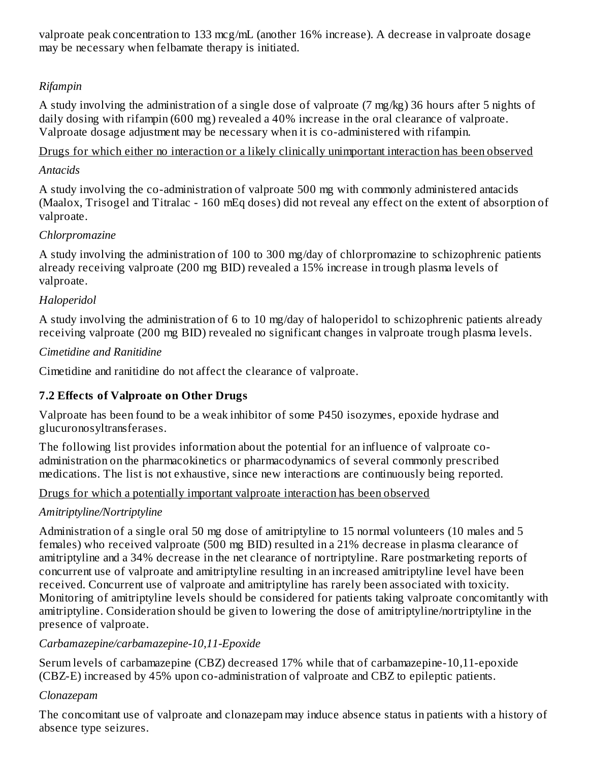valproate peak concentration to 133 mcg/mL (another 16% increase). A decrease in valproate dosage may be necessary when felbamate therapy is initiated.

*Rifampin*

A study involving the administration of a single dose of valproate (7 mg/kg) 36 hours after 5 nights of daily dosing with rifampin (600 mg) revealed a 40% increase in the oral clearance of valproate. Valproate dosage adjustment may be necessary when it is co-administered with rifampin.

<u>Drugs for which either no interaction or a likely clinically unimportant interaction has been observed</u>

*Antacids*

A study involving the co-administration of valproate 500 mg with commonly administered antacids (Maalox, Trisogel and Titralac - 160 mEq doses) did not reveal any effect on the extent of absorption of valproate.

*Chlorpromazine*

A study involving the administration of 100 to 300 mg/day of chlorpromazine to schizophrenic patients already receiving valproate (200 mg BID) revealed a 15% increase in trough plasma levels of valproate.

*Haloperidol*

A study involving the administration of 6 to 10 mg/day of haloperidol to schizophrenic patients already receiving valproate (200 mg BID) revealed no significant changes in valproate trough plasma levels.

*Cimetidine and Ranitidine*

Cimetidine and ranitidine do not affect the clearance of valproate.

### 7.2 Effects of Valproate on Other Drugs

Valproate has been found to be a weak inhibitor of some P450 isozymes, epoxide hydrase and glucuronosyltransferases.

The following list provides information about the potential for an influence of valproate co-administration on the pharmacokinetics or pharmacodynamics of several commonly prescribed medications. The list is not exhaustive, since new interactions are continuously being reported.

<u>Drugs for which a potentially important valproate interaction has been observed</u>

*Amitriptyline/Nortriptyline*

Administration of a single oral 50 mg dose of amitriptyline to 15 normal volunteers (10 males and 5 females) who received valproate (500 mg BID) resulted in a 21% decrease in plasma clearance of amitriptyline and a 34% decrease in the net clearance of nortriptyline. Rare postmarketing reports of concurrent use of valproate and amitriptyline resulting in an increased amitriptyline level have been received. Concurrent use of valproate and amitriptyline has rarely been associated with toxicity. Monitoring of amitriptyline levels should be considered for patients taking valproate concomitantly with amitriptyline. Consideration should be given to lowering the dose of amitriptyline/nortriptyline in the presence of valproate.

*Carbamazepine/carbamazepine-10,11-Epoxide*

Serum levels of carbamazepine (CBZ) decreased 17% while that of carbamazepine-10,11-epoxide (CBZ-E) increased by 45% upon co-administration of valproate and CBZ to epileptic patients.

*Clonazepam*

The concomitant use of valproate and clonazepam may induce absence status in patients with a history of absence type seizures.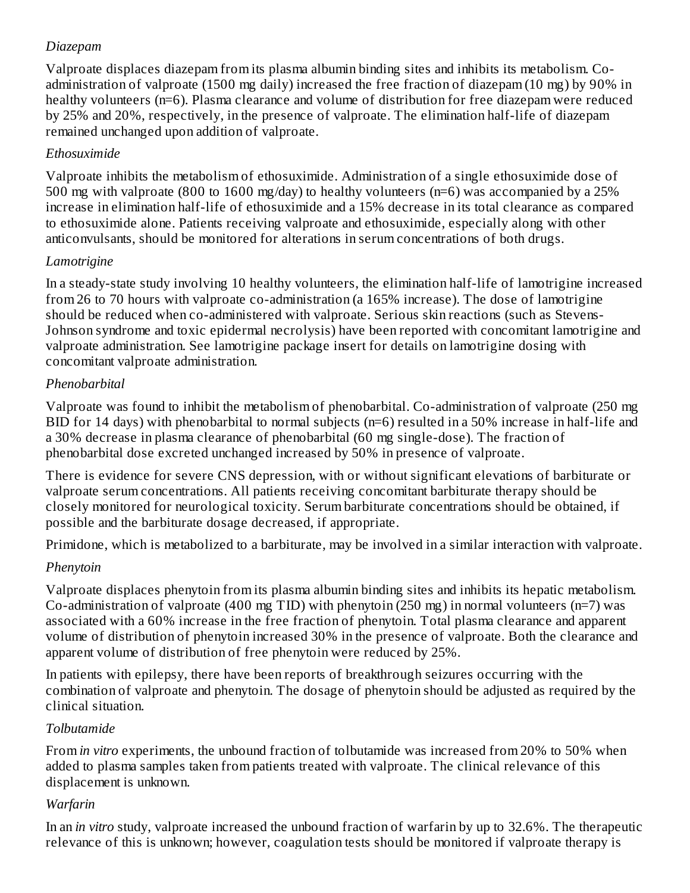*Diazepam*

Valproate displaces diazepam from its plasma albumin binding sites and inhibits its metabolism. Co-administration of valproate (1500 mg daily) increased the free fraction of diazepam (10 mg) by 90% in healthy volunteers (n=6). Plasma clearance and volume of distribution for free diazepam were reduced by 25% and 20%, respectively, in the presence of valproate. The elimination half-life of diazepam remained unchanged upon addition of valproate.

*Ethosuximide*

Valproate inhibits the metabolism of ethosuximide. Administration of a single ethosuximide dose of 500 mg with valproate (800 to 1600 mg/day) to healthy volunteers (n=6) was accompanied by a 25% increase in elimination half-life of ethosuximide and a 15% decrease in its total clearance as compared to ethosuximide alone. Patients receiving valproate and ethosuximide, especially along with other anticonvulsants, should be monitored for alterations in serum concentrations of both drugs.

*Lamotrigine*

In a steady-state study involving 10 healthy volunteers, the elimination half-life of lamotrigine increased from 26 to 70 hours with valproate co-administration (a 165% increase). The dose of lamotrigine should be reduced when co-administered with valproate. Serious skin reactions (such as Stevens-Johnson syndrome and toxic epidermal necrolysis) have been reported with concomitant lamotrigine and valproate administration. See lamotrigine package insert for details on lamotrigine dosing with concomitant valproate administration.

*Phenobarbital*

Valproate was found to inhibit the metabolism of phenobarbital. Co-administration of valproate (250 mg BID for 14 days) with phenobarbital to normal subjects (n=6) resulted in a 50% increase in half-life and a 30% decrease in plasma clearance of phenobarbital (60 mg single-dose). The fraction of phenobarbital dose excreted unchanged increased by 50% in presence of valproate.

There is evidence for severe CNS depression, with or without significant elevations of barbiturate or valproate serum concentrations. All patients receiving concomitant barbiturate therapy should be closely monitored for neurological toxicity. Serum barbiturate concentrations should be obtained, if possible and the barbiturate dosage decreased, if appropriate.

Primidone, which is metabolized to a barbiturate, may be involved in a similar interaction with valproate.

*Phenytoin*

Valproate displaces phenytoin from its plasma albumin binding sites and inhibits its hepatic metabolism. Co-administration of valproate (400 mg TID) with phenytoin (250 mg) in normal volunteers (n=7) was associated with a 60% increase in the free fraction of phenytoin. Total plasma clearance and apparent volume of distribution of phenytoin increased 30% in the presence of valproate. Both the clearance and apparent volume of distribution of free phenytoin were reduced by 25%.

In patients with epilepsy, there have been reports of breakthrough seizures occurring with the combination of valproate and phenytoin. The dosage of phenytoin should be adjusted as required by the clinical situation.

*Tolbutamide*

From *in vitro* experiments, the unbound fraction of tolbutamide was increased from 20% to 50% when added to plasma samples taken from patients treated with valproate. The clinical relevance of this displacement is unknown.

*Warfarin*

In an *in vitro* study, valproate increased the unbound fraction of warfarin by up to 32.6%. The therapeutic relevance of this is unknown; however, coagulation tests should be monitored if valproate therapy is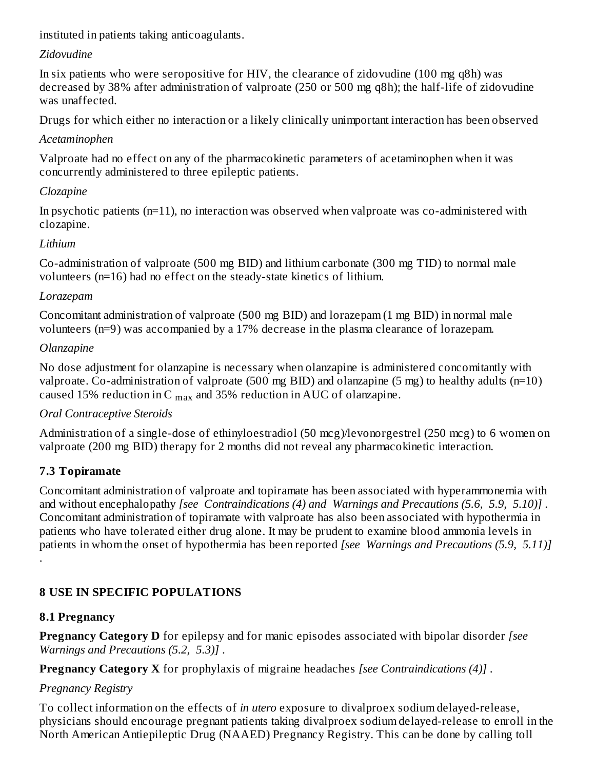instituted in patients taking anticoagulants.

*Zidovudine*

In six patients who were seropositive for HIV, the clearance of zidovudine (100 mg q8h) was decreased by 38% after administration of valproate (250 or 500 mg q8h); the half-life of zidovudine was unaffected.

<u>Drugs for which either no interaction or a likely clinically unimportant interaction has been observed</u>

*Acetaminophen*

Valproate had no effect on any of the pharmacokinetic parameters of acetaminophen when it was concurrently administered to three epileptic patients.

*Clozapine*

In psychotic patients (n=11), no interaction was observed when valproate was co-administered with clozapine.

*Lithium*

Co-administration of valproate (500 mg BID) and lithium carbonate (300 mg TID) to normal male volunteers (n=16) had no effect on the steady-state kinetics of lithium.

*Lorazepam*

Concomitant administration of valproate (500 mg BID) and lorazepam (1 mg BID) in normal male volunteers (n=9) was accompanied by a 17% decrease in the plasma clearance of lorazepam.

*Olanzapine*

No dose adjustment for olanzapine is necessary when olanzapine is administered concomitantly with valproate. Co-administration of valproate (500 mg BID) and olanzapine (5 mg) to healthy adults (n=10) caused 15% reduction in $C_{max}$ and 35% reduction in AUC of olanzapine.

*Oral Contraceptive Steroids*

Administration of a single-dose of ethinyloestradiol (50 mcg)/levonorgestrel (250 mcg) to 6 women on valproate (200 mg BID) therapy for 2 months did not reveal any pharmacokinetic interaction.

### 7.3 Topiramate

Concomitant administration of valproate and topiramate has been associated with hyperammonemia with and without encephalopathy *[see Contraindications (4) and Warnings and Precautions (5.6, 5.9, 5.10)]* . Concomitant administration of topiramate with valproate has also been associated with hypothermia in patients who have tolerated either drug alone. It may be prudent to examine blood ammonia levels in patients in whom the onset of hypothermia has been reported *[see Warnings and Precautions (5.9, 5.11)]* .

## 8 USE IN SPECIFIC POPULATIONS

### 8.1 Pregnancy

**Pregnancy Category D** for epilepsy and for manic episodes associated with bipolar disorder *[see Warnings and Precautions (5.2, 5.3)]* .

**Pregnancy Category X** for prophylaxis of migraine headaches *[see Contraindications (4)]* .

*Pregnancy Registry*

To collect information on the effects of *in utero* exposure to divalproex sodium delayed-release, physicians should encourage pregnant patients taking divalproex sodium delayed-release to enroll in the North American Antiepileptic Drug (NAAED) Pregnancy Registry. This can be done by calling toll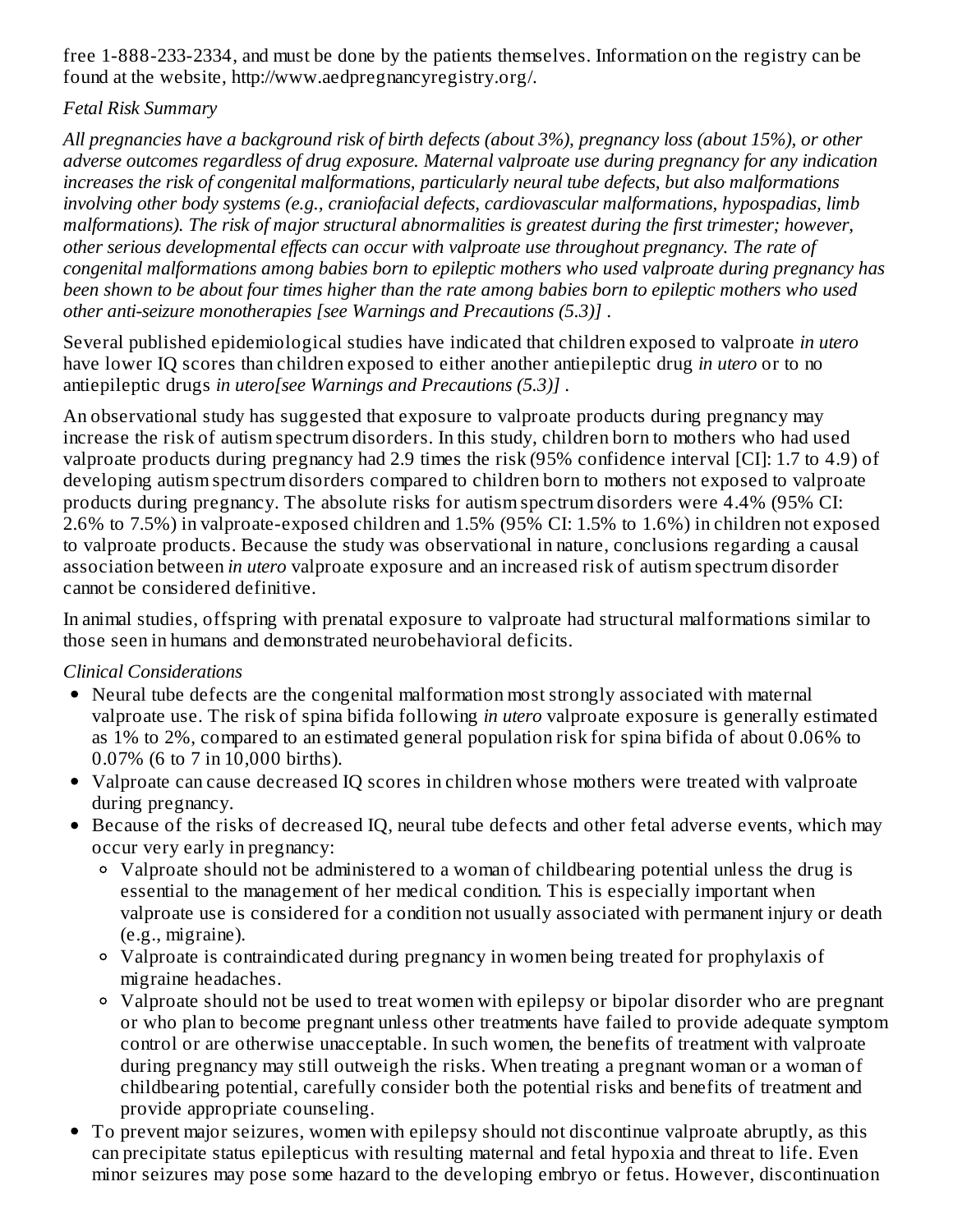free 1-888-233-2334, and must be done by the patients themselves. Information on the registry can be found at the website, http://www.aedpregnancyregistry.org/.

*Fetal Risk Summary*

*All pregnancies have a background risk of birth defects (about 3%), pregnancy loss (about 15%), or other adverse outcomes regardless of drug exposure. Maternal valproate use during pregnancy for any indication increases the risk of congenital malformations, particularly neural tube defects, but also malformations involving other body systems (e.g., craniofacial defects, cardiovascular malformations, hypospadias, limb malformations). The risk of major structural abnormalities is greatest during the first trimester; however, other serious developmental effects can occur with valproate use throughout pregnancy. The rate of congenital malformations among babies born to epileptic mothers who used valproate during pregnancy has been shown to be about four times higher than the rate among babies born to epileptic mothers who used other anti-seizure monotherapies [see Warnings and Precautions (5.3)] .*

Several published epidemiological studies have indicated that children exposed to valproate *in utero* have lower IQ scores than children exposed to either another antiepileptic drug *in utero* or to no antiepileptic drugs *in utero[see Warnings and Precautions (5.3)]* .

An observational study has suggested that exposure to valproate products during pregnancy may increase the risk of autism spectrum disorders. In this study, children born to mothers who had used valproate products during pregnancy had 2.9 times the risk (95% confidence interval [CI]: 1.7 to 4.9) of developing autism spectrum disorders compared to children born to mothers not exposed to valproate products during pregnancy. The absolute risks for autism spectrum disorders were 4.4% (95% CI: 2.6% to 7.5%) in valproate-exposed children and 1.5% (95% CI: 1.5% to 1.6%) in children not exposed to valproate products. Because the study was observational in nature, conclusions regarding a causal association between *in utero* valproate exposure and an increased risk of autism spectrum disorder cannot be considered definitive.

In animal studies, offspring with prenatal exposure to valproate had structural malformations similar to those seen in humans and demonstrated neurobehavioral deficits.

*Clinical Considerations*

- Neural tube defects are the congenital malformation most strongly associated with maternal valproate use. The risk of spina bifida following *in utero* valproate exposure is generally estimated as 1% to 2%, compared to an estimated general population risk for spina bifida of about 0.06% to 0.07% (6 to 7 in 10,000 births).
- Valproate can cause decreased IQ scores in children whose mothers were treated with valproate during pregnancy.
- Because of the risks of decreased IQ, neural tube defects and other fetal adverse events, which may occur very early in pregnancy:
  - Valproate should not be administered to a woman of childbearing potential unless the drug is essential to the management of her medical condition. This is especially important when valproate use is considered for a condition not usually associated with permanent injury or death (e.g., migraine).
  - Valproate is contraindicated during pregnancy in women being treated for prophylaxis of migraine headaches.
  - Valproate should not be used to treat women with epilepsy or bipolar disorder who are pregnant or who plan to become pregnant unless other treatments have failed to provide adequate symptom control or are otherwise unacceptable. In such women, the benefits of treatment with valproate during pregnancy may still outweigh the risks. When treating a pregnant woman or a woman of childbearing potential, carefully consider both the potential risks and benefits of treatment and provide appropriate counseling.
- To prevent major seizures, women with epilepsy should not discontinue valproate abruptly, as this can precipitate status epilepticus with resulting maternal and fetal hypoxia and threat to life. Even minor seizures may pose some hazard to the developing embryo or fetus. However, discontinuation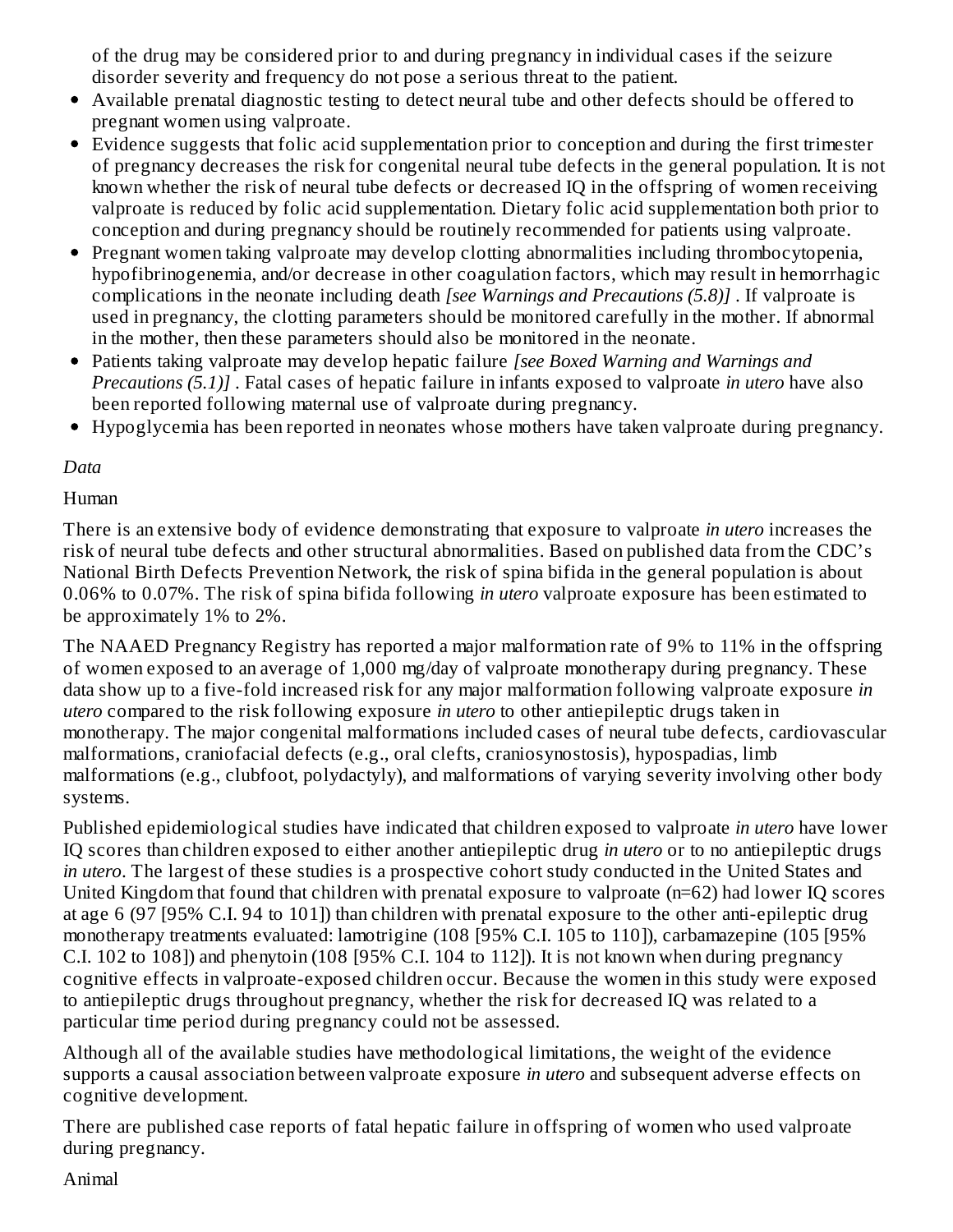of the drug may be considered prior to and during pregnancy in individual cases if the seizure disorder severity and frequency do not pose a serious threat to the patient.

- Available prenatal diagnostic testing to detect neural tube and other defects should be offered to pregnant women using valproate.
- Evidence suggests that folic acid supplementation prior to conception and during the first trimester of pregnancy decreases the risk for congenital neural tube defects in the general population. It is not known whether the risk of neural tube defects or decreased IQ in the offspring of women receiving valproate is reduced by folic acid supplementation. Dietary folic acid supplementation both prior to conception and during pregnancy should be routinely recommended for patients using valproate.
- Pregnant women taking valproate may develop clotting abnormalities including thrombocytopenia, hypofibrinogenemia, and/or decrease in other coagulation factors, which may result in hemorrhagic complications in the neonate including death *[see Warnings and Precautions (5.8)]* . If valproate is used in pregnancy, the clotting parameters should be monitored carefully in the mother. If abnormal in the mother, then these parameters should also be monitored in the neonate.
- Patients taking valproate may develop hepatic failure *[see Boxed Warning and Warnings and Precautions (5.1)]* . Fatal cases of hepatic failure in infants exposed to valproate *in utero* have also been reported following maternal use of valproate during pregnancy.
- Hypoglycemia has been reported in neonates whose mothers have taken valproate during pregnancy.

*Data*

Human

There is an extensive body of evidence demonstrating that exposure to valproate *in utero* increases the risk of neural tube defects and other structural abnormalities. Based on published data from the CDC's National Birth Defects Prevention Network, the risk of spina bifida in the general population is about 0.06% to 0.07%. The risk of spina bifida following *in utero* valproate exposure has been estimated to be approximately 1% to 2%.

The NAAED Pregnancy Registry has reported a major malformation rate of 9% to 11% in the offspring of women exposed to an average of 1,000 mg/day of valproate monotherapy during pregnancy. These data show up to a five-fold increased risk for any major malformation following valproate exposure *in utero* compared to the risk following exposure *in utero* to other antiepileptic drugs taken in monotherapy. The major congenital malformations included cases of neural tube defects, cardiovascular malformations, craniofacial defects (e.g., oral clefts, craniosynostosis), hypospadias, limb malformations (e.g., clubfoot, polydactyly), and malformations of varying severity involving other body systems.

Published epidemiological studies have indicated that children exposed to valproate *in utero* have lower IQ scores than children exposed to either another antiepileptic drug *in utero* or to no antiepileptic drugs *in utero*. The largest of these studies is a prospective cohort study conducted in the United States and United Kingdom that found that children with prenatal exposure to valproate (n=62) had lower IQ scores at age 6 (97 [95% C.I. 94 to 101]) than children with prenatal exposure to the other anti-epileptic drug monotherapy treatments evaluated: lamotrigine (108 [95% C.I. 105 to 110]), carbamazepine (105 [95% C.I. 102 to 108]) and phenytoin (108 [95% C.I. 104 to 112]). It is not known when during pregnancy cognitive effects in valproate-exposed children occur. Because the women in this study were exposed to antiepileptic drugs throughout pregnancy, whether the risk for decreased IQ was related to a particular time period during pregnancy could not be assessed.

Although all of the available studies have methodological limitations, the weight of the evidence supports a causal association between valproate exposure *in utero* and subsequent adverse effects on cognitive development.

There are published case reports of fatal hepatic failure in offspring of women who used valproate during pregnancy.

Animal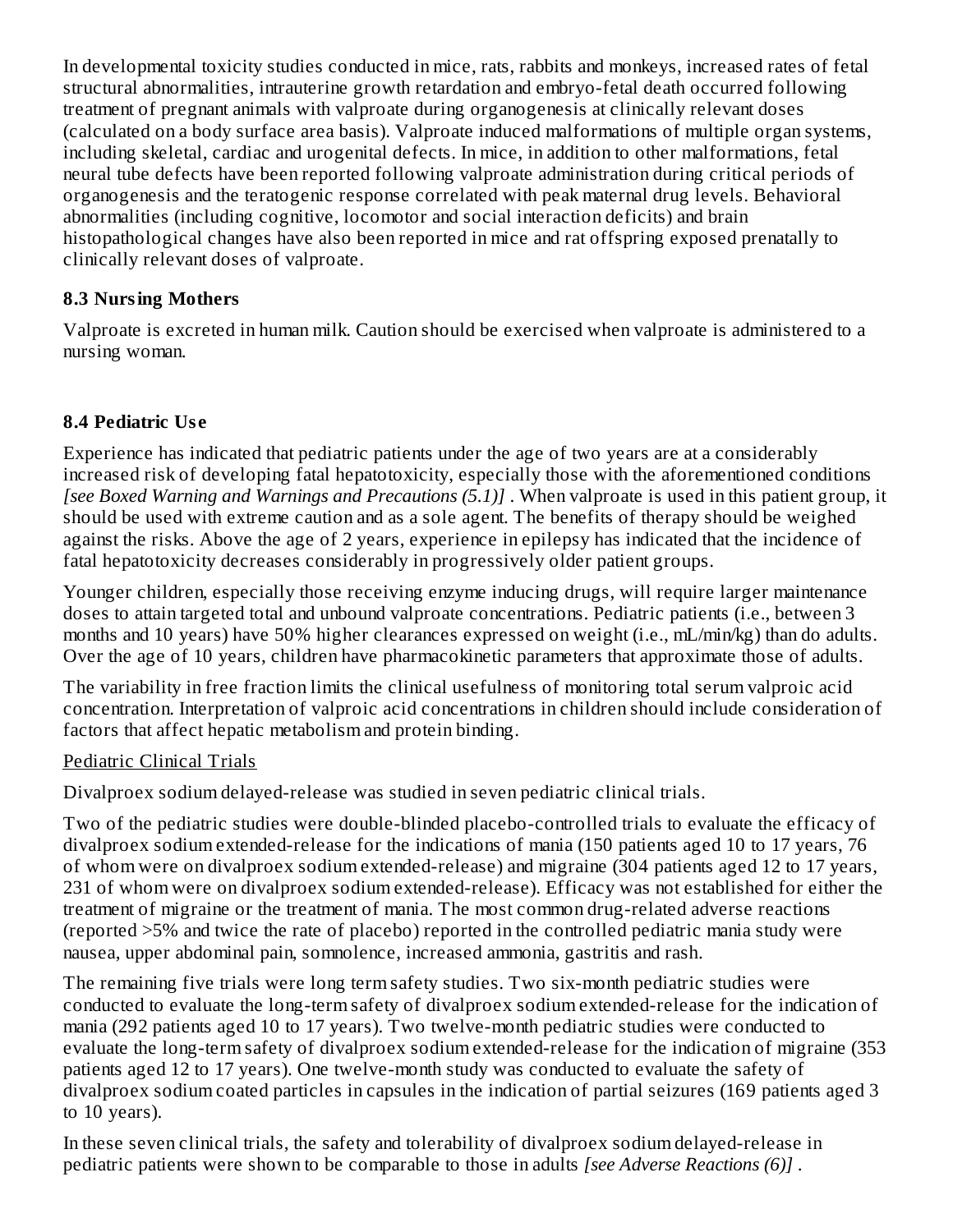In developmental toxicity studies conducted in mice, rats, rabbits and monkeys, increased rates of fetal structural abnormalities, intrauterine growth retardation and embryo-fetal death occurred following treatment of pregnant animals with valproate during organogenesis at clinically relevant doses (calculated on a body surface area basis). Valproate induced malformations of multiple organ systems, including skeletal, cardiac and urogenital defects. In mice, in addition to other malformations, fetal neural tube defects have been reported following valproate administration during critical periods of organogenesis and the teratogenic response correlated with peak maternal drug levels. Behavioral abnormalities (including cognitive, locomotor and social interaction deficits) and brain histopathological changes have also been reported in mice and rat offspring exposed prenatally to clinically relevant doses of valproate.

### 8.3 Nursing Mothers

Valproate is excreted in human milk. Caution should be exercised when valproate is administered to a nursing woman.

### 8.4 Pediatric Use

Experience has indicated that pediatric patients under the age of two years are at a considerably increased risk of developing fatal hepatotoxicity, especially those with the aforementioned conditions *[see Boxed Warning and Warnings and Precautions (5.1)]* . When valproate is used in this patient group, it should be used with extreme caution and as a sole agent. The benefits of therapy should be weighed against the risks. Above the age of 2 years, experience in epilepsy has indicated that the incidence of fatal hepatotoxicity decreases considerably in progressively older patient groups.

Younger children, especially those receiving enzyme inducing drugs, will require larger maintenance doses to attain targeted total and unbound valproate concentrations. Pediatric patients (i.e., between 3 months and 10 years) have 50% higher clearances expressed on weight (i.e., mL/min/kg) than do adults. Over the age of 10 years, children have pharmacokinetic parameters that approximate those of adults.

The variability in free fraction limits the clinical usefulness of monitoring total serum valproic acid concentration. Interpretation of valproic acid concentrations in children should include consideration of factors that affect hepatic metabolism and protein binding.

<u>Pediatric Clinical Trials</u>

Divalproex sodium delayed-release was studied in seven pediatric clinical trials.

Two of the pediatric studies were double-blinded placebo-controlled trials to evaluate the efficacy of divalproex sodium extended-release for the indications of mania (150 patients aged 10 to 17 years, 76 of whom were on divalproex sodium extended-release) and migraine (304 patients aged 12 to 17 years, 231 of whom were on divalproex sodium extended-release). Efficacy was not established for either the treatment of migraine or the treatment of mania. The most common drug-related adverse reactions (reported >5% and twice the rate of placebo) reported in the controlled pediatric mania study were nausea, upper abdominal pain, somnolence, increased ammonia, gastritis and rash.

The remaining five trials were long term safety studies. Two six-month pediatric studies were conducted to evaluate the long-term safety of divalproex sodium extended-release for the indication of mania (292 patients aged 10 to 17 years). Two twelve-month pediatric studies were conducted to evaluate the long-term safety of divalproex sodium extended-release for the indication of migraine (353 patients aged 12 to 17 years). One twelve-month study was conducted to evaluate the safety of divalproex sodium coated particles in capsules in the indication of partial seizures (169 patients aged 3 to 10 years).

In these seven clinical trials, the safety and tolerability of divalproex sodium delayed-release in pediatric patients were shown to be comparable to those in adults *[see Adverse Reactions (6)]* .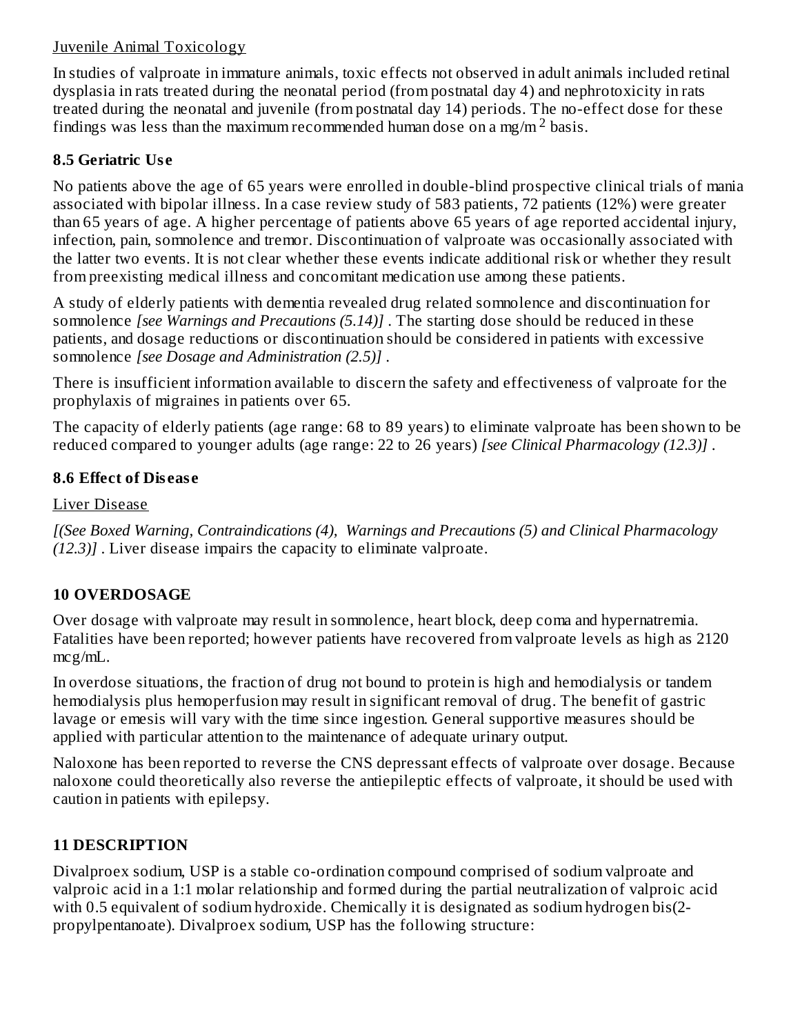Juvenile Animal Toxicology

In studies of valproate in immature animals, toxic effects not observed in adult animals included retinal dysplasia in rats treated during the neonatal period (from postnatal day 4) and nephrotoxicity in rats treated during the neonatal and juvenile (from postnatal day 14) periods. The no-effect dose for these findings was less than the maximum recommended human dose on a $mg/m^2$ basis.

### 8.5 Geriatric Use

No patients above the age of 65 years were enrolled in double-blind prospective clinical trials of mania associated with bipolar illness. In a case review study of 583 patients, 72 patients (12%) were greater than 65 years of age. A higher percentage of patients above 65 years of age reported accidental injury, infection, pain, somnolence and tremor. Discontinuation of valproate was occasionally associated with the latter two events. It is not clear whether these events indicate additional risk or whether they result from preexisting medical illness and concomitant medication use among these patients.

A study of elderly patients with dementia revealed drug related somnolence and discontinuation for somnolence *[see Warnings and Precautions (5.14)]* . The starting dose should be reduced in these patients, and dosage reductions or discontinuation should be considered in patients with excessive somnolence *[see Dosage and Administration (2.5)]* .

There is insufficient information available to discern the safety and effectiveness of valproate for the prophylaxis of migraines in patients over 65.

The capacity of elderly patients (age range: 68 to 89 years) to eliminate valproate has been shown to be reduced compared to younger adults (age range: 22 to 26 years) *[see Clinical Pharmacology (12.3)]* .

### 8.6 Effect of Disease

Liver Disease

*[(See Boxed Warning, Contraindications (4), Warnings and Precautions (5) and Clinical Pharmacology (12.3)]* . Liver disease impairs the capacity to eliminate valproate.

## 10 OVERDOSAGE

Over dosage with valproate may result in somnolence, heart block, deep coma and hypernatremia. Fatalities have been reported; however patients have recovered from valproate levels as high as 2120 mcg/mL.

In overdose situations, the fraction of drug not bound to protein is high and hemodialysis or tandem hemodialysis plus hemoperfusion may result in significant removal of drug. The benefit of gastric lavage or emesis will vary with the time since ingestion. General supportive measures should be applied with particular attention to the maintenance of adequate urinary output.

Naloxone has been reported to reverse the CNS depressant effects of valproate over dosage. Because naloxone could theoretically also reverse the antiepileptic effects of valproate, it should be used with caution in patients with epilepsy.

## 11 DESCRIPTION

Divalproex sodium, USP is a stable co-ordination compound comprised of sodium valproate and valproic acid in a 1:1 molar relationship and formed during the partial neutralization of valproic acid with 0.5 equivalent of sodium hydroxide. Chemically it is designated as sodium hydrogen bis(2-propylpentanoate). Divalproex sodium, USP has the following structure: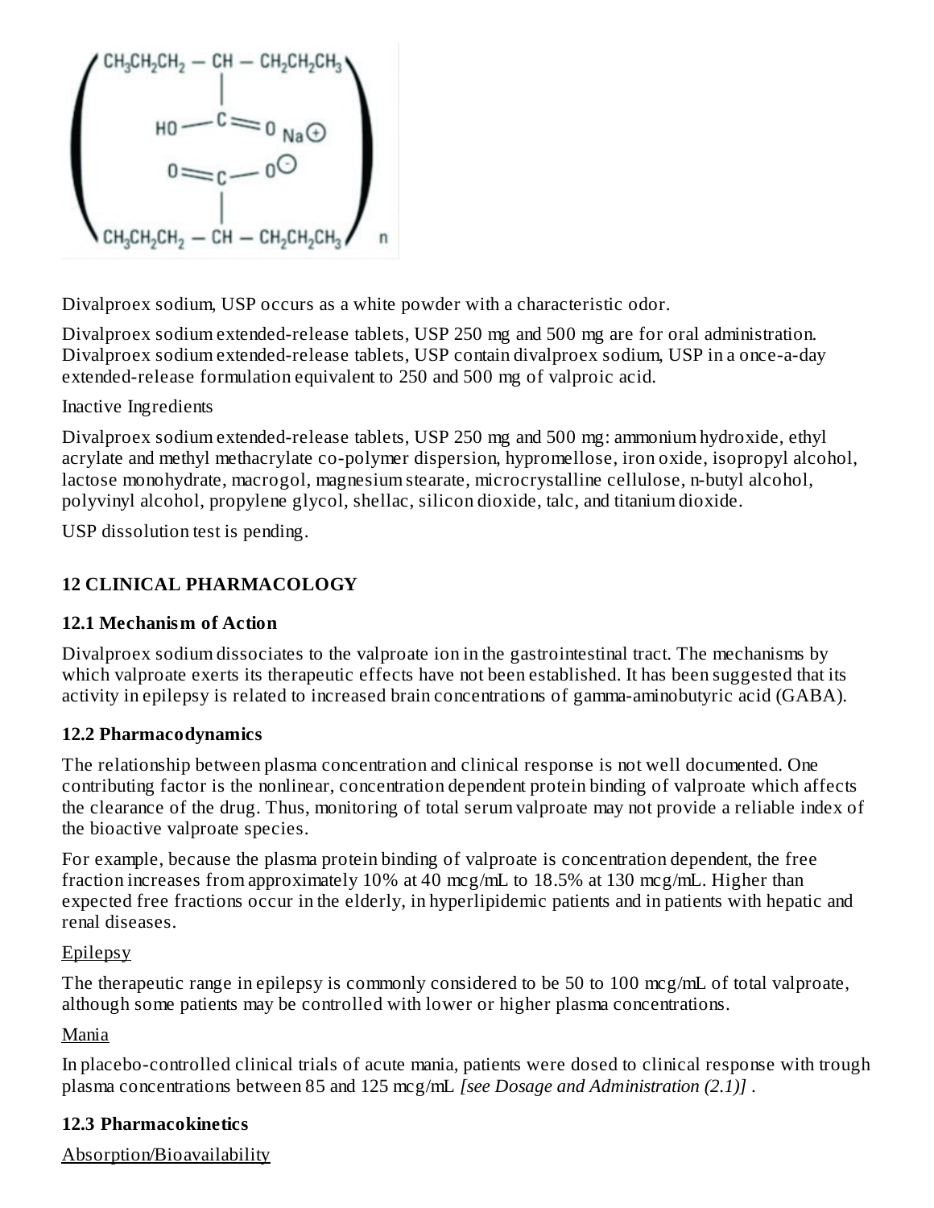$$\left( \begin{array}{c} CH_3CH_2CH_2 - CH - CH_2CH_2CH_3 \\ | \\ HO - C = O \quad Na^{\oplus} \\ O = C - O^{\ominus} \\ | \\ CH_3CH_2CH_2 - CH - CH_2CH_2CH_3 \end{array} \right)_n$$

Divalproex sodium, USP occurs as a white powder with a characteristic odor.

Divalproex sodium extended-release tablets, USP 250 mg and 500 mg are for oral administration. Divalproex sodium extended-release tablets, USP contain divalproex sodium, USP in a once-a-day extended-release formulation equivalent to 250 and 500 mg of valproic acid.

Inactive Ingredients

Divalproex sodium extended-release tablets, USP 250 mg and 500 mg: ammonium hydroxide, ethyl acrylate and methyl methacrylate co-polymer dispersion, hypromellose, iron oxide, isopropyl alcohol, lactose monohydrate, macrogol, magnesium stearate, microcrystalline cellulose, n-butyl alcohol, polyvinyl alcohol, propylene glycol, shellac, silicon dioxide, talc, and titanium dioxide.

USP dissolution test is pending.

## 12 CLINICAL PHARMACOLOGY

### 12.1 Mechanism of Action

Divalproex sodium dissociates to the valproate ion in the gastrointestinal tract. The mechanisms by which valproate exerts its therapeutic effects have not been established. It has been suggested that its activity in epilepsy is related to increased brain concentrations of gamma-aminobutyric acid (GABA).

### 12.2 Pharmacodynamics

The relationship between plasma concentration and clinical response is not well documented. One contributing factor is the nonlinear, concentration dependent protein binding of valproate which affects the clearance of the drug. Thus, monitoring of total serum valproate may not provide a reliable index of the bioactive valproate species.

For example, because the plasma protein binding of valproate is concentration dependent, the free fraction increases from approximately 10% at 40 mcg/mL to 18.5% at 130 mcg/mL. Higher than expected free fractions occur in the elderly, in hyperlipidemic patients and in patients with hepatic and renal diseases.

Epilepsy

The therapeutic range in epilepsy is commonly considered to be 50 to 100 mcg/mL of total valproate, although some patients may be controlled with lower or higher plasma concentrations.

Mania

In placebo-controlled clinical trials of acute mania, patients were dosed to clinical response with trough plasma concentrations between 85 and 125 mcg/mL *[see Dosage and Administration (2.1)]* .

### 12.3 Pharmacokinetics

Absorption/Bioavailability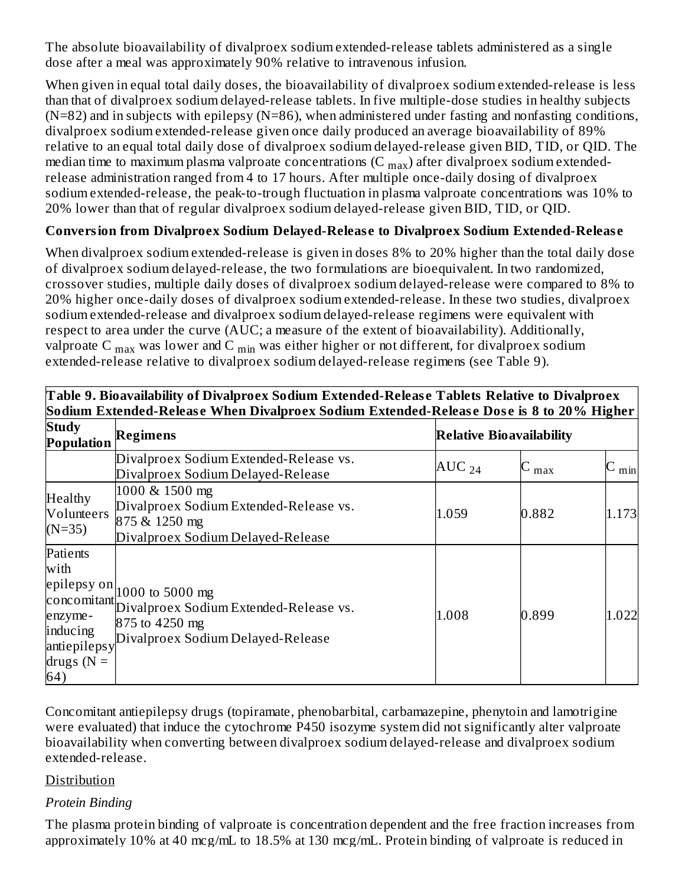The absolute bioavailability of divalproex sodium extended-release tablets administered as a single dose after a meal was approximately 90% relative to intravenous infusion.

When given in equal total daily doses, the bioavailability of divalproex sodium extended-release is less than that of divalproex sodium delayed-release tablets. In five multiple-dose studies in healthy subjects (N=82) and in subjects with epilepsy (N=86), when administered under fasting and nonfasting conditions, divalproex sodium extended-release given once daily produced an average bioavailability of 89% relative to an equal total daily dose of divalproex sodium delayed-release given BID, TID, or QID. The median time to maximum plasma valproate concentrations ($C_{max}$) after divalproex sodium extended-release administration ranged from 4 to 17 hours. After multiple once-daily dosing of divalproex sodium extended-release, the peak-to-trough fluctuation in plasma valproate concentrations was 10% to 20% lower than that of regular divalproex sodium delayed-release given BID, TID, or QID.

**Conversion from Divalproex Sodium Delayed-Release to Divalproex Sodium Extended-Release**

When divalproex sodium extended-release is given in doses 8% to 20% higher than the total daily dose of divalproex sodium delayed-release, the two formulations are bioequivalent. In two randomized, crossover studies, multiple daily doses of divalproex sodium delayed-release were compared to 8% to 20% higher once-daily doses of divalproex sodium extended-release. In these two studies, divalproex sodium extended-release and divalproex sodium delayed-release regimens were equivalent with respect to area under the curve (AUC; a measure of the extent of bioavailability). Additionally, valproate $C_{max}$ was lower and $C_{min}$ was either higher or not different, for divalproex sodium extended-release relative to divalproex sodium delayed-release regimens (see Table 9).

**Table 9. Bioavailability of Divalproex Sodium Extended-Release Tablets Relative to Divalproex Sodium Extended-Release When Divalproex Sodium Extended-Release Dose is 8 to 20% Higher**

| Study Population | Regimens | Relative Bioavailability | | |
|---|---|---|---|---|
| | Divalproex Sodium Extended-Release vs. Divalproex Sodium Delayed-Release | $AUC_{24}$ | $C_{max}$ | $C_{min}$ |
| Healthy Volunteers (N=35) | 1000 & 1500 mg Divalproex Sodium Extended-Release vs. 875 & 1250 mg Divalproex Sodium Delayed-Release | 1.059 | 0.882 | 1.173 |
| Patients with epilepsy on concomitant enzyme-inducing antiepilepsy drugs (N = 64) | 1000 to 5000 mg Divalproex Sodium Extended-Release vs. 875 to 4250 mg Divalproex Sodium Delayed-Release | 1.008 | 0.899 | 1.022 |

Concomitant antiepilepsy drugs (topiramate, phenobarbital, carbamazepine, phenytoin and lamotrigine were evaluated) that induce the cytochrome P450 isozyme system did not significantly alter valproate bioavailability when converting between divalproex sodium delayed-release and divalproex sodium extended-release.

Distribution

*Protein Binding*

The plasma protein binding of valproate is concentration dependent and the free fraction increases from approximately 10% at 40 mcg/mL to 18.5% at 130 mcg/mL. Protein binding of valproate is reduced in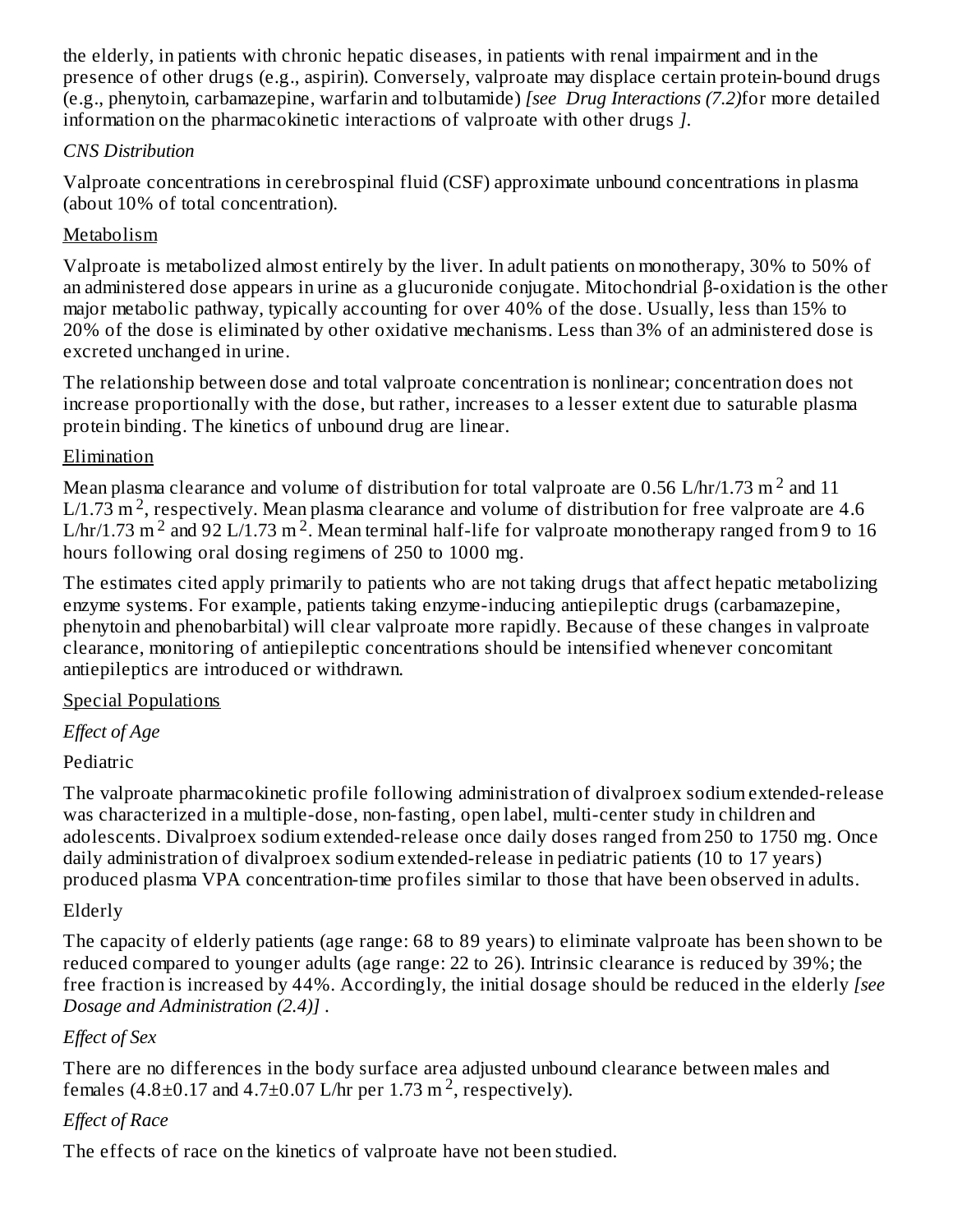the elderly, in patients with chronic hepatic diseases, in patients with renal impairment and in the presence of other drugs (e.g., aspirin). Conversely, valproate may displace certain protein-bound drugs (e.g., phenytoin, carbamazepine, warfarin and tolbutamide) *[see Drug Interactions (7.2)*for more detailed information on the pharmacokinetic interactions of valproate with other drugs *]*.

*CNS Distribution*

Valproate concentrations in cerebrospinal fluid (CSF) approximate unbound concentrations in plasma (about 10% of total concentration).

<u>Metabolism</u>

Valproate is metabolized almost entirely by the liver. In adult patients on monotherapy, 30% to 50% of an administered dose appears in urine as a glucuronide conjugate. Mitochondrial β-oxidation is the other major metabolic pathway, typically accounting for over 40% of the dose. Usually, less than 15% to 20% of the dose is eliminated by other oxidative mechanisms. Less than 3% of an administered dose is excreted unchanged in urine.

The relationship between dose and total valproate concentration is nonlinear; concentration does not increase proportionally with the dose, but rather, increases to a lesser extent due to saturable plasma protein binding. The kinetics of unbound drug are linear.

<u>Elimination</u>

Mean plasma clearance and volume of distribution for total valproate are 0.56 L/hr/1.73 $m^2$ and 11 L/1.73 $m^2$, respectively. Mean plasma clearance and volume of distribution for free valproate are 4.6 L/hr/1.73 $m^2$ and 92 L/1.73 $m^2$. Mean terminal half-life for valproate monotherapy ranged from 9 to 16 hours following oral dosing regimens of 250 to 1000 mg.

The estimates cited apply primarily to patients who are not taking drugs that affect hepatic metabolizing enzyme systems. For example, patients taking enzyme-inducing antiepileptic drugs (carbamazepine, phenytoin and phenobarbital) will clear valproate more rapidly. Because of these changes in valproate clearance, monitoring of antiepileptic concentrations should be intensified whenever concomitant antiepileptics are introduced or withdrawn.

<u>Special Populations</u>

*Effect of Age*

Pediatric

The valproate pharmacokinetic profile following administration of divalproex sodium extended-release was characterized in a multiple-dose, non-fasting, open label, multi-center study in children and adolescents. Divalproex sodium extended-release once daily doses ranged from 250 to 1750 mg. Once daily administration of divalproex sodium extended-release in pediatric patients (10 to 17 years) produced plasma VPA concentration-time profiles similar to those that have been observed in adults.

Elderly

The capacity of elderly patients (age range: 68 to 89 years) to eliminate valproate has been shown to be reduced compared to younger adults (age range: 22 to 26). Intrinsic clearance is reduced by 39%; the free fraction is increased by 44%. Accordingly, the initial dosage should be reduced in the elderly *[see Dosage and Administration (2.4)]* .

*Effect of Sex*

There are no differences in the body surface area adjusted unbound clearance between males and females (4.8±0.17 and 4.7±0.07 L/hr per 1.73 $m^2$, respectively).

*Effect of Race*

The effects of race on the kinetics of valproate have not been studied.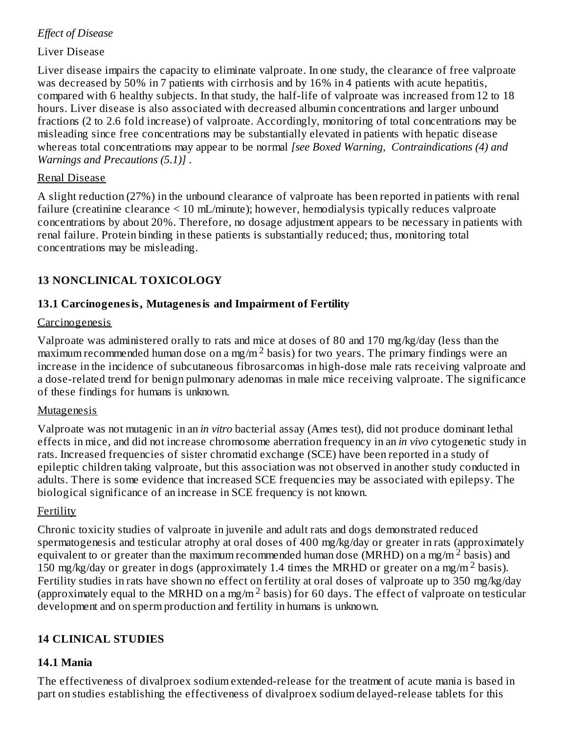*Effect of Disease*

Liver Disease

Liver disease impairs the capacity to eliminate valproate. In one study, the clearance of free valproate was decreased by 50% in 7 patients with cirrhosis and by 16% in 4 patients with acute hepatitis, compared with 6 healthy subjects. In that study, the half-life of valproate was increased from 12 to 18 hours. Liver disease is also associated with decreased albumin concentrations and larger unbound fractions (2 to 2.6 fold increase) of valproate. Accordingly, monitoring of total concentrations may be misleading since free concentrations may be substantially elevated in patients with hepatic disease whereas total concentrations may appear to be normal *[see Boxed Warning, Contraindications (4) and Warnings and Precautions (5.1)]* .

Renal Disease

A slight reduction (27%) in the unbound clearance of valproate has been reported in patients with renal failure (creatinine clearance < 10 mL/minute); however, hemodialysis typically reduces valproate concentrations by about 20%. Therefore, no dosage adjustment appears to be necessary in patients with renal failure. Protein binding in these patients is substantially reduced; thus, monitoring total concentrations may be misleading.

## 13 NONCLINICAL TOXICOLOGY

### 13.1 Carcinogenesis, Mutagenesis and Impairment of Fertility

Carcinogenesis

Valproate was administered orally to rats and mice at doses of 80 and 170 mg/kg/day (less than the maximum recommended human dose on a mg/m$^2$ basis) for two years. The primary findings were an increase in the incidence of subcutaneous fibrosarcomas in high-dose male rats receiving valproate and a dose-related trend for benign pulmonary adenomas in male mice receiving valproate. The significance of these findings for humans is unknown.

Mutagenesis

Valproate was not mutagenic in an *in vitro* bacterial assay (Ames test), did not produce dominant lethal effects in mice, and did not increase chromosome aberration frequency in an *in vivo* cytogenetic study in rats. Increased frequencies of sister chromatid exchange (SCE) have been reported in a study of epileptic children taking valproate, but this association was not observed in another study conducted in adults. There is some evidence that increased SCE frequencies may be associated with epilepsy. The biological significance of an increase in SCE frequency is not known.

Fertility

Chronic toxicity studies of valproate in juvenile and adult rats and dogs demonstrated reduced spermatogenesis and testicular atrophy at oral doses of 400 mg/kg/day or greater in rats (approximately equivalent to or greater than the maximum recommended human dose (MRHD) on a mg/m$^2$ basis) and 150 mg/kg/day or greater in dogs (approximately 1.4 times the MRHD or greater on a mg/m$^2$ basis). Fertility studies in rats have shown no effect on fertility at oral doses of valproate up to 350 mg/kg/day (approximately equal to the MRHD on a mg/m$^2$ basis) for 60 days. The effect of valproate on testicular development and on sperm production and fertility in humans is unknown.

## 14 CLINICAL STUDIES

### 14.1 Mania

The effectiveness of divalproex sodium extended-release for the treatment of acute mania is based in part on studies establishing the effectiveness of divalproex sodium delayed-release tablets for this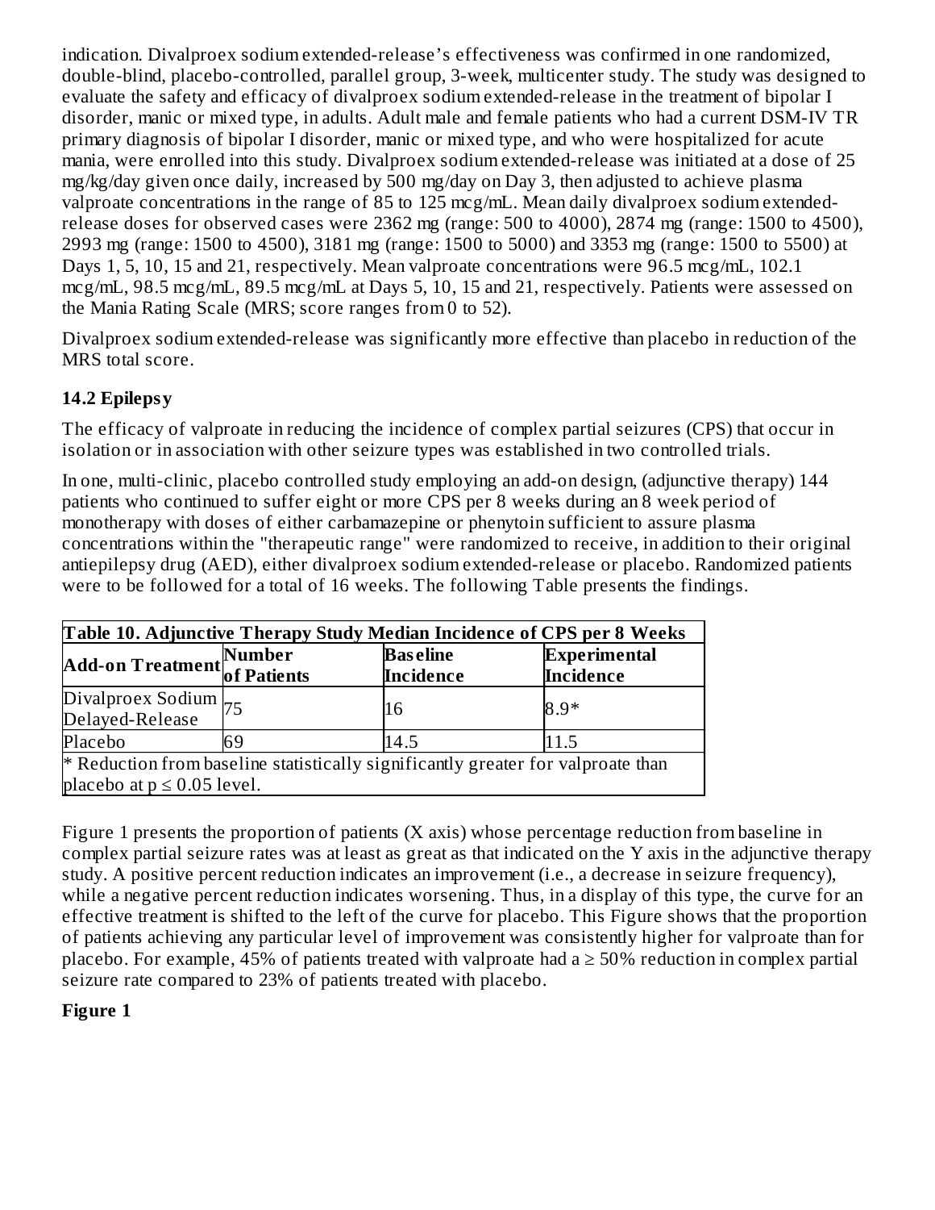indication. Divalproex sodium extended-release's effectiveness was confirmed in one randomized, double-blind, placebo-controlled, parallel group, 3-week, multicenter study. The study was designed to evaluate the safety and efficacy of divalproex sodium extended-release in the treatment of bipolar I disorder, manic or mixed type, in adults. Adult male and female patients who had a current DSM-IV TR primary diagnosis of bipolar I disorder, manic or mixed type, and who were hospitalized for acute mania, were enrolled into this study. Divalproex sodium extended-release was initiated at a dose of 25 mg/kg/day given once daily, increased by 500 mg/day on Day 3, then adjusted to achieve plasma valproate concentrations in the range of 85 to 125 mcg/mL. Mean daily divalproex sodium extended-release doses for observed cases were 2362 mg (range: 500 to 4000), 2874 mg (range: 1500 to 4500), 2993 mg (range: 1500 to 4500), 3181 mg (range: 1500 to 5000) and 3353 mg (range: 1500 to 5500) at Days 1, 5, 10, 15 and 21, respectively. Mean valproate concentrations were 96.5 mcg/mL, 102.1 mcg/mL, 98.5 mcg/mL, 89.5 mcg/mL at Days 5, 10, 15 and 21, respectively. Patients were assessed on the Mania Rating Scale (MRS; score ranges from 0 to 52).

Divalproex sodium extended-release was significantly more effective than placebo in reduction of the MRS total score.

### 14.2 Epilepsy

The efficacy of valproate in reducing the incidence of complex partial seizures (CPS) that occur in isolation or in association with other seizure types was established in two controlled trials.

In one, multi-clinic, placebo controlled study employing an add-on design, (adjunctive therapy) 144 patients who continued to suffer eight or more CPS per 8 weeks during an 8 week period of monotherapy with doses of either carbamazepine or phenytoin sufficient to assure plasma concentrations within the "therapeutic range" were randomized to receive, in addition to their original antiepilepsy drug (AED), either divalproex sodium extended-release or placebo. Randomized patients were to be followed for a total of 16 weeks. The following Table presents the findings.

**Table 10. Adjunctive Therapy Study Median Incidence of CPS per 8 Weeks**

| Add-on Treatment | Number of Patients | Baseline Incidence | Experimental Incidence |
|---|---|---|---|
| Divalproex Sodium Delayed-Release | 75 | 16 | 8.9* |
| Placebo | 69 | 14.5 | 11.5 |

\* Reduction from baseline statistically significantly greater for valproate than placebo at $p \leq 0.05$ level.

Figure 1 presents the proportion of patients (X axis) whose percentage reduction from baseline in complex partial seizure rates was at least as great as that indicated on the Y axis in the adjunctive therapy study. A positive percent reduction indicates an improvement (i.e., a decrease in seizure frequency), while a negative percent reduction indicates worsening. Thus, in a display of this type, the curve for an effective treatment is shifted to the left of the curve for placebo. This Figure shows that the proportion of patients achieving any particular level of improvement was consistently higher for valproate than for placebo. For example, 45% of patients treated with valproate had a ≥ 50% reduction in complex partial seizure rate compared to 23% of patients treated with placebo.

**Figure 1**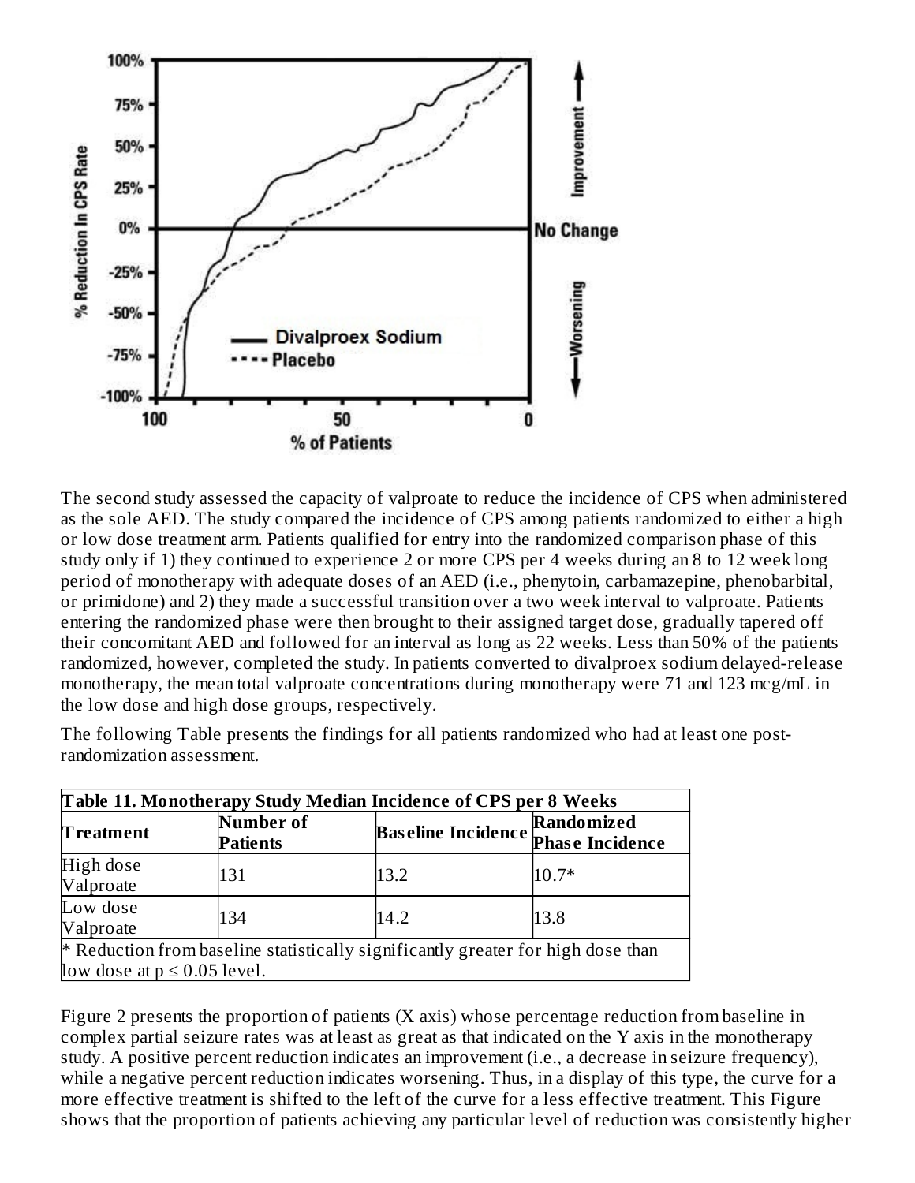The second study assessed the capacity of valproate to reduce the incidence of CPS when administered as the sole AED. The study compared the incidence of CPS among patients randomized to either a high or low dose treatment arm. Patients qualified for entry into the randomized comparison phase of this study only if 1) they continued to experience 2 or more CPS per 4 weeks during an 8 to 12 week long period of monotherapy with adequate doses of an AED (i.e., phenytoin, carbamazepine, phenobarbital, or primidone) and 2) they made a successful transition over a two week interval to valproate. Patients entering the randomized phase were then brought to their assigned target dose, gradually tapered off their concomitant AED and followed for an interval as long as 22 weeks. Less than 50% of the patients randomized, however, completed the study. In patients converted to divalproex sodium delayed-release monotherapy, the mean total valproate concentrations during monotherapy were 71 and 123 mcg/mL in the low dose and high dose groups, respectively.

The following Table presents the findings for all patients randomized who had at least one post-randomization assessment.

**Table 11. Monotherapy Study Median Incidence of CPS per 8 Weeks**

| Treatment | Number of Patients | Baseline Incidence | Randomized Phase Incidence |
|---|---|---|---|
| High dose Valproate | 131 | 13.2 | 10.7* |
| Low dose Valproate | 134 | 14.2 | 13.8 |

\* Reduction from baseline statistically significantly greater for high dose than low dose at $p \leq 0.05$ level.

Figure 2 presents the proportion of patients (X axis) whose percentage reduction from baseline in complex partial seizure rates was at least as great as that indicated on the Y axis in the monotherapy study. A positive percent reduction indicates an improvement (i.e., a decrease in seizure frequency), while a negative percent reduction indicates worsening. Thus, in a display of this type, the curve for a more effective treatment is shifted to the left of the curve for a less effective treatment. This Figure shows that the proportion of patients achieving any particular level of reduction was consistently higher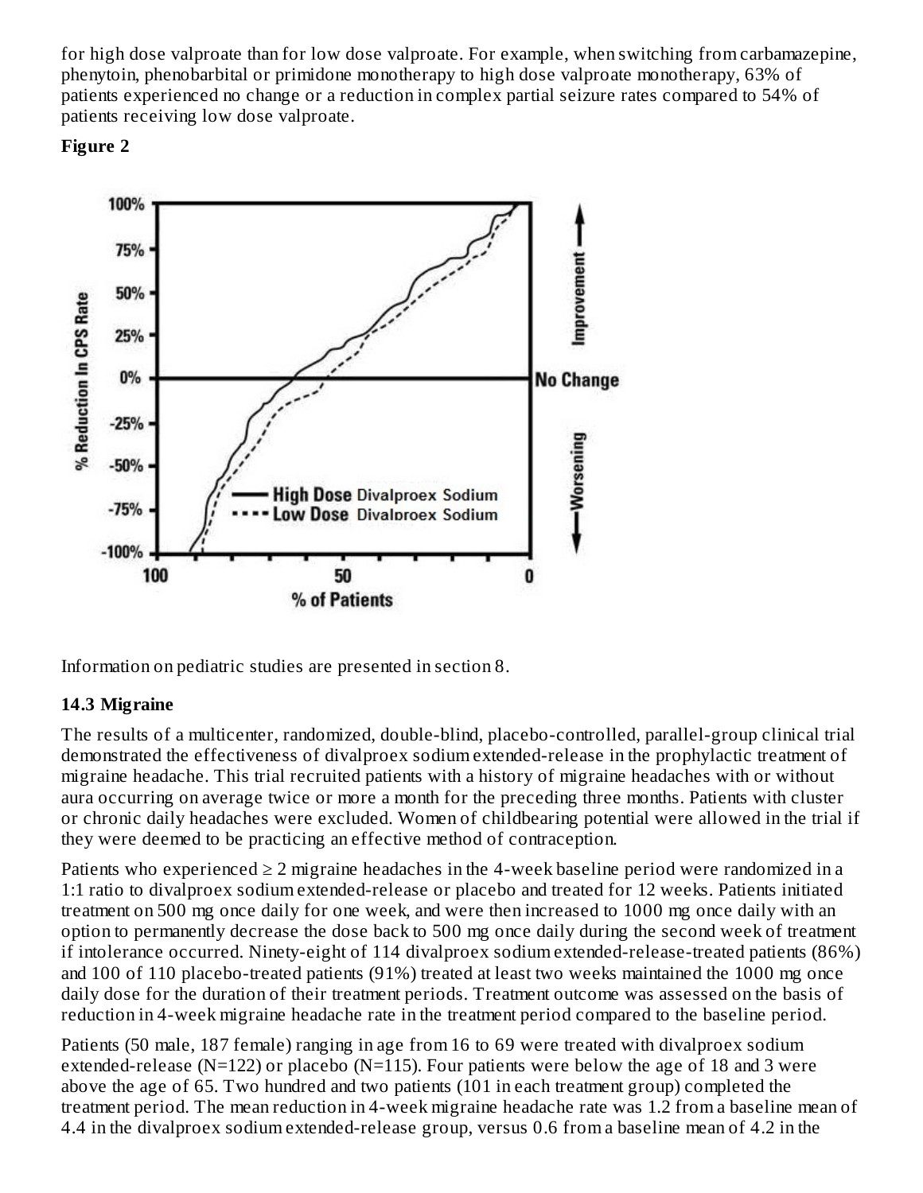for high dose valproate than for low dose valproate. For example, when switching from carbamazepine, phenytoin, phenobarbital or primidone monotherapy to high dose valproate monotherapy, 63% of patients experienced no change or a reduction in complex partial seizure rates compared to 54% of patients receiving low dose valproate.

**Figure 2**

Information on pediatric studies are presented in section 8.

### 14.3 Migraine

The results of a multicenter, randomized, double-blind, placebo-controlled, parallel-group clinical trial demonstrated the effectiveness of divalproex sodium extended-release in the prophylactic treatment of migraine headache. This trial recruited patients with a history of migraine headaches with or without aura occurring on average twice or more a month for the preceding three months. Patients with cluster or chronic daily headaches were excluded. Women of childbearing potential were allowed in the trial if they were deemed to be practicing an effective method of contraception.

Patients who experienced ≥ 2 migraine headaches in the 4-week baseline period were randomized in a 1:1 ratio to divalproex sodium extended-release or placebo and treated for 12 weeks. Patients initiated treatment on 500 mg once daily for one week, and were then increased to 1000 mg once daily with an option to permanently decrease the dose back to 500 mg once daily during the second week of treatment if intolerance occurred. Ninety-eight of 114 divalproex sodium extended-release-treated patients (86%) and 100 of 110 placebo-treated patients (91%) treated at least two weeks maintained the 1000 mg once daily dose for the duration of their treatment periods. Treatment outcome was assessed on the basis of reduction in 4-week migraine headache rate in the treatment period compared to the baseline period.

Patients (50 male, 187 female) ranging in age from 16 to 69 were treated with divalproex sodium extended-release (N=122) or placebo (N=115). Four patients were below the age of 18 and 3 were above the age of 65. Two hundred and two patients (101 in each treatment group) completed the treatment period. The mean reduction in 4-week migraine headache rate was 1.2 from a baseline mean of 4.4 in the divalproex sodium extended-release group, versus 0.6 from a baseline mean of 4.2 in the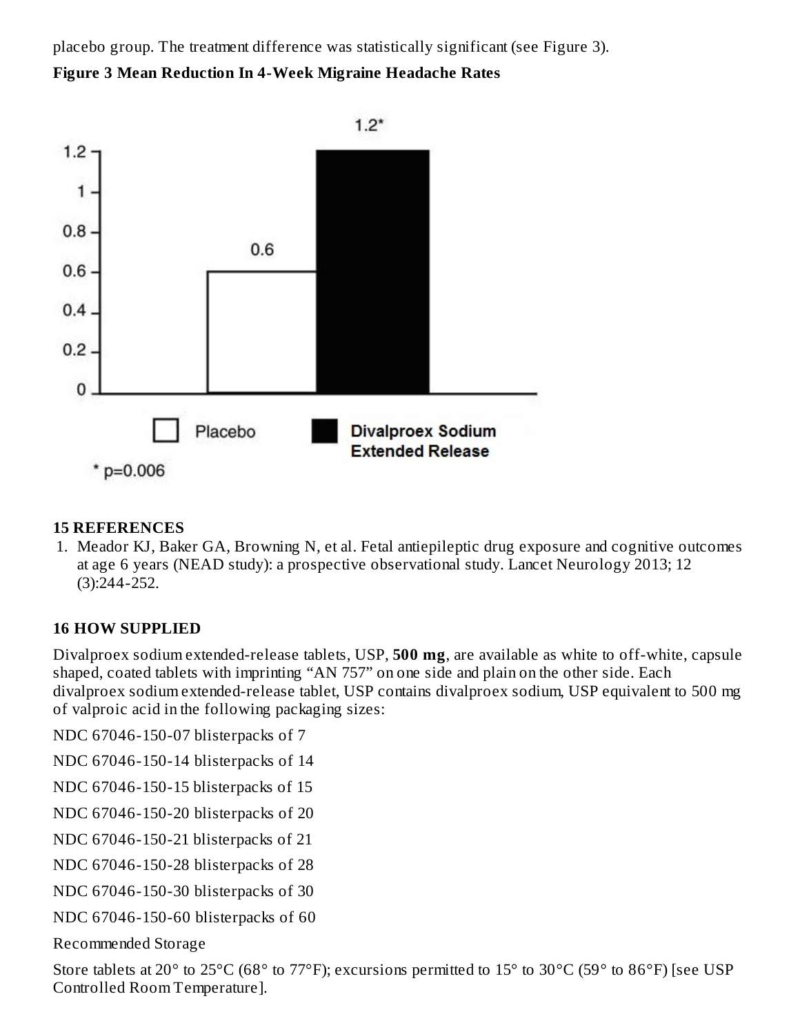placebo group. The treatment difference was statistically significant (see Figure 3).

**Figure 3 Mean Reduction In 4-Week Migraine Headache Rates**

## 15 REFERENCES

1. Meador KJ, Baker GA, Browning N, et al. Fetal antiepileptic drug exposure and cognitive outcomes at age 6 years (NEAD study): a prospective observational study. Lancet Neurology 2013; 12 (3):244-252.

## 16 HOW SUPPLIED

Divalproex sodium extended-release tablets, USP, **500 mg**, are available as white to off-white, capsule shaped, coated tablets with imprinting “AN 757” on one side and plain on the other side. Each divalproex sodium extended-release tablet, USP contains divalproex sodium, USP equivalent to 500 mg of valproic acid in the following packaging sizes:

NDC 67046-150-07 blisterpacks of 7

NDC 67046-150-14 blisterpacks of 14

NDC 67046-150-15 blisterpacks of 15

NDC 67046-150-20 blisterpacks of 20

NDC 67046-150-21 blisterpacks of 21

NDC 67046-150-28 blisterpacks of 28

NDC 67046-150-30 blisterpacks of 30

NDC 67046-150-60 blisterpacks of 60

Recommended Storage

Store tablets at 20° to 25°C (68° to 77°F); excursions permitted to 15° to 30°C (59° to 86°F) [see USP Controlled Room Temperature].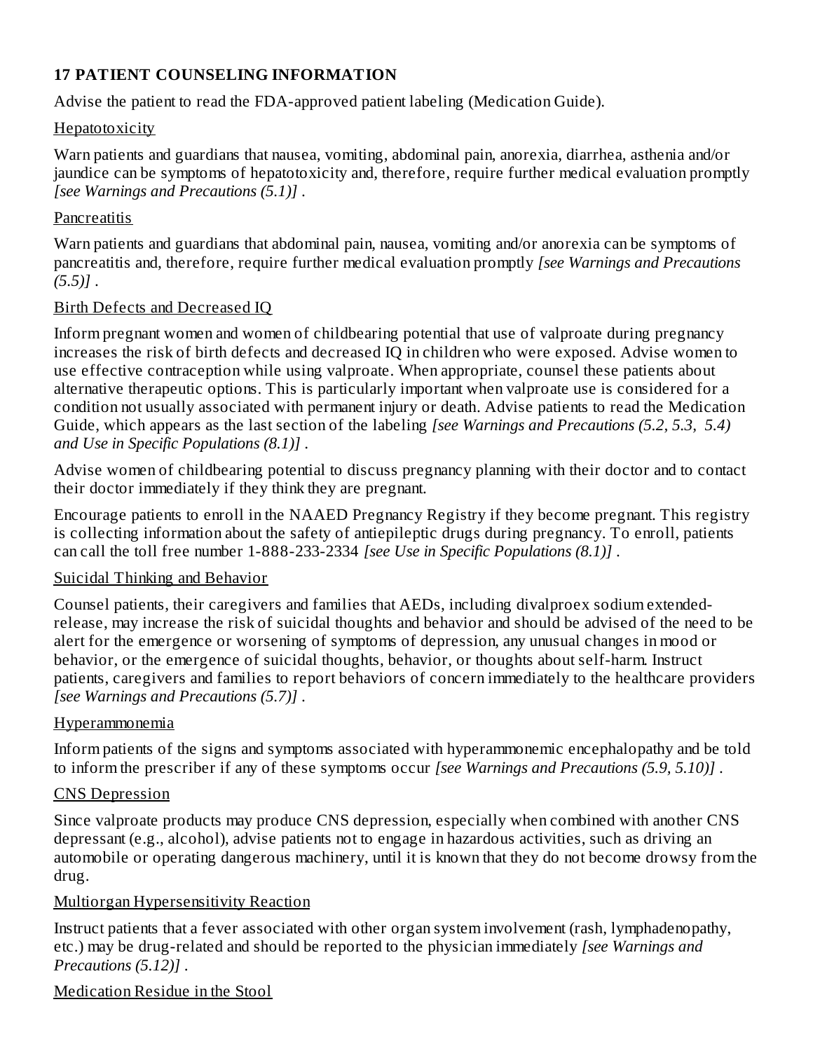## 17 PATIENT COUNSELING INFORMATION

Advise the patient to read the FDA-approved patient labeling (Medication Guide).

Hepatotoxicity

Warn patients and guardians that nausea, vomiting, abdominal pain, anorexia, diarrhea, asthenia and/or jaundice can be symptoms of hepatotoxicity and, therefore, require further medical evaluation promptly *[see Warnings and Precautions (5.1)]* .

Pancreatitis

Warn patients and guardians that abdominal pain, nausea, vomiting and/or anorexia can be symptoms of pancreatitis and, therefore, require further medical evaluation promptly *[see Warnings and Precautions (5.5)]* .

Birth Defects and Decreased IQ

Inform pregnant women and women of childbearing potential that use of valproate during pregnancy increases the risk of birth defects and decreased IQ in children who were exposed. Advise women to use effective contraception while using valproate. When appropriate, counsel these patients about alternative therapeutic options. This is particularly important when valproate use is considered for a condition not usually associated with permanent injury or death. Advise patients to read the Medication Guide, which appears as the last section of the labeling *[see Warnings and Precautions (5.2, 5.3, 5.4) and Use in Specific Populations (8.1)]* .

Advise women of childbearing potential to discuss pregnancy planning with their doctor and to contact their doctor immediately if they think they are pregnant.

Encourage patients to enroll in the NAAED Pregnancy Registry if they become pregnant. This registry is collecting information about the safety of antiepileptic drugs during pregnancy. To enroll, patients can call the toll free number 1-888-233-2334 *[see Use in Specific Populations (8.1)]* .

Suicidal Thinking and Behavior

Counsel patients, their caregivers and families that AEDs, including divalproex sodium extended-release, may increase the risk of suicidal thoughts and behavior and should be advised of the need to be alert for the emergence or worsening of symptoms of depression, any unusual changes in mood or behavior, or the emergence of suicidal thoughts, behavior, or thoughts about self-harm. Instruct patients, caregivers and families to report behaviors of concern immediately to the healthcare providers *[see Warnings and Precautions (5.7)]* .

Hyperammonemia

Inform patients of the signs and symptoms associated with hyperammonemic encephalopathy and be told to inform the prescriber if any of these symptoms occur *[see Warnings and Precautions (5.9, 5.10)]* .

CNS Depression

Since valproate products may produce CNS depression, especially when combined with another CNS depressant (e.g., alcohol), advise patients not to engage in hazardous activities, such as driving an automobile or operating dangerous machinery, until it is known that they do not become drowsy from the drug.

Multiorgan Hypersensitivity Reaction

Instruct patients that a fever associated with other organ system involvement (rash, lymphadenopathy, etc.) may be drug-related and should be reported to the physician immediately *[see Warnings and Precautions (5.12)]* .

Medication Residue in the Stool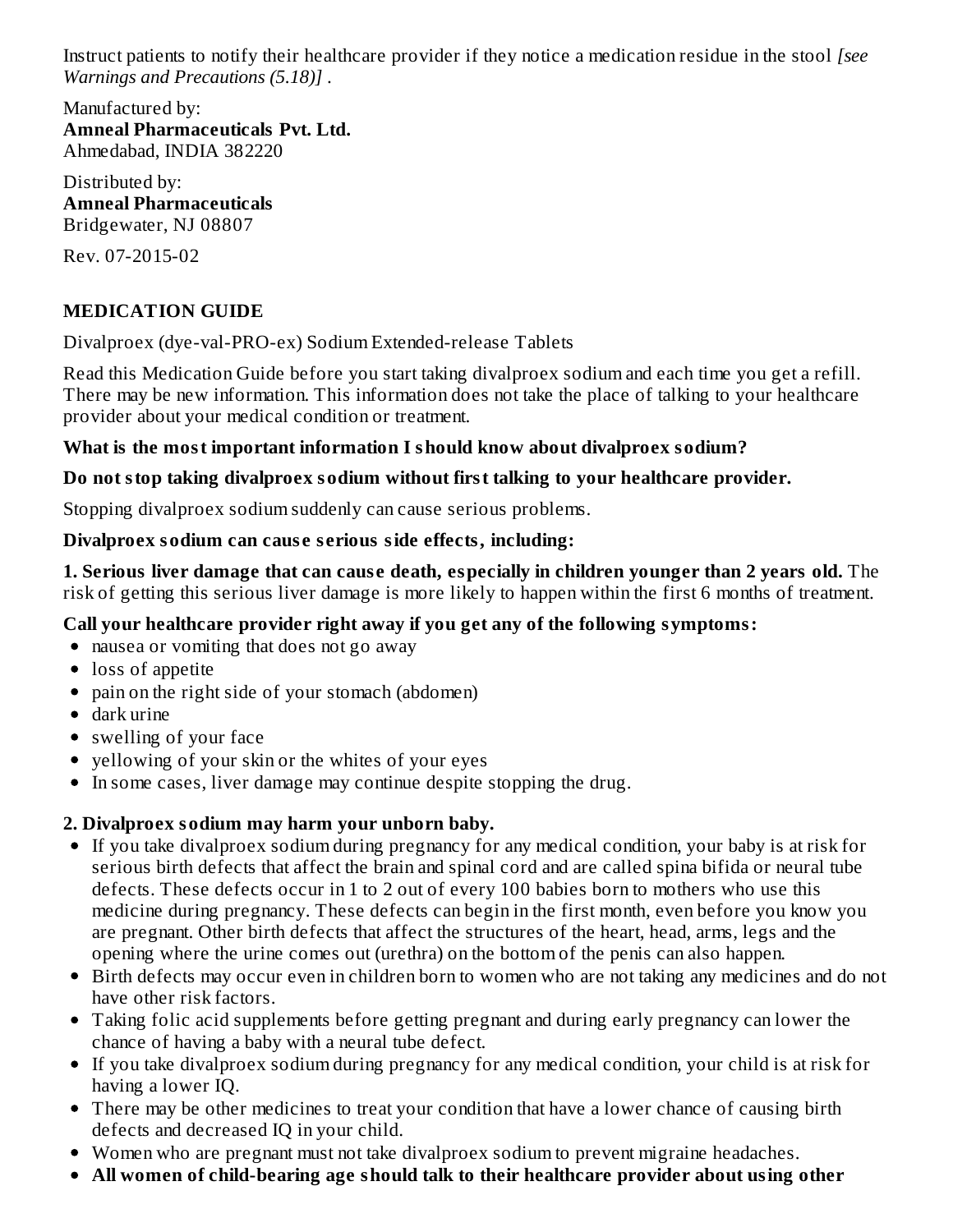Instruct patients to notify their healthcare provider if they notice a medication residue in the stool *[see Warnings and Precautions (5.18)]* .

Manufactured by:
**Amneal Pharmaceuticals Pvt. Ltd.**
Ahmedabad, INDIA 382220

Distributed by:
**Amneal Pharmaceuticals**
Bridgewater, NJ 08807

Rev. 07-2015-02

## MEDICATION GUIDE

Divalproex (dye-val-PRO-ex) Sodium Extended-release Tablets

Read this Medication Guide before you start taking divalproex sodium and each time you get a refill. There may be new information. This information does not take the place of talking to your healthcare provider about your medical condition or treatment.

**What is the most important information I should know about divalproex sodium?**

**Do not stop taking divalproex sodium without first talking to your healthcare provider.**

Stopping divalproex sodium suddenly can cause serious problems.

**Divalproex sodium can cause serious side effects, including:**

**1. Serious liver damage that can cause death, especially in children younger than 2 years old.** The risk of getting this serious liver damage is more likely to happen within the first 6 months of treatment.

**Call your healthcare provider right away if you get any of the following symptoms:**

- nausea or vomiting that does not go away
- loss of appetite
- pain on the right side of your stomach (abdomen)
- dark urine
- swelling of your face
- yellowing of your skin or the whites of your eyes
- In some cases, liver damage may continue despite stopping the drug.

**2. Divalproex sodium may harm your unborn baby.**

- If you take divalproex sodium during pregnancy for any medical condition, your baby is at risk for serious birth defects that affect the brain and spinal cord and are called spina bifida or neural tube defects. These defects occur in 1 to 2 out of every 100 babies born to mothers who use this medicine during pregnancy. These defects can begin in the first month, even before you know you are pregnant. Other birth defects that affect the structures of the heart, head, arms, legs and the opening where the urine comes out (urethra) on the bottom of the penis can also happen.
- Birth defects may occur even in children born to women who are not taking any medicines and do not have other risk factors.
- Taking folic acid supplements before getting pregnant and during early pregnancy can lower the chance of having a baby with a neural tube defect.
- If you take divalproex sodium during pregnancy for any medical condition, your child is at risk for having a lower IQ.
- There may be other medicines to treat your condition that have a lower chance of causing birth defects and decreased IQ in your child.
- Women who are pregnant must not take divalproex sodium to prevent migraine headaches.
- **All women of child-bearing age should talk to their healthcare provider about using other**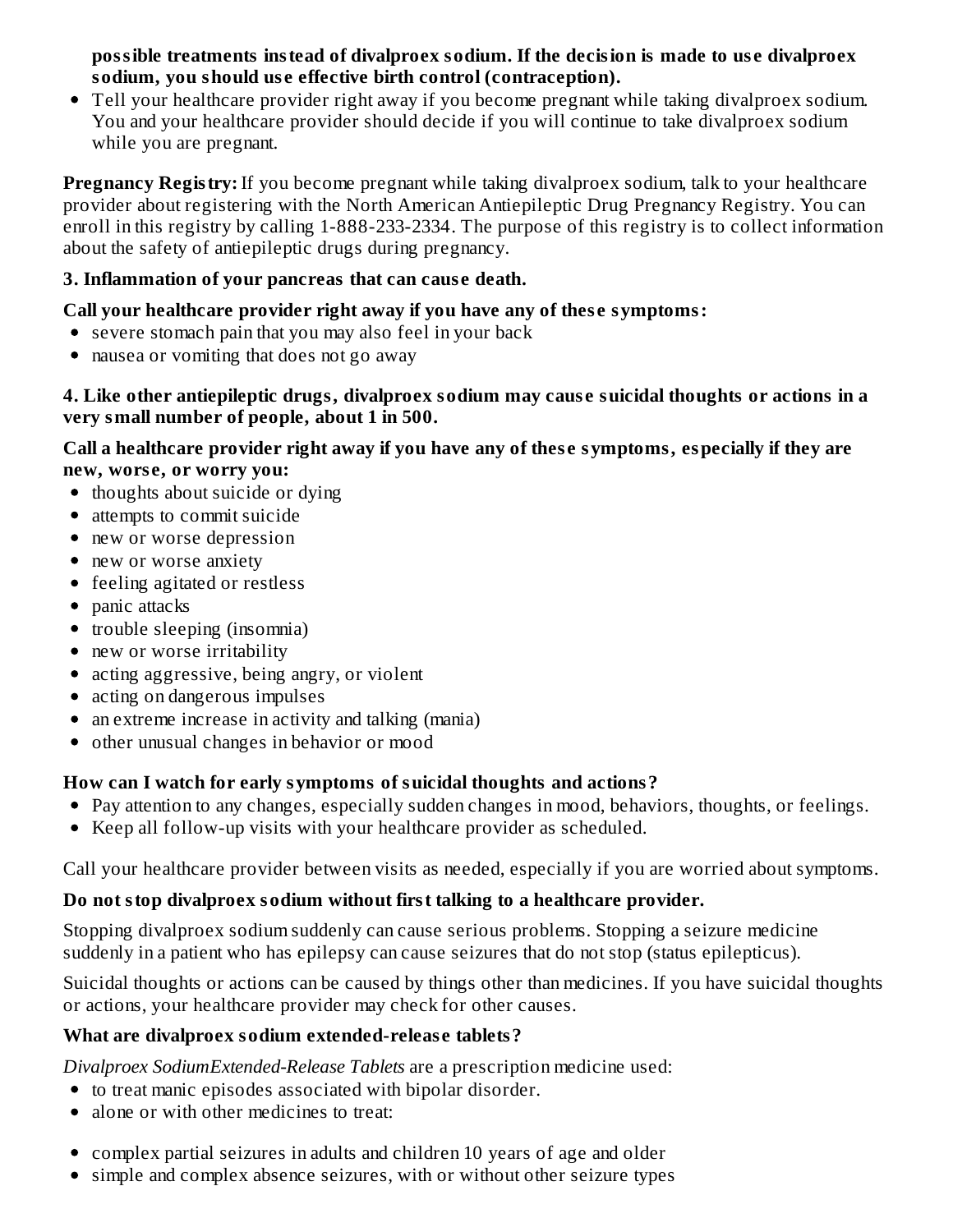**possible treatments instead of divalproex sodium. If the decision is made to use divalproex sodium, you should use effective birth control (contraception).**

- Tell your healthcare provider right away if you become pregnant while taking divalproex sodium. You and your healthcare provider should decide if you will continue to take divalproex sodium while you are pregnant.

**Pregnancy Registry:** If you become pregnant while taking divalproex sodium, talk to your healthcare provider about registering with the North American Antiepileptic Drug Pregnancy Registry. You can enroll in this registry by calling 1-888-233-2334. The purpose of this registry is to collect information about the safety of antiepileptic drugs during pregnancy.

**3. Inflammation of your pancreas that can cause death.**

**Call your healthcare provider right away if you have any of these symptoms:**

- severe stomach pain that you may also feel in your back
- nausea or vomiting that does not go away

**4. Like other antiepileptic drugs, divalproex sodium may cause suicidal thoughts or actions in a very small number of people, about 1 in 500.**

**Call a healthcare provider right away if you have any of these symptoms, especially if they are new, worse, or worry you:**

- thoughts about suicide or dying
- attempts to commit suicide
- new or worse depression
- new or worse anxiety
- feeling agitated or restless
- panic attacks
- trouble sleeping (insomnia)
- new or worse irritability
- acting aggressive, being angry, or violent
- acting on dangerous impulses
- an extreme increase in activity and talking (mania)
- other unusual changes in behavior or mood

**How can I watch for early symptoms of suicidal thoughts and actions?**

- Pay attention to any changes, especially sudden changes in mood, behaviors, thoughts, or feelings.
- Keep all follow-up visits with your healthcare provider as scheduled.

Call your healthcare provider between visits as needed, especially if you are worried about symptoms.

**Do not stop divalproex sodium without first talking to a healthcare provider.**

Stopping divalproex sodium suddenly can cause serious problems. Stopping a seizure medicine suddenly in a patient who has epilepsy can cause seizures that do not stop (status epilepticus).

Suicidal thoughts or actions can be caused by things other than medicines. If you have suicidal thoughts or actions, your healthcare provider may check for other causes.

**What are divalproex sodium extended-release tablets?**

*Divalproex SodiumExtended-Release Tablets* are a prescription medicine used:

- to treat manic episodes associated with bipolar disorder.
- alone or with other medicines to treat:

- complex partial seizures in adults and children 10 years of age and older
- simple and complex absence seizures, with or without other seizure types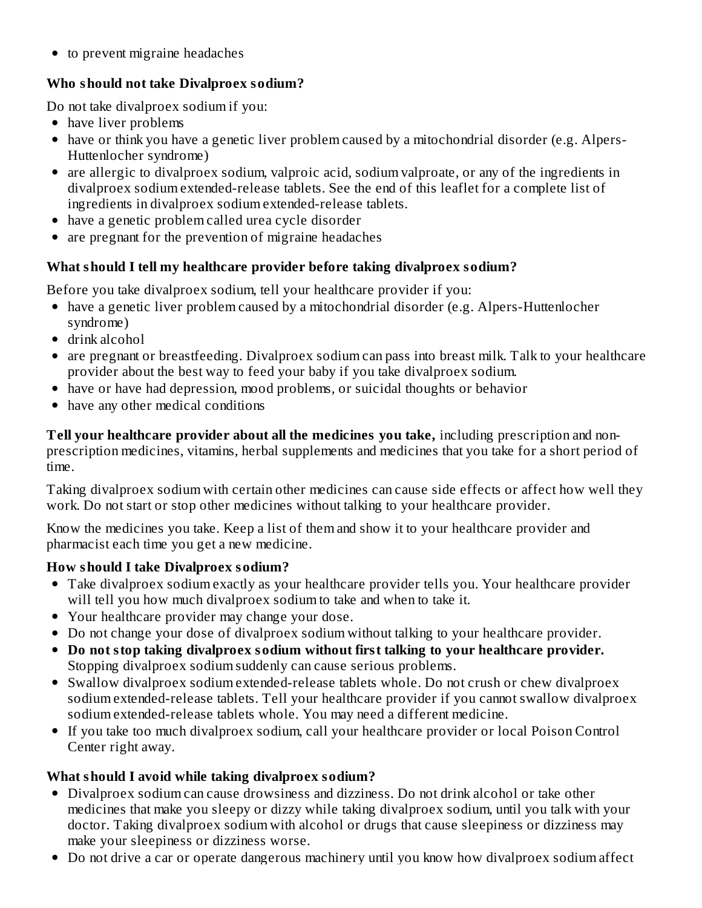- to prevent migraine headaches

**Who should not take Divalproex sodium?**

Do not take divalproex sodium if you:

- have liver problems
- have or think you have a genetic liver problem caused by a mitochondrial disorder (e.g. Alpers-Huttenlocher syndrome)
- are allergic to divalproex sodium, valproic acid, sodium valproate, or any of the ingredients in divalproex sodium extended-release tablets. See the end of this leaflet for a complete list of ingredients in divalproex sodium extended-release tablets.
- have a genetic problem called urea cycle disorder
- are pregnant for the prevention of migraine headaches

**What should I tell my healthcare provider before taking divalproex sodium?**

Before you take divalproex sodium, tell your healthcare provider if you:

- have a genetic liver problem caused by a mitochondrial disorder (e.g. Alpers-Huttenlocher syndrome)
- drink alcohol
- are pregnant or breastfeeding. Divalproex sodium can pass into breast milk. Talk to your healthcare provider about the best way to feed your baby if you take divalproex sodium.
- have or have had depression, mood problems, or suicidal thoughts or behavior
- have any other medical conditions

**Tell your healthcare provider about all the medicines you take,** including prescription and non-prescription medicines, vitamins, herbal supplements and medicines that you take for a short period of time.

Taking divalproex sodium with certain other medicines can cause side effects or affect how well they work. Do not start or stop other medicines without talking to your healthcare provider.

Know the medicines you take. Keep a list of them and show it to your healthcare provider and pharmacist each time you get a new medicine.

**How should I take Divalproex sodium?**

- Take divalproex sodium exactly as your healthcare provider tells you. Your healthcare provider will tell you how much divalproex sodium to take and when to take it.
- Your healthcare provider may change your dose.
- Do not change your dose of divalproex sodium without talking to your healthcare provider.
- **Do not stop taking divalproex sodium without first talking to your healthcare provider.** Stopping divalproex sodium suddenly can cause serious problems.
- Swallow divalproex sodium extended-release tablets whole. Do not crush or chew divalproex sodium extended-release tablets. Tell your healthcare provider if you cannot swallow divalproex sodium extended-release tablets whole. You may need a different medicine.
- If you take too much divalproex sodium, call your healthcare provider or local Poison Control Center right away.

**What should I avoid while taking divalproex sodium?**

- Divalproex sodium can cause drowsiness and dizziness. Do not drink alcohol or take other medicines that make you sleepy or dizzy while taking divalproex sodium, until you talk with your doctor. Taking divalproex sodium with alcohol or drugs that cause sleepiness or dizziness may make your sleepiness or dizziness worse.
- Do not drive a car or operate dangerous machinery until you know how divalproex sodium affect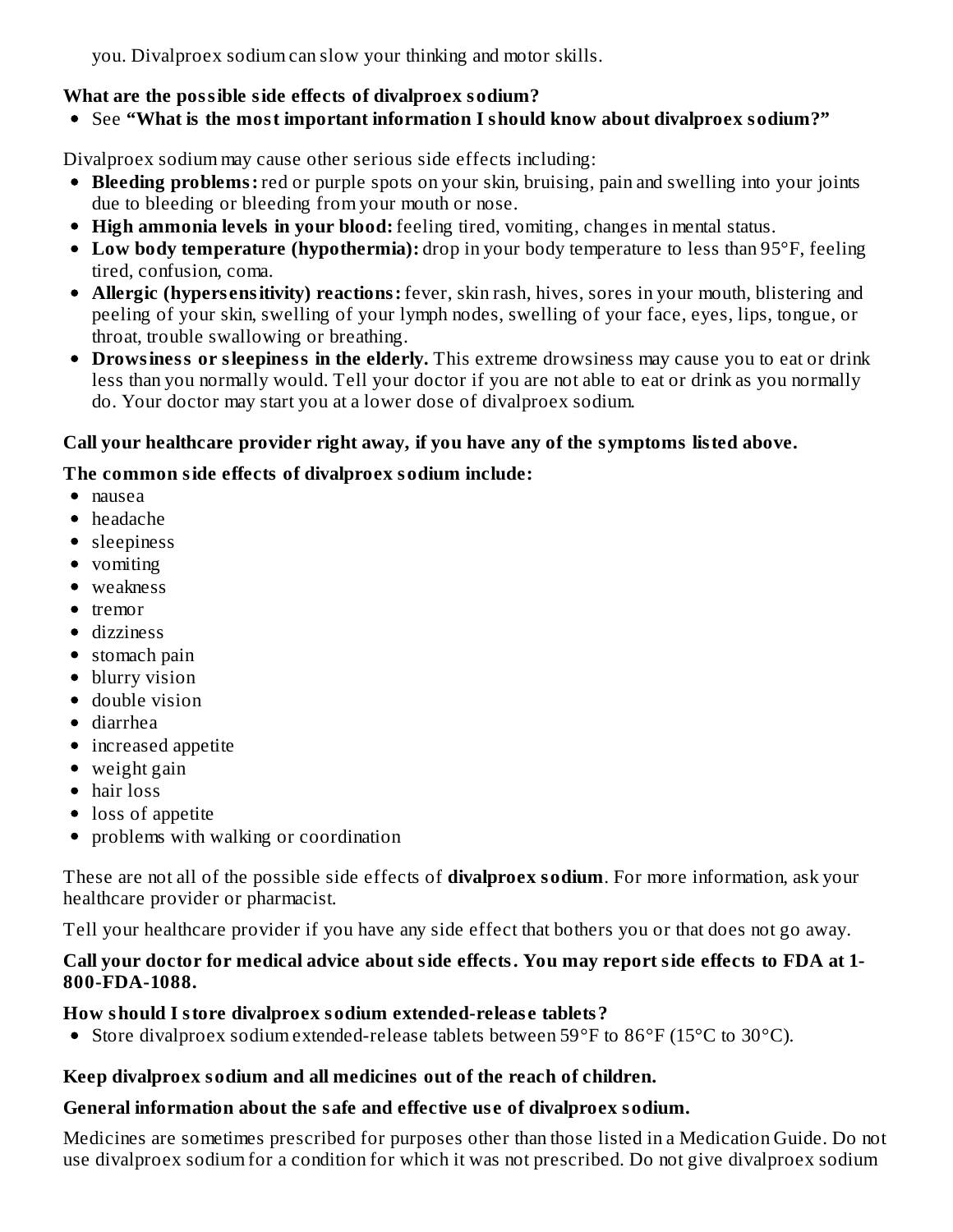you. Divalproex sodium can slow your thinking and motor skills.

**What are the possible side effects of divalproex sodium?**

- See **"What is the most important information I should know about divalproex sodium?"**

Divalproex sodium may cause other serious side effects including:

- **Bleeding problems:** red or purple spots on your skin, bruising, pain and swelling into your joints due to bleeding or bleeding from your mouth or nose.
- **High ammonia levels in your blood:** feeling tired, vomiting, changes in mental status.
- **Low body temperature (hypothermia):** drop in your body temperature to less than 95°F, feeling tired, confusion, coma.
- **Allergic (hypersensitivity) reactions:** fever, skin rash, hives, sores in your mouth, blistering and peeling of your skin, swelling of your lymph nodes, swelling of your face, eyes, lips, tongue, or throat, trouble swallowing or breathing.
- **Drowsiness or sleepiness in the elderly.** This extreme drowsiness may cause you to eat or drink less than you normally would. Tell your doctor if you are not able to eat or drink as you normally do. Your doctor may start you at a lower dose of divalproex sodium.

**Call your healthcare provider right away, if you have any of the symptoms listed above.**

**The common side effects of divalproex sodium include:**

- nausea
- headache
- sleepiness
- vomiting
- weakness
- tremor
- dizziness
- stomach pain
- blurry vision
- double vision
- diarrhea
- increased appetite
- weight gain
- hair loss
- loss of appetite
- problems with walking or coordination

These are not all of the possible side effects of **divalproex sodium**. For more information, ask your healthcare provider or pharmacist.

Tell your healthcare provider if you have any side effect that bothers you or that does not go away.

**Call your doctor for medical advice about side effects. You may report side effects to FDA at 1-800-FDA-1088.**

**How should I store divalproex sodium extended-release tablets?**

- Store divalproex sodium extended-release tablets between 59°F to 86°F (15°C to 30°C).

**Keep divalproex sodium and all medicines out of the reach of children.**

**General information about the safe and effective use of divalproex sodium.**

Medicines are sometimes prescribed for purposes other than those listed in a Medication Guide. Do not use divalproex sodium for a condition for which it was not prescribed. Do not give divalproex sodium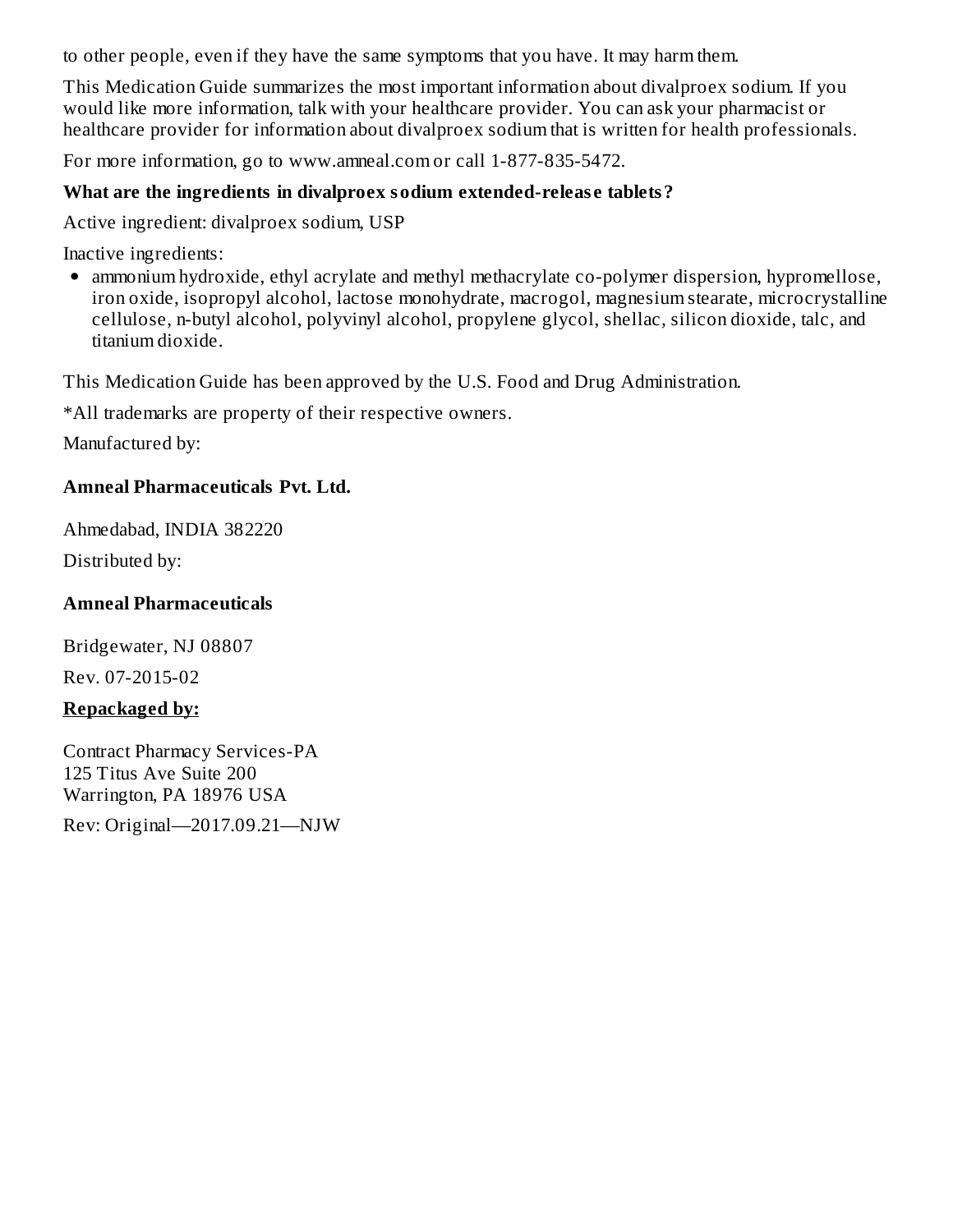to other people, even if they have the same symptoms that you have. It may harm them.

This Medication Guide summarizes the most important information about divalproex sodium. If you would like more information, talk with your healthcare provider. You can ask your pharmacist or healthcare provider for information about divalproex sodium that is written for health professionals.

For more information, go to www.amneal.com or call 1-877-835-5472.

**What are the ingredients in divalproex sodium extended-release tablets?**

Active ingredient: divalproex sodium, USP

Inactive ingredients:

- ammonium hydroxide, ethyl acrylate and methyl methacrylate co-polymer dispersion, hypromellose, iron oxide, isopropyl alcohol, lactose monohydrate, macrogol, magnesium stearate, microcrystalline cellulose, n-butyl alcohol, polyvinyl alcohol, propylene glycol, shellac, silicon dioxide, talc, and titanium dioxide.

This Medication Guide has been approved by the U.S. Food and Drug Administration.

*All trademarks are property of their respective owners.

Manufactured by:

**Amneal Pharmaceuticals Pvt. Ltd.**

Ahmedabad, INDIA 382220

Distributed by:

**Amneal Pharmaceuticals**

Bridgewater, NJ 08807

Rev. 07-2015-02

**Repackaged by:**

Contract Pharmacy Services-PA
125 Titus Ave Suite 200
Warrington, PA 18976 USA

Rev: Original—2017.09.21—NJW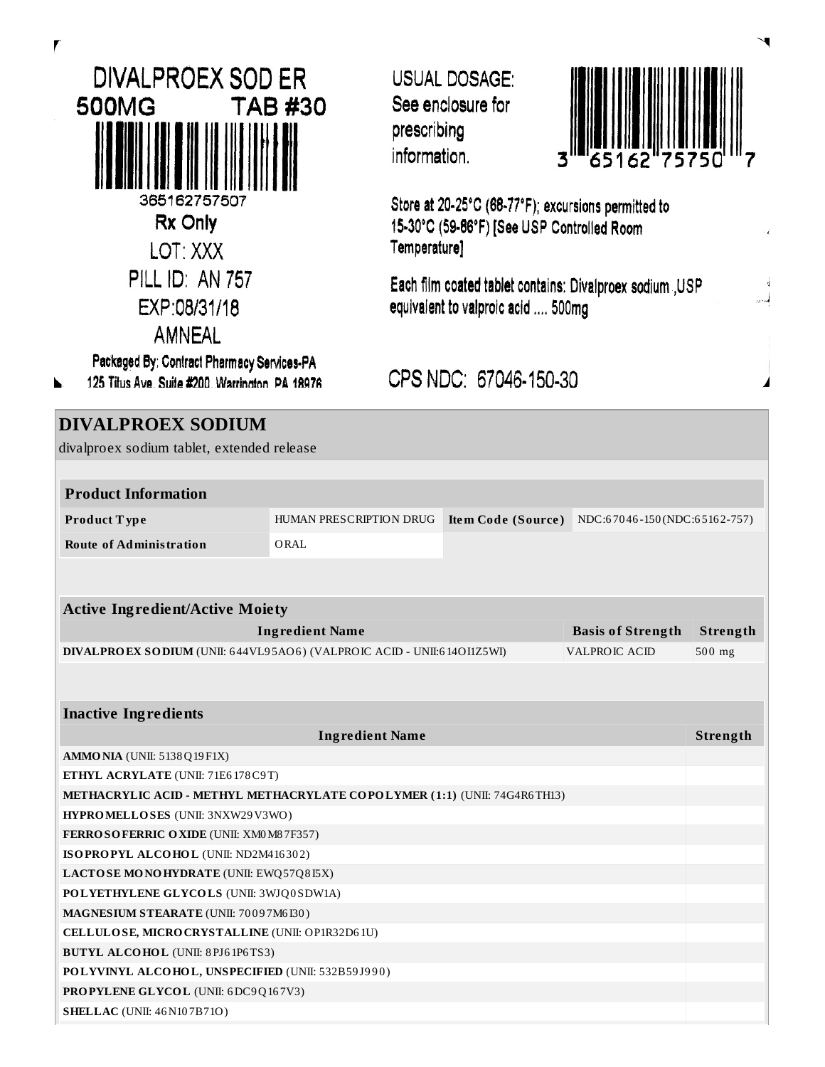DIVALPROEX SOD ER
500MG TAB #30

365162757507

Rx Only

LOT: XXX

PILL ID: AN 757

EXP:08/31/18

AMNEAL

Packaged By: Contract Pharmacy Services-PA
125 Titus Ave. Suite #200, Warrington, PA 18976

USUAL DOSAGE:
See enclosure for prescribing information.

3 65162 75750 7

Store at 20-25°C (68-77°F); excursions permitted to 15-30°C (59-86°F) [See USP Controlled Room Temperature]

Each film coated tablet contains: Divalproex sodium ,USP equivalent to valproic acid .... 500mg

CPS NDC: 67046-150-30

## DIVALPROEX SODIUM

divalproex sodium tablet, extended release

| Product Information | | | |
|---|---|---|---|
| **Product Type** | HUMAN PRESCRIPTION DRUG | **Item Code (Source)** | NDC:67046-150(NDC:65162-757) |
| **Route of Administration** | ORAL | | |

| Active Ingredient/Active Moiety | | |
|---|---|---|
| **Ingredient Name** | **Basis of Strength** | **Strength** |
| **DIVALPROEX SODIUM** (UNII: 644VL95AO6) (VALPROIC ACID - UNII:614OI1Z5WI) | VALPROIC ACID | 500 mg |

| Inactive Ingredients | |
|---|---|
| **Ingredient Name** | **Strength** |
| **AMMONIA** (UNII: 5138Q19F1X) | |
| **ETHYL ACRYLATE** (UNII: 71E6178C9T) | |
| **METHACRYLIC ACID - METHYL METHACRYLATE COPOLYMER (1:1)** (UNII: 74G4R6TH13) | |
| **HYPROMELLOSES** (UNII: 3NXW29V3WO) | |
| **FERROSOFERRIC OXIDE** (UNII: XM0M87F357) | |
| **ISOPROPYL ALCOHOL** (UNII: ND2M416302) | |
| **LACTOSE MONOHYDRATE** (UNII: EWQ57Q8I5X) | |
| **POLYETHYLENE GLYCOLS** (UNII: 3WJQ0SDW1A) | |
| **MAGNESIUM STEARATE** (UNII: 70097M6I30) | |
| **CELLULOSE, MICROCRYSTALLINE** (UNII: OP1R32D61U) | |
| **BUTYL ALCOHOL** (UNII: 8PJ61P6TS3) | |
| **POLYVINYL ALCOHOL, UNSPECIFIED** (UNII: 532B59J990) | |
| **PROPYLENE GLYCOL** (UNII: 6DC9Q167V3) | |
| **SHELLAC** (UNII: 46N107B71O) | |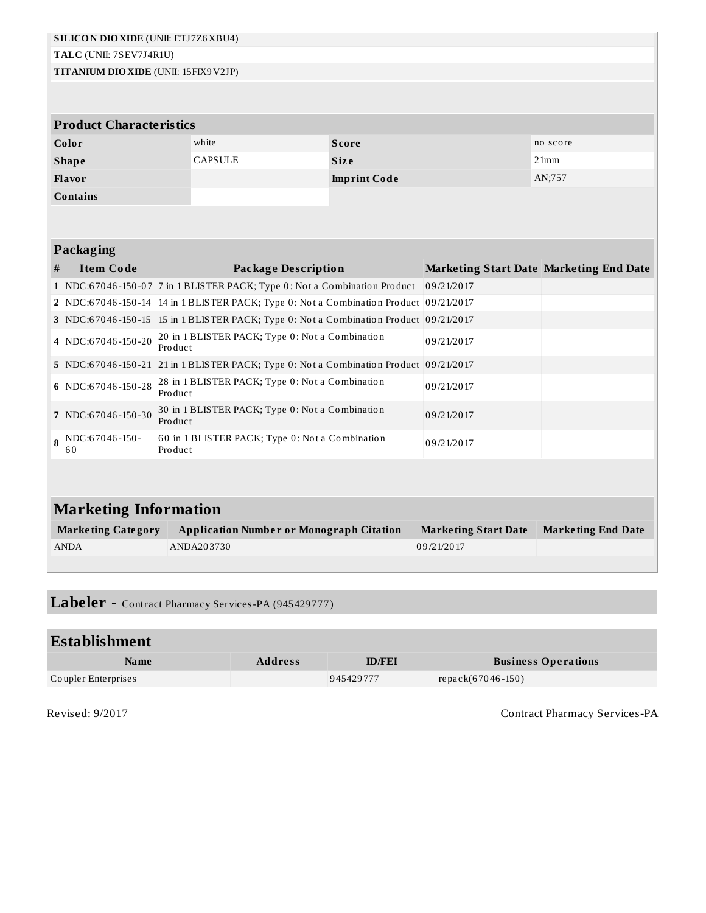| | |
|---|---|
| **SILICON DIOXIDE** (UNII: ETJ7Z6XBU4) | |
| **TALC** (UNII: 7SEV7J4R1U) | |
| **TITANIUM DIOXIDE** (UNII: 15FIX9V2JP) | |

| Product Characteristics | | | |
|---|---|---|---|
| **Color** | white | **Score** | no score |
| **Shape** | CAPSULE | **Size** | 21mm |
| **Flavor** | | **Imprint Code** | AN;757 |
| **Contains** | | | |

**Packaging**

| # | Item Code | Package Description | Marketing Start Date | Marketing End Date |
|---|---|---|---|---|
| 1 | NDC:67046-150-07 | 7 in 1 BLISTER PACK; Type 0: Not a Combination Product | 09/21/2017 | |
| 2 | NDC:67046-150-14 | 14 in 1 BLISTER PACK; Type 0: Not a Combination Product | 09/21/2017 | |
| 3 | NDC:67046-150-15 | 15 in 1 BLISTER PACK; Type 0: Not a Combination Product | 09/21/2017 | |
| 4 | NDC:67046-150-20 | 20 in 1 BLISTER PACK; Type 0: Not a Combination Product | 09/21/2017 | |
| 5 | NDC:67046-150-21 | 21 in 1 BLISTER PACK; Type 0: Not a Combination Product | 09/21/2017 | |
| 6 | NDC:67046-150-28 | 28 in 1 BLISTER PACK; Type 0: Not a Combination Product | 09/21/2017 | |
| 7 | NDC:67046-150-30 | 30 in 1 BLISTER PACK; Type 0: Not a Combination Product | 09/21/2017 | |
| 8 | NDC:67046-150-60 | 60 in 1 BLISTER PACK; Type 0: Not a Combination Product | 09/21/2017 | |

## Marketing Information

| Marketing Category | Application Number or Monograph Citation | Marketing Start Date | Marketing End Date |
|---|---|---|---|
| ANDA | ANDA203730 | 09/21/2017 | |

## Labeler - Contract Pharmacy Services-PA (945429777)

## Establishment

| Name | Address | ID/FEI | Business Operations |
|---|---|---|---|
| Coupler Enterprises | | 945429777 | repack(67046-150) |

Revised: 9/2017

Contract Pharmacy Services-PA